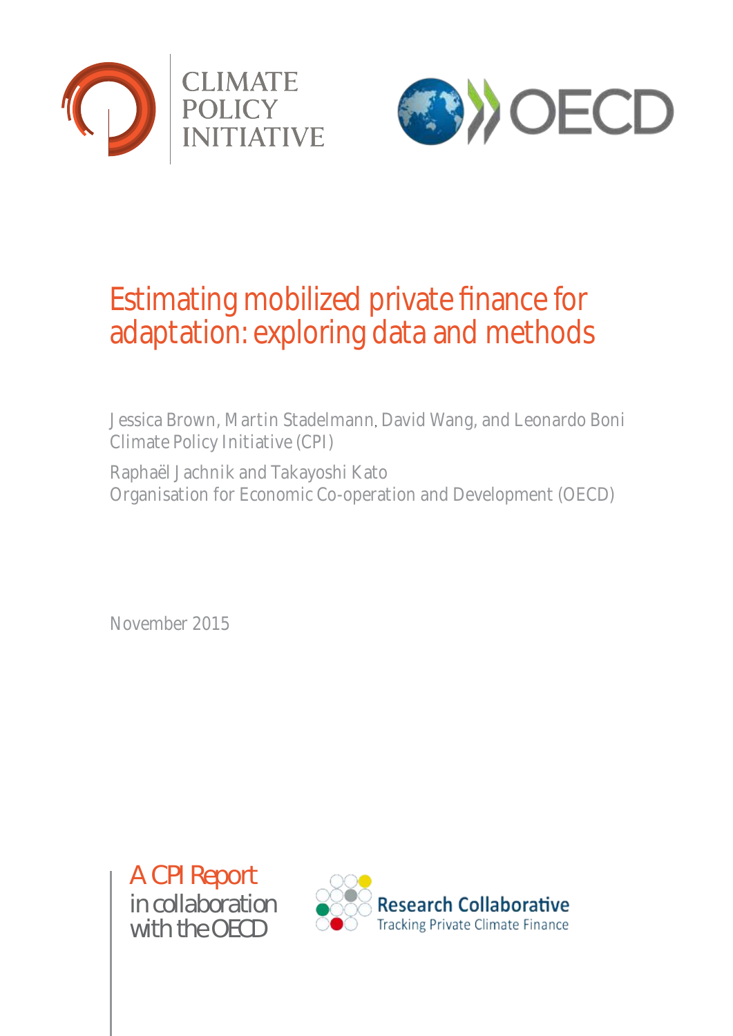CLIMATE POLICY INITIATIVE

OECD

# Estimating mobilized private finance for adaptation: exploring data and methods

Jessica Brown, Martin Stadelmann, David Wang, and Leonardo Boni
Climate Policy Initiative (CPI)

Raphaël Jachnik and Takayoshi Kato
Organisation for Economic Co-operation and Development (OECD)

November 2015

A CPI Report
in collaboration with the OECD

Research Collaborative
Tracking Private Climate Finance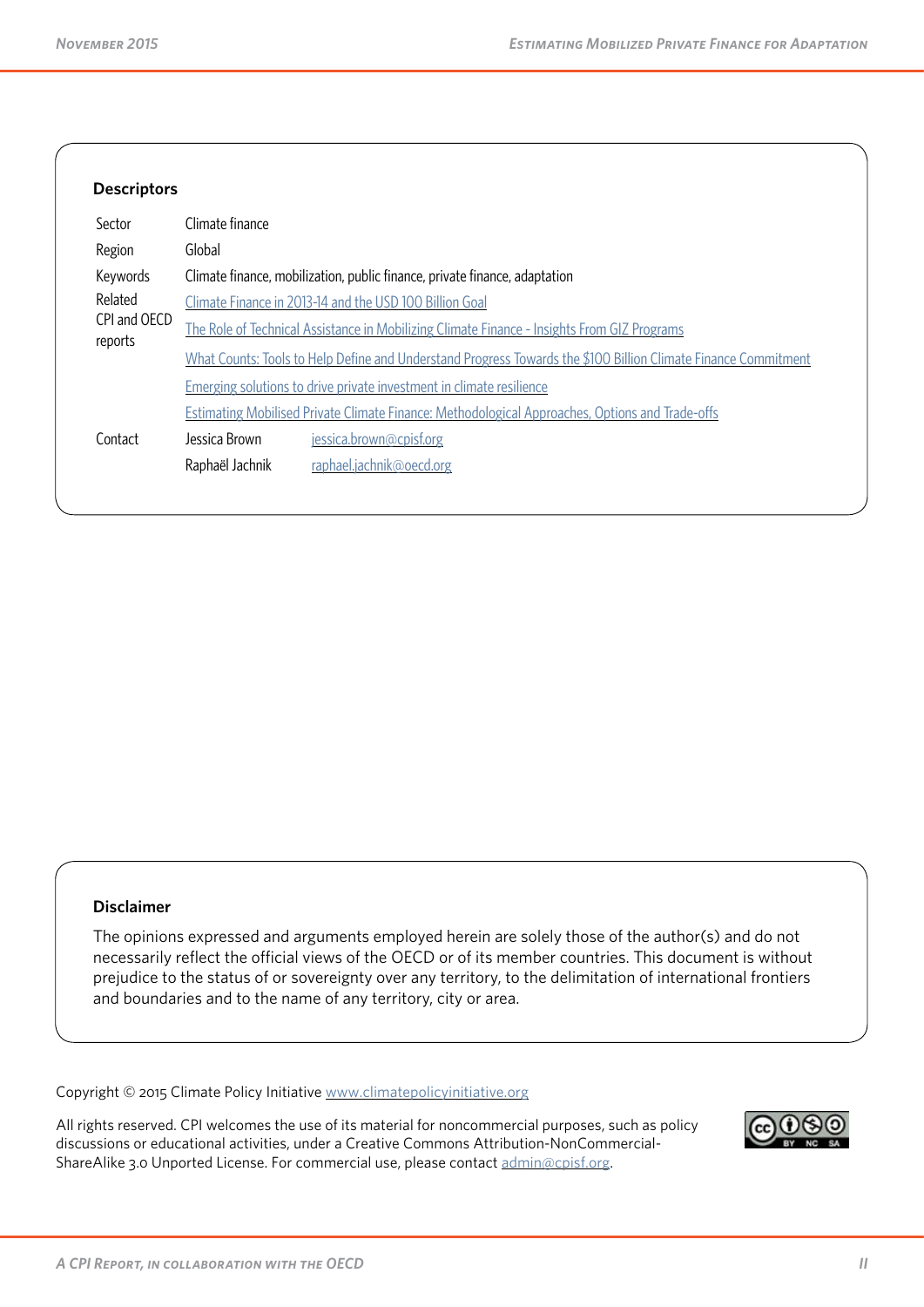## Descriptors

| | |
|---|---|
| Sector | Climate finance |
| Region | Global |
| Keywords | Climate finance, mobilization, public finance, private finance, adaptation |
| Related CPI and OECD reports | [Climate Finance in 2013-14 and the USD 100 Billion Goal](#) |
| | [The Role of Technical Assistance in Mobilizing Climate Finance - Insights From GIZ Programs](#) |
| | [What Counts: Tools to Help Define and Understand Progress Towards the $100 Billion Climate Finance Commitment](#) |
| | [Emerging solutions to drive private investment in climate resilience](#) |
| | [Estimating Mobilised Private Climate Finance: Methodological Approaches, Options and Trade-offs](#) |
| Contact | Jessica Brown jessica.brown@cpisf.org |
| | Raphaël Jachnik raphael.jachnik@oecd.org |

## Disclaimer

The opinions expressed and arguments employed herein are solely those of the author(s) and do not necessarily reflect the official views of the OECD or of its member countries. This document is without prejudice to the status of or sovereignty over any territory, to the delimitation of international frontiers and boundaries and to the name of any territory, city or area.

Copyright © 2015 Climate Policy Initiative www.climatepolicyinitiative.org

All rights reserved. CPI welcomes the use of its material for noncommercial purposes, such as policy discussions or educational activities, under a Creative Commons Attribution-NonCommercial-ShareAlike 3.0 Unported License. For commercial use, please contact admin@cpisf.org.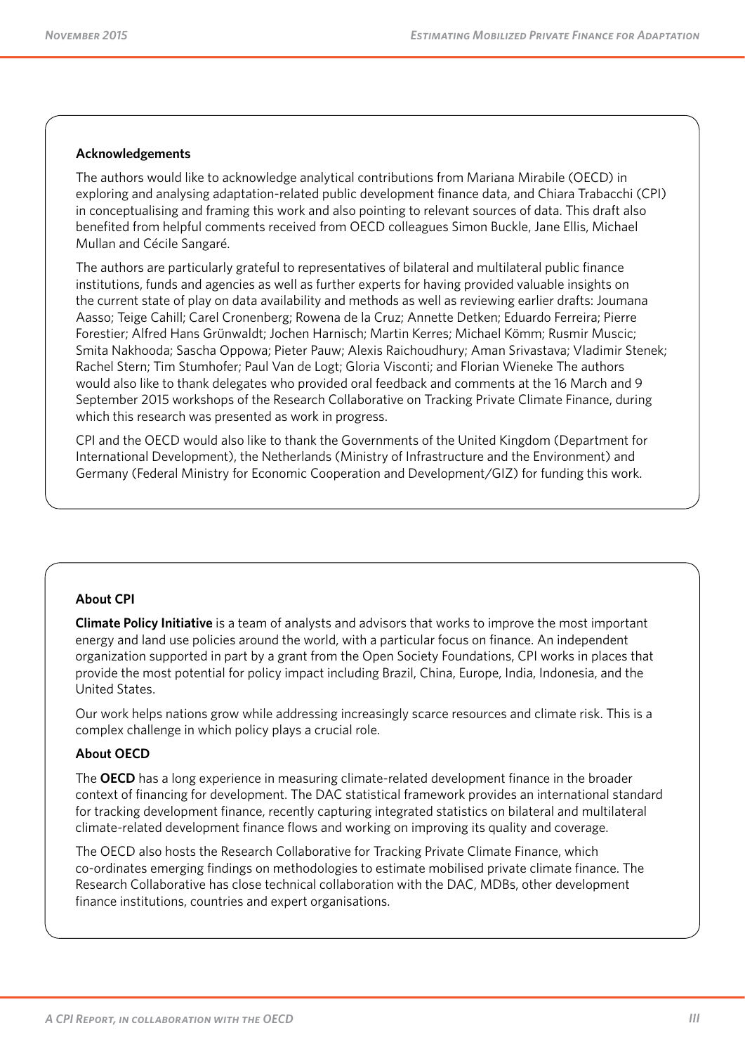## Acknowledgements

The authors would like to acknowledge analytical contributions from Mariana Mirabile (OECD) in exploring and analysing adaptation-related public development finance data, and Chiara Trabacchi (CPI) in conceptualising and framing this work and also pointing to relevant sources of data. This draft also benefited from helpful comments received from OECD colleagues Simon Buckle, Jane Ellis, Michael Mullan and Cécile Sangaré.

The authors are particularly grateful to representatives of bilateral and multilateral public finance institutions, funds and agencies as well as further experts for having provided valuable insights on the current state of play on data availability and methods as well as reviewing earlier drafts: Joumana Aasso; Teige Cahill; Carel Cronenberg; Rowena de la Cruz; Annette Detken; Eduardo Ferreira; Pierre Forestier; Alfred Hans Grünwaldt; Jochen Harnisch; Martin Kerres; Michael Kömm; Rusmir Muscic; Smita Nakhooda; Sascha Oppowa; Pieter Pauw; Alexis Raichoudhury; Aman Srivastava; Vladimir Stenek; Rachel Stern; Tim Stumhofer; Paul Van de Logt; Gloria Visconti; and Florian Wieneke The authors would also like to thank delegates who provided oral feedback and comments at the 16 March and 9 September 2015 workshops of the Research Collaborative on Tracking Private Climate Finance, during which this research was presented as work in progress.

CPI and the OECD would also like to thank the Governments of the United Kingdom (Department for International Development), the Netherlands (Ministry of Infrastructure and the Environment) and Germany (Federal Ministry for Economic Cooperation and Development/GIZ) for funding this work.

## About CPI

**Climate Policy Initiative** is a team of analysts and advisors that works to improve the most important energy and land use policies around the world, with a particular focus on finance. An independent organization supported in part by a grant from the Open Society Foundations, CPI works in places that provide the most potential for policy impact including Brazil, China, Europe, India, Indonesia, and the United States.

Our work helps nations grow while addressing increasingly scarce resources and climate risk. This is a complex challenge in which policy plays a crucial role.

## About OECD

The **OECD** has a long experience in measuring climate-related development finance in the broader context of financing for development. The DAC statistical framework provides an international standard for tracking development finance, recently capturing integrated statistics on bilateral and multilateral climate-related development finance flows and working on improving its quality and coverage.

The OECD also hosts the Research Collaborative for Tracking Private Climate Finance, which co-ordinates emerging findings on methodologies to estimate mobilised private climate finance. The Research Collaborative has close technical collaboration with the DAC, MDBs, other development finance institutions, countries and expert organisations.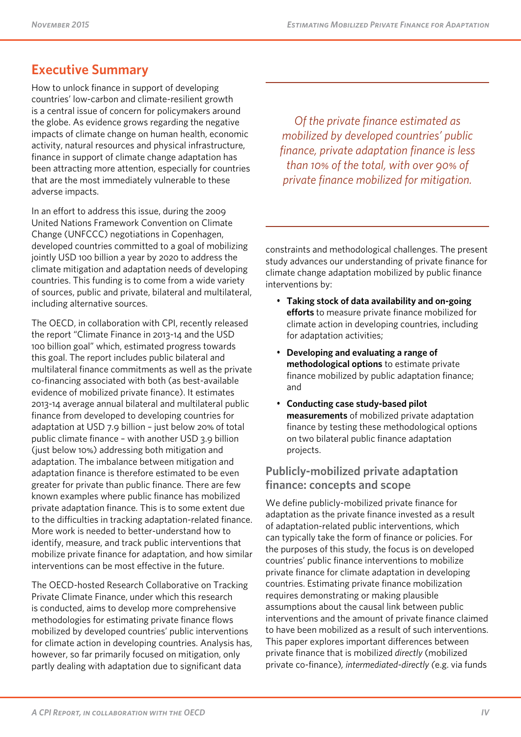## Executive Summary

How to unlock finance in support of developing countries' low-carbon and climate-resilient growth is a central issue of concern for policymakers around the globe. As evidence grows regarding the negative impacts of climate change on human health, economic activity, natural resources and physical infrastructure, finance in support of climate change adaptation has been attracting more attention, especially for countries that are the most immediately vulnerable to these adverse impacts.

In an effort to address this issue, during the 2009 United Nations Framework Convention on Climate Change (UNFCCC) negotiations in Copenhagen, developed countries committed to a goal of mobilizing jointly USD 100 billion a year by 2020 to address the climate mitigation and adaptation needs of developing countries. This funding is to come from a wide variety of sources, public and private, bilateral and multilateral, including alternative sources.

The OECD, in collaboration with CPI, recently released the report "Climate Finance in 2013-14 and the USD 100 billion goal" which, estimated progress towards this goal. The report includes public bilateral and multilateral finance commitments as well as the private co-financing associated with both (as best-available evidence of mobilized private finance). It estimates 2013-14 average annual bilateral and multilateral public finance from developed to developing countries for adaptation at USD 7.9 billion – just below 20% of total public climate finance – with another USD 3.9 billion (just below 10%) addressing both mitigation and adaptation. The imbalance between mitigation and adaptation finance is therefore estimated to be even greater for private than public finance. There are few known examples where public finance has mobilized private adaptation finance. This is to some extent due to the difficulties in tracking adaptation-related finance. More work is needed to better-understand how to identify, measure, and track public interventions that mobilize private finance for adaptation, and how similar interventions can be most effective in the future.

The OECD-hosted Research Collaborative on Tracking Private Climate Finance, under which this research is conducted, aims to develop more comprehensive methodologies for estimating private finance flows mobilized by developed countries' public interventions for climate action in developing countries. Analysis has, however, so far primarily focused on mitigation, only partly dealing with adaptation due to significant data constraints and methodological challenges. The present study advances our understanding of private finance for climate change adaptation mobilized by public finance interventions by:

- **Taking stock of data availability and on-going efforts** to measure private finance mobilized for climate action in developing countries, including for adaptation activities;
- **Developing and evaluating a range of methodological options** to estimate private finance mobilized by public adaptation finance; and
- **Conducting case study-based pilot measurements** of mobilized private adaptation finance by testing these methodological options on two bilateral public finance adaptation projects.

*Of the private finance estimated as mobilized by developed countries' public finance, private adaptation finance is less than 10% of the total, with over 90% of private finance mobilized for mitigation.*

### Publicly-mobilized private adaptation finance: concepts and scope

We define publicly-mobilized private finance for adaptation as the private finance invested as a result of adaptation-related public interventions, which can typically take the form of finance or policies. For the purposes of this study, the focus is on developed countries' public finance interventions to mobilize private finance for climate adaptation in developing countries. Estimating private finance mobilization requires demonstrating or making plausible assumptions about the causal link between public interventions and the amount of private finance claimed to have been mobilized as a result of such interventions. This paper explores important differences between private finance that is mobilized *directly* (mobilized private co-finance), *intermediated-directly* (e.g. via funds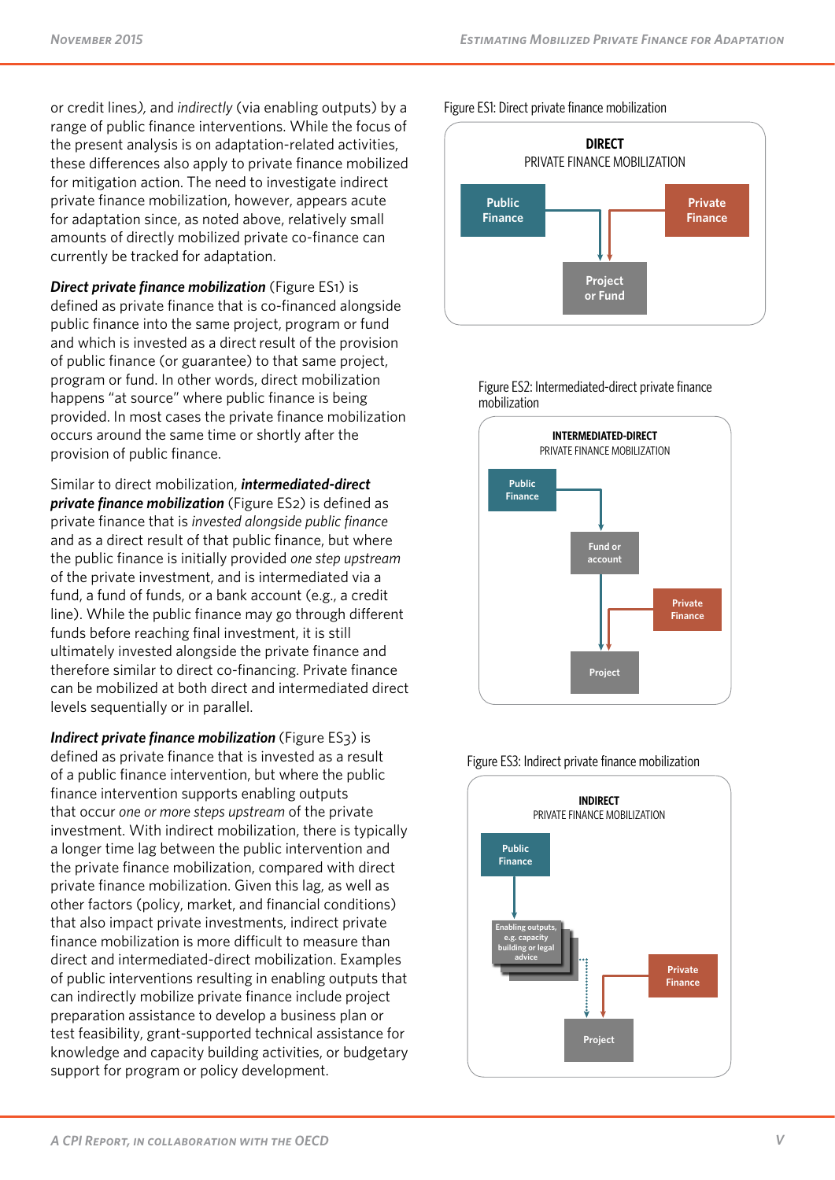or credit lines), and *indirectly* (via enabling outputs) by a range of public finance interventions. While the focus of the present analysis is on adaptation-related activities, these differences also apply to private finance mobilized for mitigation action. The need to investigate indirect private finance mobilization, however, appears acute for adaptation since, as noted above, relatively small amounts of directly mobilized private co-finance can currently be tracked for adaptation.

***Direct private finance mobilization*** (Figure ES1) is defined as private finance that is co-financed alongside public finance into the same project, program or fund and which is invested as a direct result of the provision of public finance (or guarantee) to that same project, program or fund. In other words, direct mobilization happens "at source" where public finance is being provided. In most cases the private finance mobilization occurs around the same time or shortly after the provision of public finance.

Similar to direct mobilization, ***intermediated-direct private finance mobilization*** (Figure ES2) is defined as private finance that is *invested alongside public finance* and as a direct result of that public finance, but where the public finance is initially provided *one step upstream* of the private investment, and is intermediated via a fund, a fund of funds, or a bank account (e.g., a credit line). While the public finance may go through different funds before reaching final investment, it is still ultimately invested alongside the private finance and therefore similar to direct co-financing. Private finance can be mobilized at both direct and intermediated direct levels sequentially or in parallel.

***Indirect private finance mobilization*** (Figure ES3) is defined as private finance that is invested as a result of a public finance intervention, but where the public finance intervention supports enabling outputs that occur *one or more steps upstream* of the private investment. With indirect mobilization, there is typically a longer time lag between the public intervention and the private finance mobilization, compared with direct private finance mobilization. Given this lag, as well as other factors (policy, market, and financial conditions) that also impact private investments, indirect private finance mobilization is more difficult to measure than direct and intermediated-direct mobilization. Examples of public interventions resulting in enabling outputs that can indirectly mobilize private finance include project preparation assistance to develop a business plan or test feasibility, grant-supported technical assistance for knowledge and capacity building activities, or budgetary support for program or policy development.

Figure ES1: Direct private finance mobilization

**DIRECT**
PRIVATE FINANCE MOBILIZATION

Public Finance → Project or Fund ← Private Finance

Figure ES2: Intermediated-direct private finance mobilization

**INTERMEDIATED-DIRECT**
PRIVATE FINANCE MOBILIZATION

Public Finance → Fund or account → Project ← Private Finance

Figure ES3: Indirect private finance mobilization

**INDIRECT**
PRIVATE FINANCE MOBILIZATION

Public Finance → Enabling outputs, e.g. capacity building or legal advice ⇢ Project ← Private Finance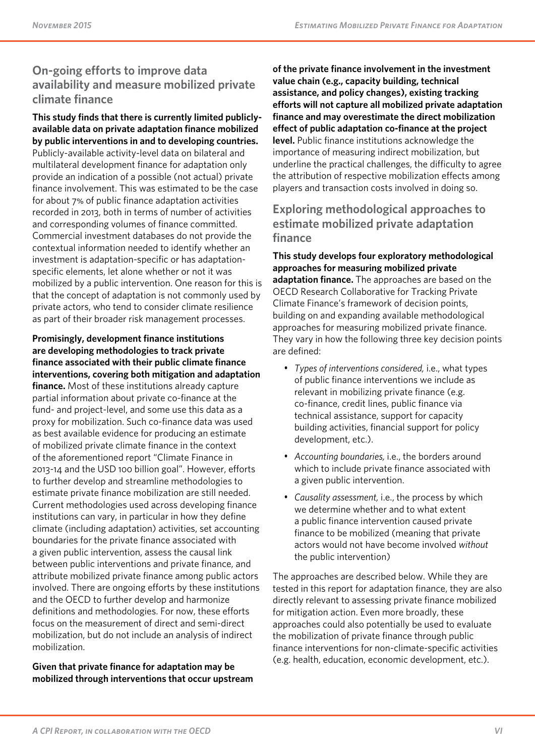## On-going efforts to improve data availability and measure mobilized private climate finance

**This study finds that there is currently limited publicly-available data on private adaptation finance mobilized by public interventions in and to developing countries.** Publicly-available activity-level data on bilateral and multilateral development finance for adaptation only provide an indication of a possible (not actual) private finance involvement. This was estimated to be the case for about 7% of public finance adaptation activities recorded in 2013, both in terms of number of activities and corresponding volumes of finance committed. Commercial investment databases do not provide the contextual information needed to identify whether an investment is adaptation-specific or has adaptation-specific elements, let alone whether or not it was mobilized by a public intervention. One reason for this is that the concept of adaptation is not commonly used by private actors, who tend to consider climate resilience as part of their broader risk management processes.

**Promisingly, development finance institutions are developing methodologies to track private finance associated with their public climate finance interventions, covering both mitigation and adaptation finance.** Most of these institutions already capture partial information about private co-finance at the fund- and project-level, and some use this data as a proxy for mobilization. Such co-finance data was used as best available evidence for producing an estimate of mobilized private climate finance in the context of the aforementioned report "Climate Finance in 2013-14 and the USD 100 billion goal". However, efforts to further develop and streamline methodologies to estimate private finance mobilization are still needed. Current methodologies used across developing finance institutions can vary, in particular in how they define climate (including adaptation) activities, set accounting boundaries for the private finance associated with a given public intervention, assess the causal link between public interventions and private finance, and attribute mobilized private finance among public actors involved. There are ongoing efforts by these institutions and the OECD to further develop and harmonize definitions and methodologies. For now, these efforts focus on the measurement of direct and semi-direct mobilization, but do not include an analysis of indirect mobilization.

**Given that private finance for adaptation may be mobilized through interventions that occur upstream of the private finance involvement in the investment value chain (e.g., capacity building, technical assistance, and policy changes), existing tracking efforts will not capture all mobilized private adaptation finance and may overestimate the direct mobilization effect of public adaptation co-finance at the project level.** Public finance institutions acknowledge the importance of measuring indirect mobilization, but underline the practical challenges, the difficulty to agree the attribution of respective mobilization effects among players and transaction costs involved in doing so.

## Exploring methodological approaches to estimate mobilized private adaptation finance

**This study develops four exploratory methodological approaches for measuring mobilized private adaptation finance.** The approaches are based on the OECD Research Collaborative for Tracking Private Climate Finance's framework of decision points, building on and expanding available methodological approaches for measuring mobilized private finance. They vary in how the following three key decision points are defined:

- *Types of interventions considered,* i.e., what types of public finance interventions we include as relevant in mobilizing private finance (e.g. co-finance, credit lines, public finance via technical assistance, support for capacity building activities, financial support for policy development, etc.).
- *Accounting boundaries,* i.e., the borders around which to include private finance associated with a given public intervention.
- *Causality assessment,* i.e., the process by which we determine whether and to what extent a public finance intervention caused private finance to be mobilized (meaning that private actors would not have become involved *without* the public intervention)

The approaches are described below. While they are tested in this report for adaptation finance, they are also directly relevant to assessing private finance mobilized for mitigation action. Even more broadly, these approaches could also potentially be used to evaluate the mobilization of private finance through public finance interventions for non-climate-specific activities (e.g. health, education, economic development, etc.).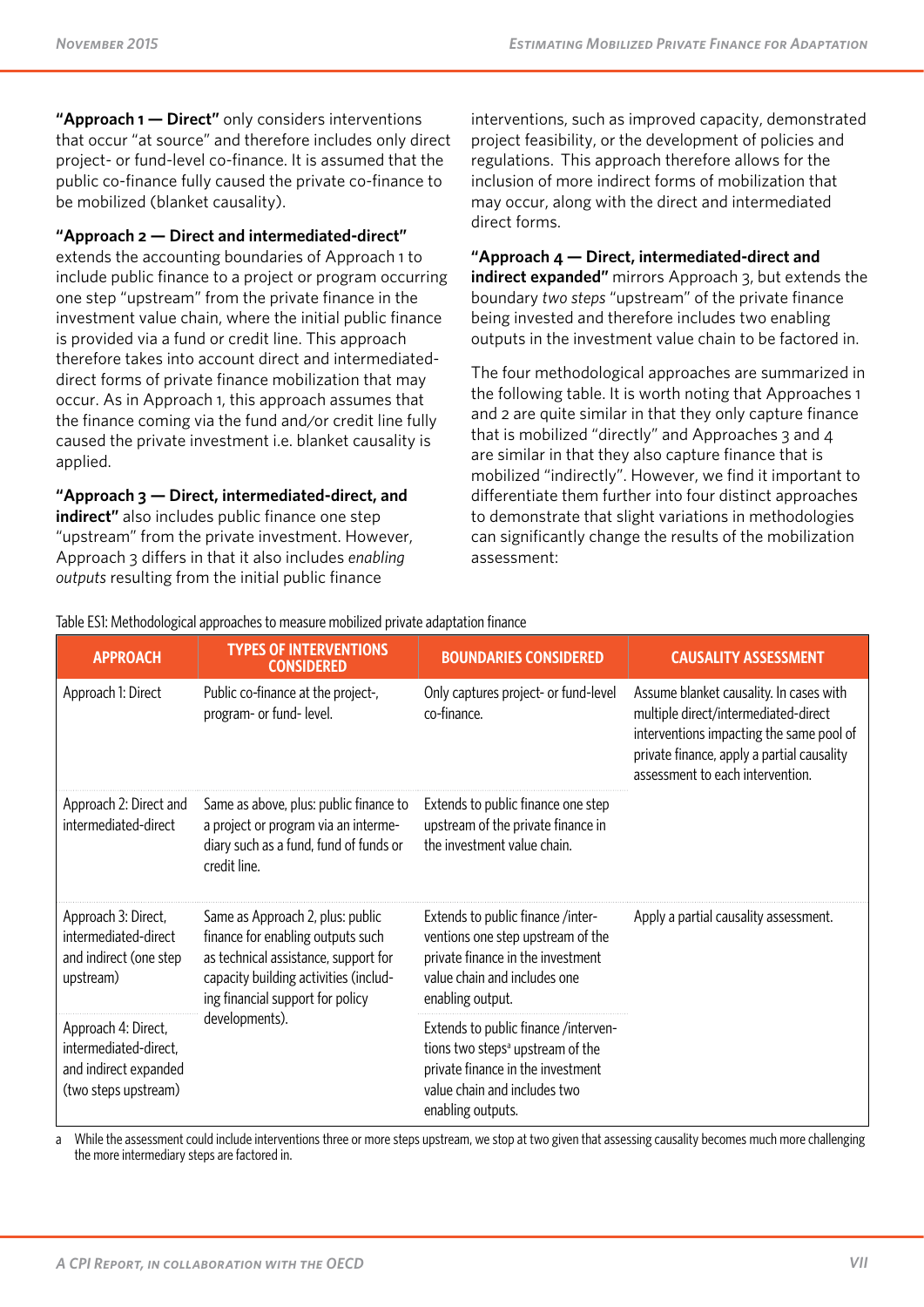**"Approach 1 — Direct"** only considers interventions that occur "at source" and therefore includes only direct project- or fund-level co-finance. It is assumed that the public co-finance fully caused the private co-finance to be mobilized (blanket causality).

**"Approach 2 — Direct and intermediated-direct"** extends the accounting boundaries of Approach 1 to include public finance to a project or program occurring one step "upstream" from the private finance in the investment value chain, where the initial public finance is provided via a fund or credit line. This approach therefore takes into account direct and intermediated-direct forms of private finance mobilization that may occur. As in Approach 1, this approach assumes that the finance coming via the fund and/or credit line fully caused the private investment i.e. blanket causality is applied.

**"Approach 3 — Direct, intermediated-direct, and indirect"** also includes public finance one step "upstream" from the private investment. However, Approach 3 differs in that it also includes *enabling outputs* resulting from the initial public finance interventions, such as improved capacity, demonstrated project feasibility, or the development of policies and regulations. This approach therefore allows for the inclusion of more indirect forms of mobilization that may occur, along with the direct and intermediated direct forms.

**"Approach 4 — Direct, intermediated-direct and indirect expanded"** mirrors Approach 3, but extends the boundary *two steps* "upstream" of the private finance being invested and therefore includes two enabling outputs in the investment value chain to be factored in.

The four methodological approaches are summarized in the following table. It is worth noting that Approaches 1 and 2 are quite similar in that they only capture finance that is mobilized "directly" and Approaches 3 and 4 are similar in that they also capture finance that is mobilized "indirectly". However, we find it important to differentiate them further into four distinct approaches to demonstrate that slight variations in methodologies can significantly change the results of the mobilization assessment:

Table ES1: Methodological approaches to measure mobilized private adaptation finance

| APPROACH | TYPES OF INTERVENTIONS CONSIDERED | BOUNDARIES CONSIDERED | CAUSALITY ASSESSMENT |
|---|---|---|---|
| Approach 1: Direct | Public co-finance at the project-, program- or fund- level. | Only captures project- or fund-level co-finance. | Assume blanket causality. In cases with multiple direct/intermediated-direct interventions impacting the same pool of private finance, apply a partial causality assessment to each intervention. |
| Approach 2: Direct and intermediated-direct | Same as above, plus: public finance to a project or program via an intermediary such as a fund, fund of funds or credit line. | Extends to public finance one step upstream of the private finance in the investment value chain. | |
| Approach 3: Direct, intermediated-direct and indirect (one step upstream) | Same as Approach 2, plus: public finance for enabling outputs such as technical assistance, support for capacity building activities (including financial support for policy developments). | Extends to public finance /interventions one step upstream of the private finance in the investment value chain and includes one enabling output. | Apply a partial causality assessment. |
| Approach 4: Direct, intermediated-direct, and indirect expanded (two steps upstream) | | Extends to public finance /interventions two steps[a] upstream of the private finance in the investment value chain and includes two enabling outputs. | |

a While the assessment could include interventions three or more steps upstream, we stop at two given that assessing causality becomes much more challenging the more intermediary steps are factored in.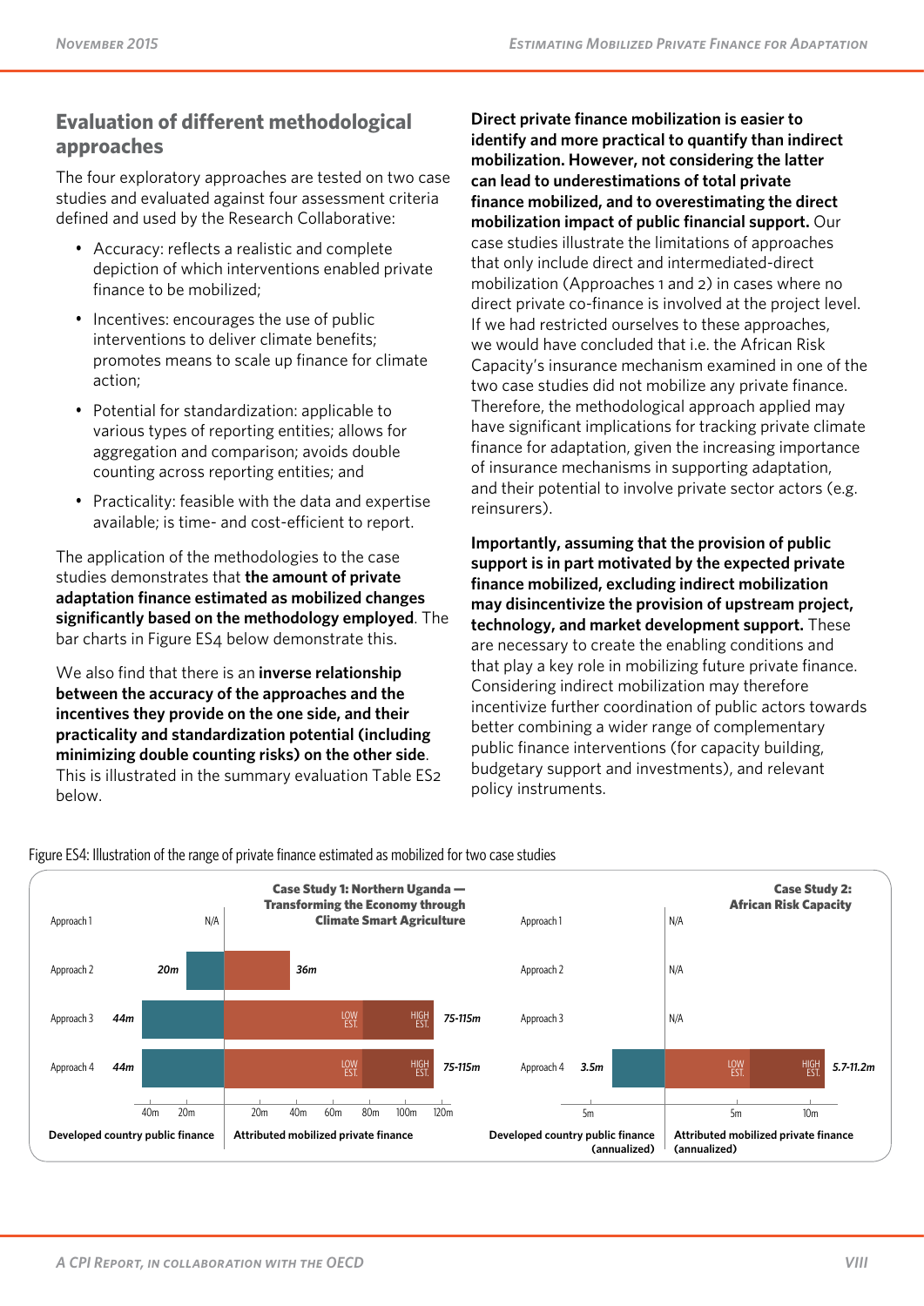## Evaluation of different methodological approaches

The four exploratory approaches are tested on two case studies and evaluated against four assessment criteria defined and used by the Research Collaborative:

- Accuracy: reflects a realistic and complete depiction of which interventions enabled private finance to be mobilized;
- Incentives: encourages the use of public interventions to deliver climate benefits; promotes means to scale up finance for climate action;
- Potential for standardization: applicable to various types of reporting entities; allows for aggregation and comparison; avoids double counting across reporting entities; and
- Practicality: feasible with the data and expertise available; is time- and cost-efficient to report.

The application of the methodologies to the case studies demonstrates that **the amount of private adaptation finance estimated as mobilized changes significantly based on the methodology employed**. The bar charts in Figure ES4 below demonstrate this.

We also find that there is an **inverse relationship between the accuracy of the approaches and the incentives they provide on the one side, and their practicality and standardization potential (including minimizing double counting risks) on the other side**. This is illustrated in the summary evaluation Table ES2 below.

**Direct private finance mobilization is easier to identify and more practical to quantify than indirect mobilization. However, not considering the latter can lead to underestimations of total private finance mobilized, and to overestimating the direct mobilization impact of public financial support.** Our case studies illustrate the limitations of approaches that only include direct and intermediated-direct mobilization (Approaches 1 and 2) in cases where no direct private co-finance is involved at the project level. If we had restricted ourselves to these approaches, we would have concluded that i.e. the African Risk Capacity's insurance mechanism examined in one of the two case studies did not mobilize any private finance. Therefore, the methodological approach applied may have significant implications for tracking private climate finance for adaptation, given the increasing importance of insurance mechanisms in supporting adaptation, and their potential to involve private sector actors (e.g. reinsurers).

**Importantly, assuming that the provision of public support is in part motivated by the expected private finance mobilized, excluding indirect mobilization may disincentivize the provision of upstream project, technology, and market development support.** These are necessary to create the enabling conditions and that play a key role in mobilizing future private finance. Considering indirect mobilization may therefore incentivize further coordination of public actors towards better combining a wider range of complementary public finance interventions (for capacity building, budgetary support and investments), and relevant policy instruments.

Figure ES4: Illustration of the range of private finance estimated as mobilized for two case studies

**Case Study 1: Northern Uganda — Transforming the Economy through Climate Smart Agriculture**

| | Developed country public finance | Attributed mobilized private finance |
|---|---|---|
| Approach 1 | N/A | |
| Approach 2 | 20m | 36m |
| Approach 3 | 44m | 75-115m (Low est. – High est.) |
| Approach 4 | 44m | 75-115m (Low est. – High est.) |

**Case Study 2: African Risk Capacity**

| | Developed country public finance (annualized) | Attributed mobilized private finance (annualized) |
|---|---|---|
| Approach 1 | | N/A |
| Approach 2 | | N/A |
| Approach 3 | | N/A |
| Approach 4 | 3.5m | 5.7-11.2m (Low est. – High est.) |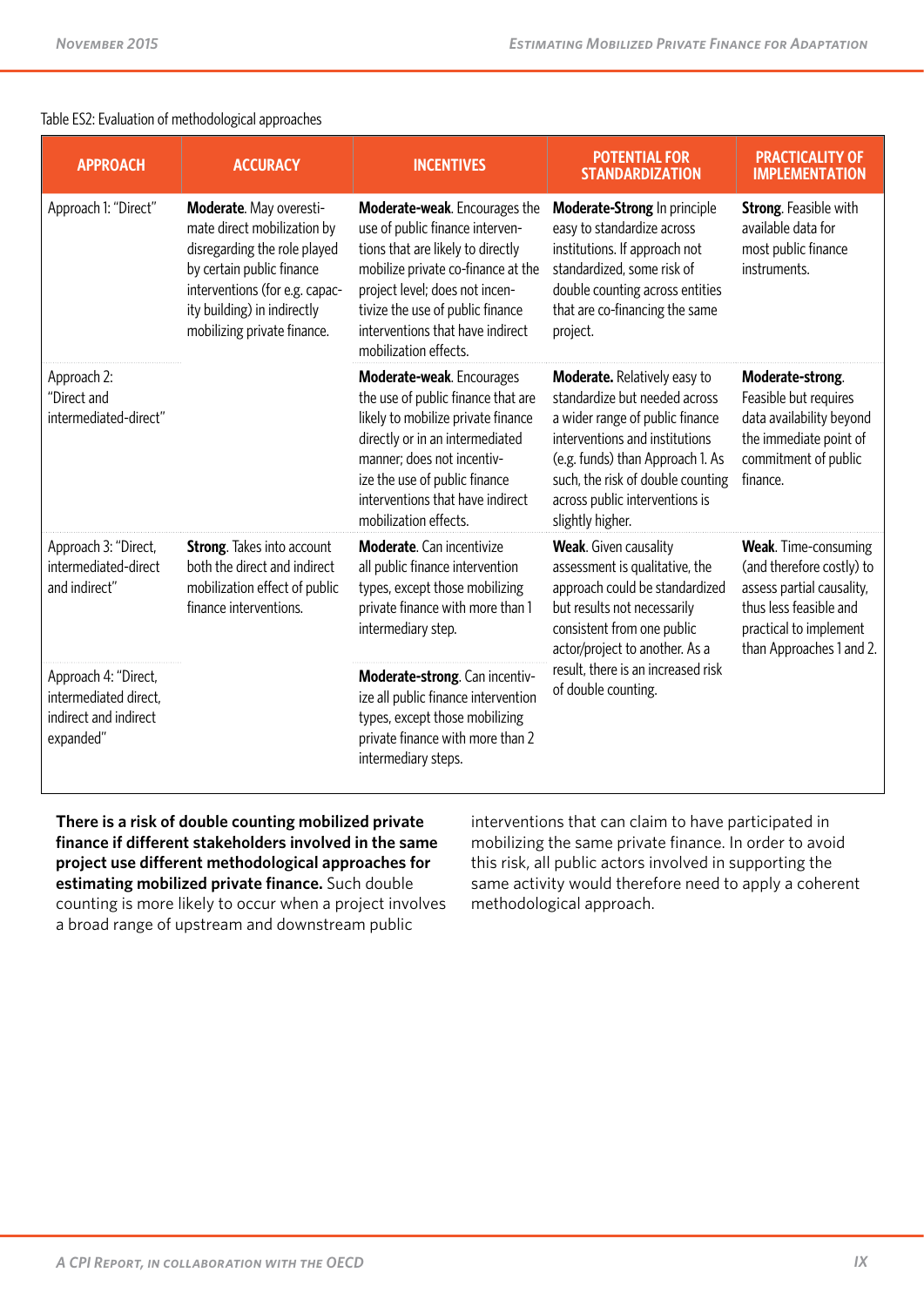Table ES2: Evaluation of methodological approaches

| APPROACH | ACCURACY | INCENTIVES | POTENTIAL FOR STANDARDIZATION | PRACTICALITY OF IMPLEMENTATION |
|---|---|---|---|---|
| Approach 1: "Direct" | **Moderate**. May overestimate direct mobilization by disregarding the role played by certain public finance interventions (for e.g. capacity building) in indirectly mobilizing private finance. | **Moderate-weak**. Encourages the use of public finance interventions that are likely to directly mobilize private co-finance at the project level; does not incentivize the use of public finance interventions that have indirect mobilization effects. | **Moderate-Strong** In principle easy to standardize across institutions. If approach not standardized, some risk of double counting across entities that are co-financing the same project. | **Strong**. Feasible with available data for most public finance instruments. |
| Approach 2: "Direct and intermediated-direct" | | **Moderate-weak**. Encourages the use of public finance that are likely to mobilize private finance directly or in an intermediated manner; does not incentivize the use of public finance interventions that have indirect mobilization effects. | **Moderate.** Relatively easy to standardize but needed across a wider range of public finance interventions and institutions (e.g. funds) than Approach 1. As such, the risk of double counting across public interventions is slightly higher. | **Moderate-strong**. Feasible but requires data availability beyond the immediate point of commitment of public finance. |
| Approach 3: "Direct, intermediated-direct and indirect" | **Strong**. Takes into account both the direct and indirect mobilization effect of public finance interventions. | **Moderate**. Can incentivize all public finance intervention types, except those mobilizing private finance with more than 1 intermediary step. | **Weak**. Given causality assessment is qualitative, the approach could be standardized but results not necessarily consistent from one public actor/project to another. As a result, there is an increased risk of double counting. | **Weak**. Time-consuming (and therefore costly) to assess partial causality, thus less feasible and practical to implement than Approaches 1 and 2. |
| Approach 4: "Direct, intermediated direct, indirect and indirect expanded" | | **Moderate-strong**. Can incentivize all public finance intervention types, except those mobilizing private finance with more than 2 intermediary steps. | | |

**There is a risk of double counting mobilized private finance if different stakeholders involved in the same project use different methodological approaches for estimating mobilized private finance.** Such double counting is more likely to occur when a project involves a broad range of upstream and downstream public interventions that can claim to have participated in mobilizing the same private finance. In order to avoid this risk, all public actors involved in supporting the same activity would therefore need to apply a coherent methodological approach.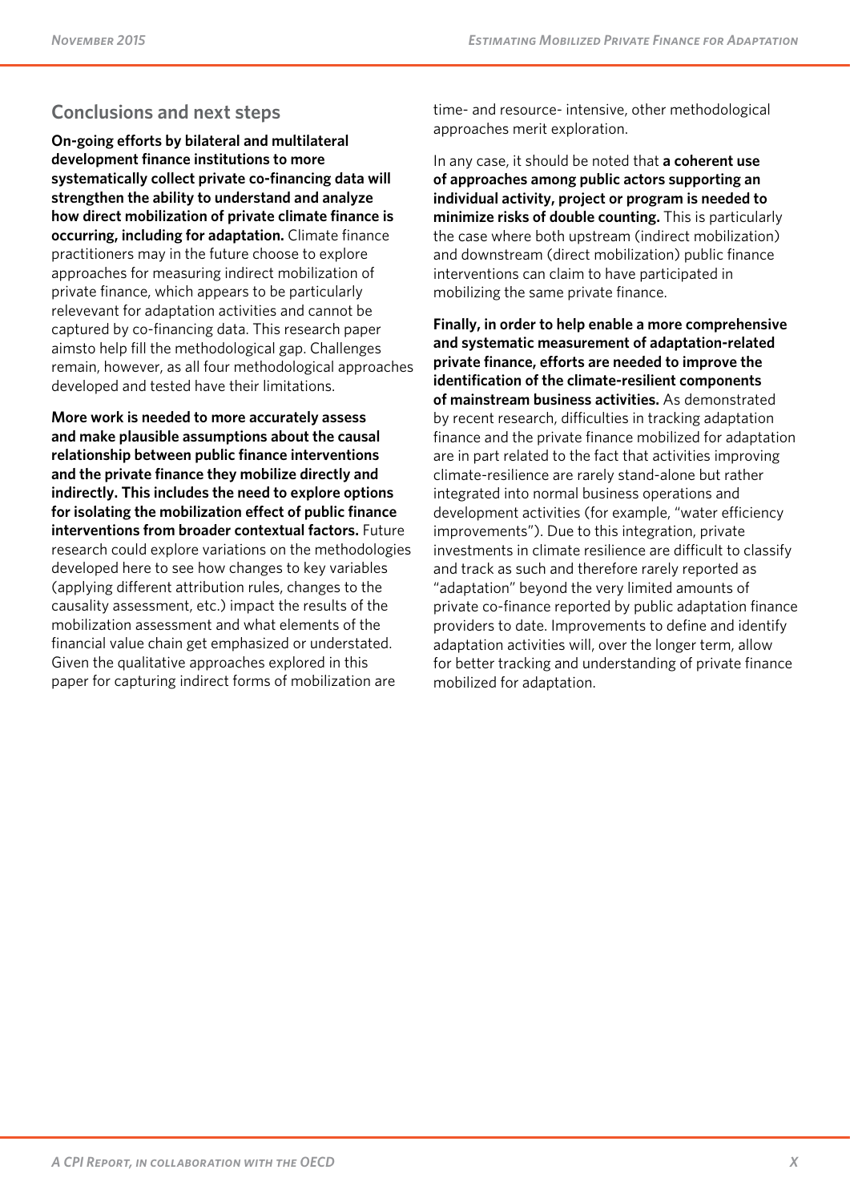## Conclusions and next steps

**On-going efforts by bilateral and multilateral development finance institutions to more systematically collect private co-financing data will strengthen the ability to understand and analyze how direct mobilization of private climate finance is occurring, including for adaptation.** Climate finance practitioners may in the future choose to explore approaches for measuring indirect mobilization of private finance, which appears to be particularly relevevant for adaptation activities and cannot be captured by co-financing data. This research paper aimsto help fill the methodological gap. Challenges remain, however, as all four methodological approaches developed and tested have their limitations.

**More work is needed to more accurately assess and make plausible assumptions about the causal relationship between public finance interventions and the private finance they mobilize directly and indirectly. This includes the need to explore options for isolating the mobilization effect of public finance interventions from broader contextual factors.** Future research could explore variations on the methodologies developed here to see how changes to key variables (applying different attribution rules, changes to the causality assessment, etc.) impact the results of the mobilization assessment and what elements of the financial value chain get emphasized or understated. Given the qualitative approaches explored in this paper for capturing indirect forms of mobilization are time- and resource- intensive, other methodological approaches merit exploration.

In any case, it should be noted that **a coherent use of approaches among public actors supporting an individual activity, project or program is needed to minimize risks of double counting.** This is particularly the case where both upstream (indirect mobilization) and downstream (direct mobilization) public finance interventions can claim to have participated in mobilizing the same private finance.

**Finally, in order to help enable a more comprehensive and systematic measurement of adaptation-related private finance, efforts are needed to improve the identification of the climate-resilient components of mainstream business activities.** As demonstrated by recent research, difficulties in tracking adaptation finance and the private finance mobilized for adaptation are in part related to the fact that activities improving climate-resilience are rarely stand-alone but rather integrated into normal business operations and development activities (for example, "water efficiency improvements"). Due to this integration, private investments in climate resilience are difficult to classify and track as such and therefore rarely reported as "adaptation" beyond the very limited amounts of private co-finance reported by public adaptation finance providers to date. Improvements to define and identify adaptation activities will, over the longer term, allow for better tracking and understanding of private finance mobilized for adaptation.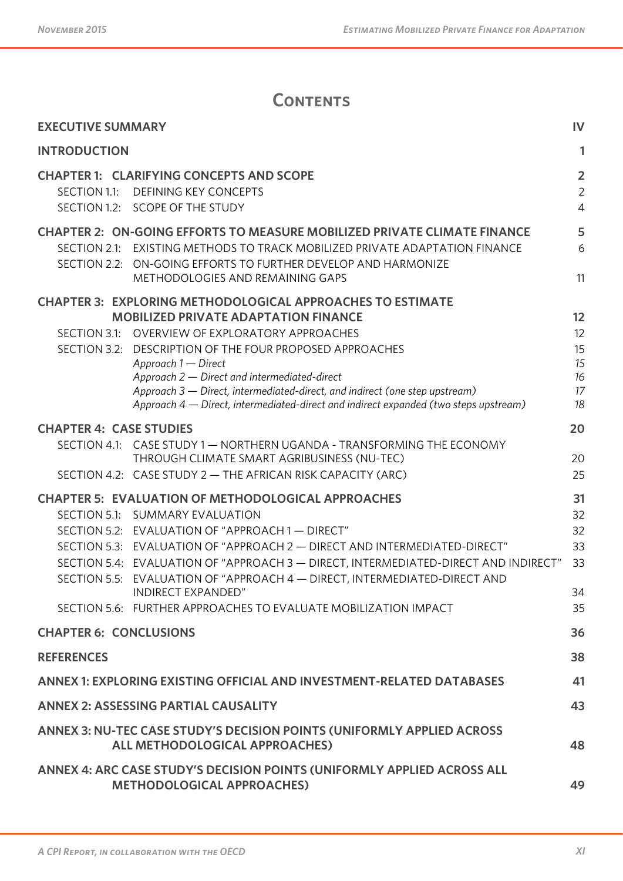# Contents

| | |
|---|---|
| **EXECUTIVE SUMMARY** | **IV** |
| **INTRODUCTION** | **1** |
| **CHAPTER 1: CLARIFYING CONCEPTS AND SCOPE** | **2** |
| SECTION 1.1: DEFINING KEY CONCEPTS | 2 |
| SECTION 1.2: SCOPE OF THE STUDY | 4 |
| **CHAPTER 2: ON-GOING EFFORTS TO MEASURE MOBILIZED PRIVATE CLIMATE FINANCE** | **5** |
| SECTION 2.1: EXISTING METHODS TO TRACK MOBILIZED PRIVATE ADAPTATION FINANCE | 6 |
| SECTION 2.2: ON-GOING EFFORTS TO FURTHER DEVELOP AND HARMONIZE METHODOLOGIES AND REMAINING GAPS | 11 |
| **CHAPTER 3: EXPLORING METHODOLOGICAL APPROACHES TO ESTIMATE MOBILIZED PRIVATE ADAPTATION FINANCE** | **12** |
| SECTION 3.1: OVERVIEW OF EXPLORATORY APPROACHES | 12 |
| SECTION 3.2: DESCRIPTION OF THE FOUR PROPOSED APPROACHES | 15 |
| *Approach 1 — Direct* | *15* |
| *Approach 2 — Direct and intermediated-direct* | *16* |
| *Approach 3 — Direct, intermediated-direct, and indirect (one step upstream)* | *17* |
| *Approach 4 — Direct, intermediated-direct and indirect expanded (two steps upstream)* | *18* |
| **CHAPTER 4: CASE STUDIES** | **20** |
| SECTION 4.1: CASE STUDY 1 — NORTHERN UGANDA - TRANSFORMING THE ECONOMY THROUGH CLIMATE SMART AGRIBUSINESS (NU-TEC) | 20 |
| SECTION 4.2: CASE STUDY 2 — THE AFRICAN RISK CAPACITY (ARC) | 25 |
| **CHAPTER 5: EVALUATION OF METHODOLOGICAL APPROACHES** | **31** |
| SECTION 5.1: SUMMARY EVALUATION | 32 |
| SECTION 5.2: EVALUATION OF "APPROACH 1 — DIRECT" | 32 |
| SECTION 5.3: EVALUATION OF "APPROACH 2 — DIRECT AND INTERMEDIATED-DIRECT" | 33 |
| SECTION 5.4: EVALUATION OF "APPROACH 3 — DIRECT, INTERMEDIATED-DIRECT AND INDIRECT" | 33 |
| SECTION 5.5: EVALUATION OF "APPROACH 4 — DIRECT, INTERMEDIATED-DIRECT AND INDIRECT EXPANDED" | 34 |
| SECTION 5.6: FURTHER APPROACHES TO EVALUATE MOBILIZATION IMPACT | 35 |
| **CHAPTER 6: CONCLUSIONS** | **36** |
| **REFERENCES** | **38** |
| **ANNEX 1: EXPLORING EXISTING OFFICIAL AND INVESTMENT-RELATED DATABASES** | **41** |
| **ANNEX 2: ASSESSING PARTIAL CAUSALITY** | **43** |
| **ANNEX 3: NU-TEC CASE STUDY'S DECISION POINTS (UNIFORMLY APPLIED ACROSS ALL METHODOLOGICAL APPROACHES)** | **48** |
| **ANNEX 4: ARC CASE STUDY'S DECISION POINTS (UNIFORMLY APPLIED ACROSS ALL METHODOLOGICAL APPROACHES)** | **49** |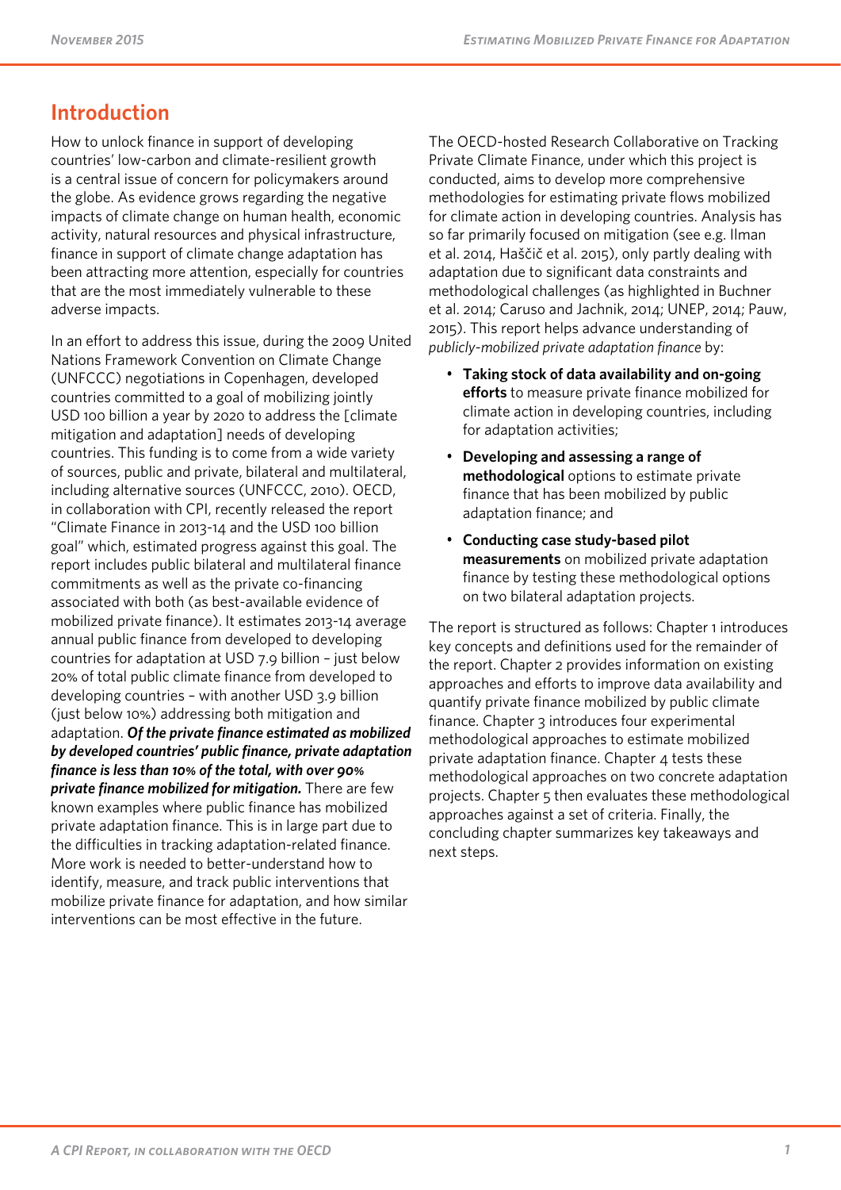# Introduction

How to unlock finance in support of developing countries' low-carbon and climate-resilient growth is a central issue of concern for policymakers around the globe. As evidence grows regarding the negative impacts of climate change on human health, economic activity, natural resources and physical infrastructure, finance in support of climate change adaptation has been attracting more attention, especially for countries that are the most immediately vulnerable to these adverse impacts.

In an effort to address this issue, during the 2009 United Nations Framework Convention on Climate Change (UNFCCC) negotiations in Copenhagen, developed countries committed to a goal of mobilizing jointly USD 100 billion a year by 2020 to address the [climate mitigation and adaptation] needs of developing countries. This funding is to come from a wide variety of sources, public and private, bilateral and multilateral, including alternative sources (UNFCCC, 2010). OECD, in collaboration with CPI, recently released the report "Climate Finance in 2013-14 and the USD 100 billion goal" which, estimated progress against this goal. The report includes public bilateral and multilateral finance commitments as well as the private co-financing associated with both (as best-available evidence of mobilized private finance). It estimates 2013-14 average annual public finance from developed to developing countries for adaptation at USD 7.9 billion – just below 20% of total public climate finance from developed to developing countries – with another USD 3.9 billion (just below 10%) addressing both mitigation and adaptation. ***Of the private finance estimated as mobilized by developed countries' public finance, private adaptation finance is less than 10% of the total, with over 90% private finance mobilized for mitigation.*** There are few known examples where public finance has mobilized private adaptation finance. This is in large part due to the difficulties in tracking adaptation-related finance. More work is needed to better-understand how to identify, measure, and track public interventions that mobilize private finance for adaptation, and how similar interventions can be most effective in the future.

The OECD-hosted Research Collaborative on Tracking Private Climate Finance, under which this project is conducted, aims to develop more comprehensive methodologies for estimating private flows mobilized for climate action in developing countries. Analysis has so far primarily focused on mitigation (see e.g. Ilman et al. 2014, Haščič et al. 2015), only partly dealing with adaptation due to significant data constraints and methodological challenges (as highlighted in Buchner et al. 2014; Caruso and Jachnik, 2014; UNEP, 2014; Pauw, 2015). This report helps advance understanding of *publicly-mobilized private adaptation finance* by:

- **Taking stock of data availability and on-going efforts** to measure private finance mobilized for climate action in developing countries, including for adaptation activities;
- **Developing and assessing a range of methodological** options to estimate private finance that has been mobilized by public adaptation finance; and
- **Conducting case study-based pilot measurements** on mobilized private adaptation finance by testing these methodological options on two bilateral adaptation projects.

The report is structured as follows: Chapter 1 introduces key concepts and definitions used for the remainder of the report. Chapter 2 provides information on existing approaches and efforts to improve data availability and quantify private finance mobilized by public climate finance. Chapter 3 introduces four experimental methodological approaches to estimate mobilized private adaptation finance. Chapter 4 tests these methodological approaches on two concrete adaptation projects. Chapter 5 then evaluates these methodological approaches against a set of criteria. Finally, the concluding chapter summarizes key takeaways and next steps.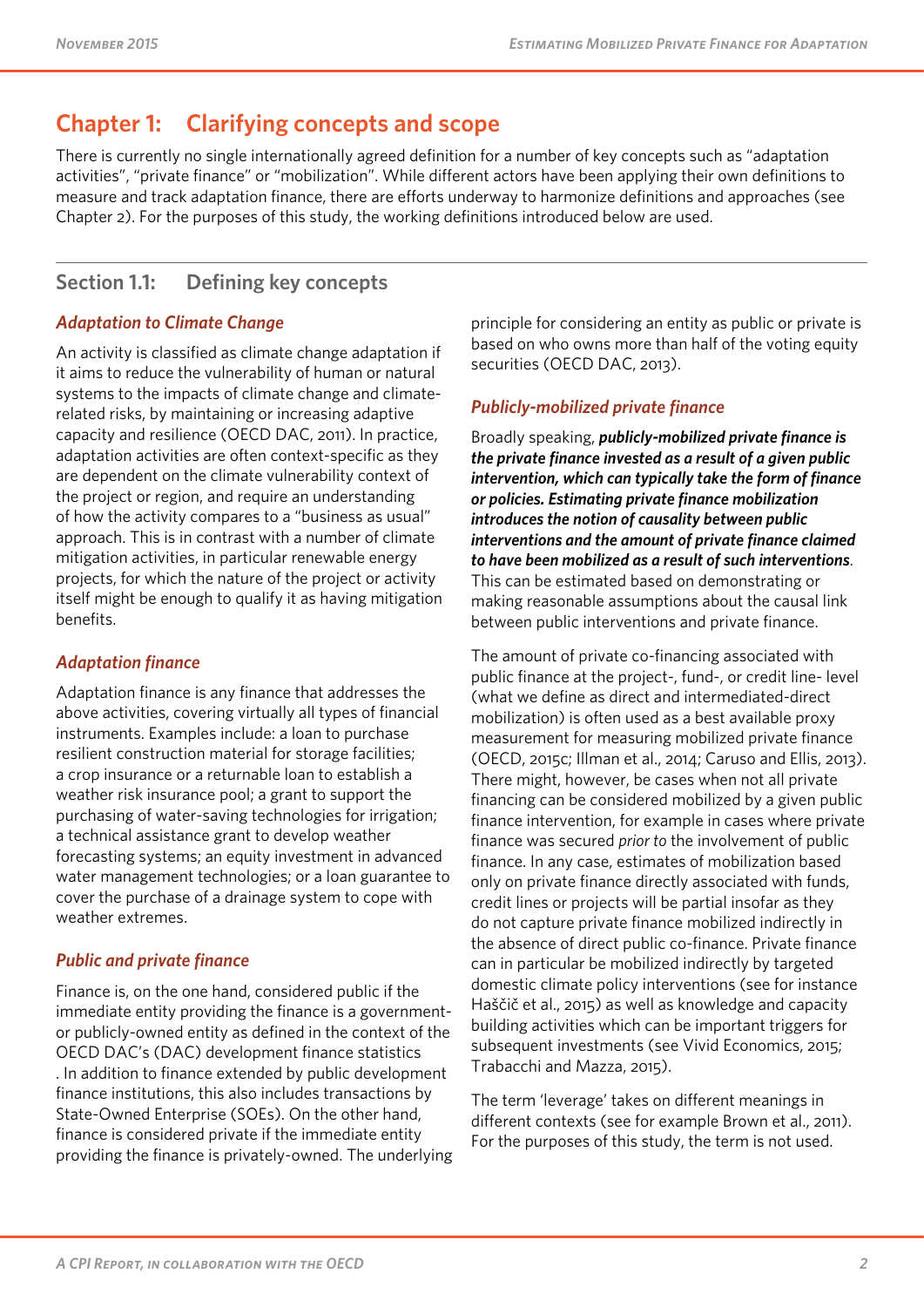# Chapter 1: Clarifying concepts and scope

There is currently no single internationally agreed definition for a number of key concepts such as "adaptation activities", "private finance" or "mobilization". While different actors have been applying their own definitions to measure and track adaptation finance, there are efforts underway to harmonize definitions and approaches (see Chapter 2). For the purposes of this study, the working definitions introduced below are used.

## Section 1.1: Defining key concepts

### *Adaptation to Climate Change*

An activity is classified as climate change adaptation if it aims to reduce the vulnerability of human or natural systems to the impacts of climate change and climate-related risks, by maintaining or increasing adaptive capacity and resilience (OECD DAC, 2011). In practice, adaptation activities are often context-specific as they are dependent on the climate vulnerability context of the project or region, and require an understanding of how the activity compares to a "business as usual" approach. This is in contrast with a number of climate mitigation activities, in particular renewable energy projects, for which the nature of the project or activity itself might be enough to qualify it as having mitigation benefits.

### *Adaptation finance*

Adaptation finance is any finance that addresses the above activities, covering virtually all types of financial instruments. Examples include: a loan to purchase resilient construction material for storage facilities; a crop insurance or a returnable loan to establish a weather risk insurance pool; a grant to support the purchasing of water-saving technologies for irrigation; a technical assistance grant to develop weather forecasting systems; an equity investment in advanced water management technologies; or a loan guarantee to cover the purchase of a drainage system to cope with weather extremes.

### *Public and private finance*

Finance is, on the one hand, considered public if the immediate entity providing the finance is a government- or publicly-owned entity as defined in the context of the OECD DAC's (DAC) development finance statistics . In addition to finance extended by public development finance institutions, this also includes transactions by State-Owned Enterprise (SOEs). On the other hand, finance is considered private if the immediate entity providing the finance is privately-owned. The underlying principle for considering an entity as public or private is based on who owns more than half of the voting equity securities (OECD DAC, 2013).

### *Publicly-mobilized private finance*

Broadly speaking, ***publicly-mobilized private finance is the private finance invested as a result of a given public intervention, which can typically take the form of finance or policies. Estimating private finance mobilization introduces the notion of causality between public interventions and the amount of private finance claimed to have been mobilized as a result of such interventions***. This can be estimated based on demonstrating or making reasonable assumptions about the causal link between public interventions and private finance.

The amount of private co-financing associated with public finance at the project-, fund-, or credit line- level (what we define as direct and intermediated-direct mobilization) is often used as a best available proxy measurement for measuring mobilized private finance (OECD, 2015c; Illman et al., 2014; Caruso and Ellis, 2013). There might, however, be cases when not all private financing can be considered mobilized by a given public finance intervention, for example in cases where private finance was secured *prior to* the involvement of public finance. In any case, estimates of mobilization based only on private finance directly associated with funds, credit lines or projects will be partial insofar as they do not capture private finance mobilized indirectly in the absence of direct public co-finance. Private finance can in particular be mobilized indirectly by targeted domestic climate policy interventions (see for instance Haščič et al., 2015) as well as knowledge and capacity building activities which can be important triggers for subsequent investments (see Vivid Economics, 2015; Trabacchi and Mazza, 2015).

The term 'leverage' takes on different meanings in different contexts (see for example Brown et al., 2011). For the purposes of this study, the term is not used.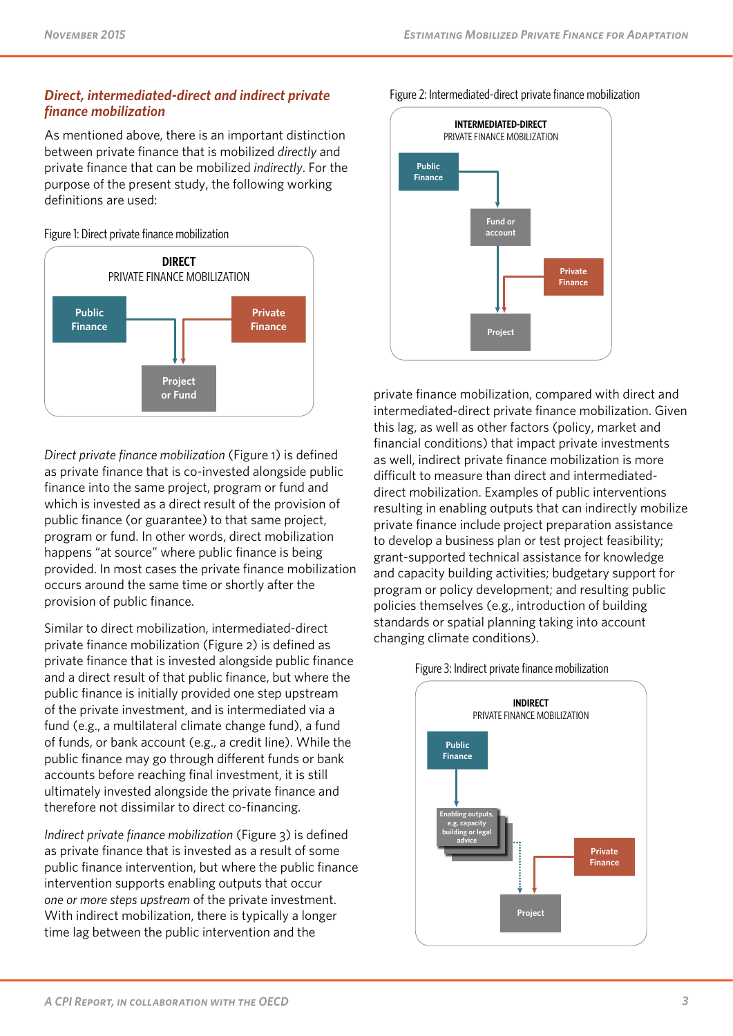### *Direct, intermediated-direct and indirect private finance mobilization*

As mentioned above, there is an important distinction between private finance that is mobilized *directly* and private finance that can be mobilized *indirectly*. For the purpose of the present study, the following working definitions are used:

Figure 1: Direct private finance mobilization

**DIRECT**
PRIVATE FINANCE MOBILIZATION

**Public Finance** → **Project or Fund** ← **Private Finance**

*Direct private finance mobilization* (Figure 1) is defined as private finance that is co-invested alongside public finance into the same project, program or fund and which is invested as a direct result of the provision of public finance (or guarantee) to that same project, program or fund. In other words, direct mobilization happens "at source" where public finance is being provided. In most cases the private finance mobilization occurs around the same time or shortly after the provision of public finance.

Similar to direct mobilization, intermediated-direct private finance mobilization (Figure 2) is defined as private finance that is invested alongside public finance and a direct result of that public finance, but where the public finance is initially provided one step upstream of the private investment, and is intermediated via a fund (e.g., a multilateral climate change fund), a fund of funds, or bank account (e.g., a credit line). While the public finance may go through different funds or bank accounts before reaching final investment, it is still ultimately invested alongside the private finance and therefore not dissimilar to direct co-financing.

*Indirect private finance mobilization* (Figure 3) is defined as private finance that is invested as a result of some public finance intervention, but where the public finance intervention supports enabling outputs that occur *one or more steps upstream* of the private investment. With indirect mobilization, there is typically a longer time lag between the public intervention and the private finance mobilization, compared with direct and intermediated-direct private finance mobilization. Given this lag, as well as other factors (policy, market and financial conditions) that impact private investments as well, indirect private finance mobilization is more difficult to measure than direct and intermediated-direct mobilization. Examples of public interventions resulting in enabling outputs that can indirectly mobilize private finance include project preparation assistance to develop a business plan or test project feasibility; grant-supported technical assistance for knowledge and capacity building activities; budgetary support for program or policy development; and resulting public policies themselves (e.g., introduction of building standards or spatial planning taking into account changing climate conditions).

Figure 2: Intermediated-direct private finance mobilization

**INTERMEDIATED-DIRECT**
PRIVATE FINANCE MOBILIZATION

**Public Finance** → **Fund or account** → **Project** ← **Private Finance**

Figure 3: Indirect private finance mobilization

**INDIRECT**
PRIVATE FINANCE MOBILIZATION

**Public Finance** → **Enabling outputs, e.g. capacity building or legal advice** ⇢ **Project** ← **Private Finance**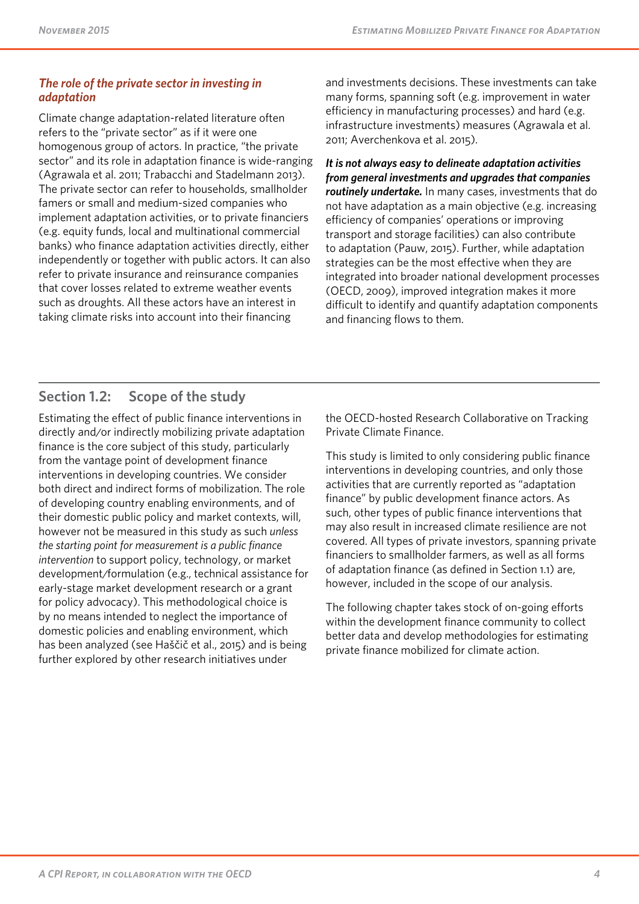### *The role of the private sector in investing in adaptation*

Climate change adaptation-related literature often refers to the "private sector" as if it were one homogenous group of actors. In practice, "the private sector" and its role in adaptation finance is wide-ranging (Agrawala et al. 2011; Trabacchi and Stadelmann 2013). The private sector can refer to households, smallholder famers or small and medium-sized companies who implement adaptation activities, or to private financiers (e.g. equity funds, local and multinational commercial banks) who finance adaptation activities directly, either independently or together with public actors. It can also refer to private insurance and reinsurance companies that cover losses related to extreme weather events such as droughts. All these actors have an interest in taking climate risks into account into their financing and investments decisions. These investments can take many forms, spanning soft (e.g. improvement in water efficiency in manufacturing processes) and hard (e.g. infrastructure investments) measures (Agrawala et al. 2011; Averchenkova et al. 2015).

***It is not always easy to delineate adaptation activities from general investments and upgrades that companies routinely undertake.*** In many cases, investments that do not have adaptation as a main objective (e.g. increasing efficiency of companies' operations or improving transport and storage facilities) can also contribute to adaptation (Pauw, 2015). Further, while adaptation strategies can be the most effective when they are integrated into broader national development processes (OECD, 2009), improved integration makes it more difficult to identify and quantify adaptation components and financing flows to them.

## Section 1.2: Scope of the study

Estimating the effect of public finance interventions in directly and/or indirectly mobilizing private adaptation finance is the core subject of this study, particularly from the vantage point of development finance interventions in developing countries. We consider both direct and indirect forms of mobilization. The role of developing country enabling environments, and of their domestic public policy and market contexts, will, however not be measured in this study as such *unless the starting point for measurement is a public finance intervention* to support policy, technology, or market development/formulation (e.g., technical assistance for early-stage market development research or a grant for policy advocacy). This methodological choice is by no means intended to neglect the importance of domestic policies and enabling environment, which has been analyzed (see Haščič et al., 2015) and is being further explored by other research initiatives under the OECD-hosted Research Collaborative on Tracking Private Climate Finance.

This study is limited to only considering public finance interventions in developing countries, and only those activities that are currently reported as "adaptation finance" by public development finance actors. As such, other types of public finance interventions that may also result in increased climate resilience are not covered. All types of private investors, spanning private financiers to smallholder farmers, as well as all forms of adaptation finance (as defined in Section 1.1) are, however, included in the scope of our analysis.

The following chapter takes stock of on-going efforts within the development finance community to collect better data and develop methodologies for estimating private finance mobilized for climate action.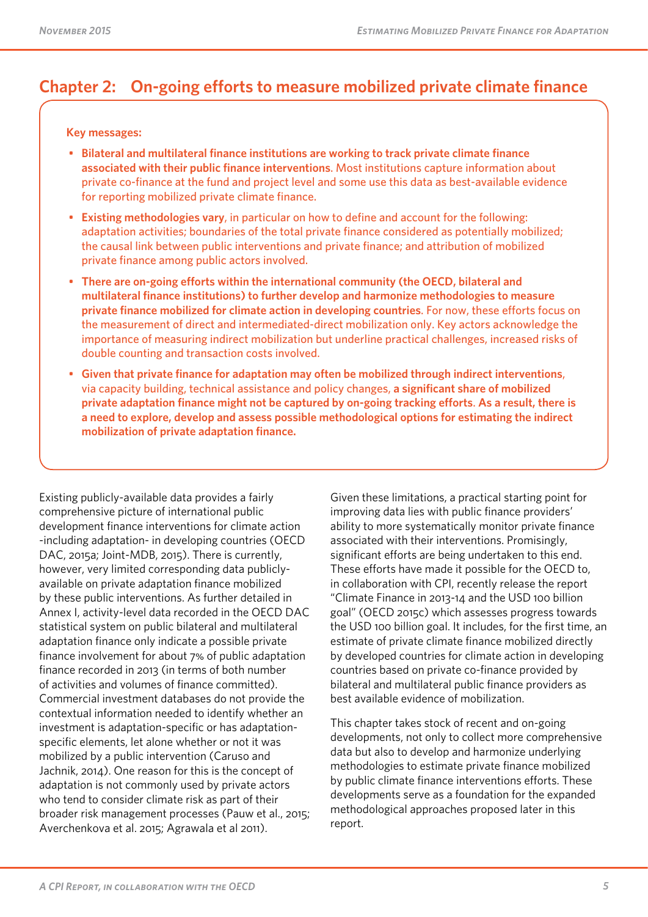# Chapter 2: On-going efforts to measure mobilized private climate finance

**Key messages:**

- **Bilateral and multilateral finance institutions are working to track private climate finance associated with their public finance interventions**. Most institutions capture information about private co-finance at the fund and project level and some use this data as best-available evidence for reporting mobilized private climate finance.
- **Existing methodologies vary**, in particular on how to define and account for the following: adaptation activities; boundaries of the total private finance considered as potentially mobilized; the causal link between public interventions and private finance; and attribution of mobilized private finance among public actors involved.
- **There are on-going efforts within the international community (the OECD, bilateral and multilateral finance institutions) to further develop and harmonize methodologies to measure private finance mobilized for climate action in developing countries**. For now, these efforts focus on the measurement of direct and intermediated-direct mobilization only. Key actors acknowledge the importance of measuring indirect mobilization but underline practical challenges, increased risks of double counting and transaction costs involved.
- **Given that private finance for adaptation may often be mobilized through indirect interventions**, via capacity building, technical assistance and policy changes, **a significant share of mobilized private adaptation finance might not be captured by on-going tracking efforts**. **As a result, there is a need to explore, develop and assess possible methodological options for estimating the indirect mobilization of private adaptation finance.**

Existing publicly-available data provides a fairly comprehensive picture of international public development finance interventions for climate action -including adaptation- in developing countries (OECD DAC, 2015a; Joint-MDB, 2015). There is currently, however, very limited corresponding data publicly-available on private adaptation finance mobilized by these public interventions. As further detailed in Annex I, activity-level data recorded in the OECD DAC statistical system on public bilateral and multilateral adaptation finance only indicate a possible private finance involvement for about 7% of public adaptation finance recorded in 2013 (in terms of both number of activities and volumes of finance committed). Commercial investment databases do not provide the contextual information needed to identify whether an investment is adaptation-specific or has adaptation-specific elements, let alone whether or not it was mobilized by a public intervention (Caruso and Jachnik, 2014). One reason for this is the concept of adaptation is not commonly used by private actors who tend to consider climate risk as part of their broader risk management processes (Pauw et al., 2015; Averchenkova et al. 2015; Agrawala et al 2011).

Given these limitations, a practical starting point for improving data lies with public finance providers' ability to more systematically monitor private finance associated with their interventions. Promisingly, significant efforts are being undertaken to this end. These efforts have made it possible for the OECD to, in collaboration with CPI, recently release the report "Climate Finance in 2013-14 and the USD 100 billion goal" (OECD 2015c) which assesses progress towards the USD 100 billion goal. It includes, for the first time, an estimate of private climate finance mobilized directly by developed countries for climate action in developing countries based on private co-finance provided by bilateral and multilateral public finance providers as best available evidence of mobilization.

This chapter takes stock of recent and on-going developments, not only to collect more comprehensive data but also to develop and harmonize underlying methodologies to estimate private finance mobilized by public climate finance interventions efforts. These developments serve as a foundation for the expanded methodological approaches proposed later in this report.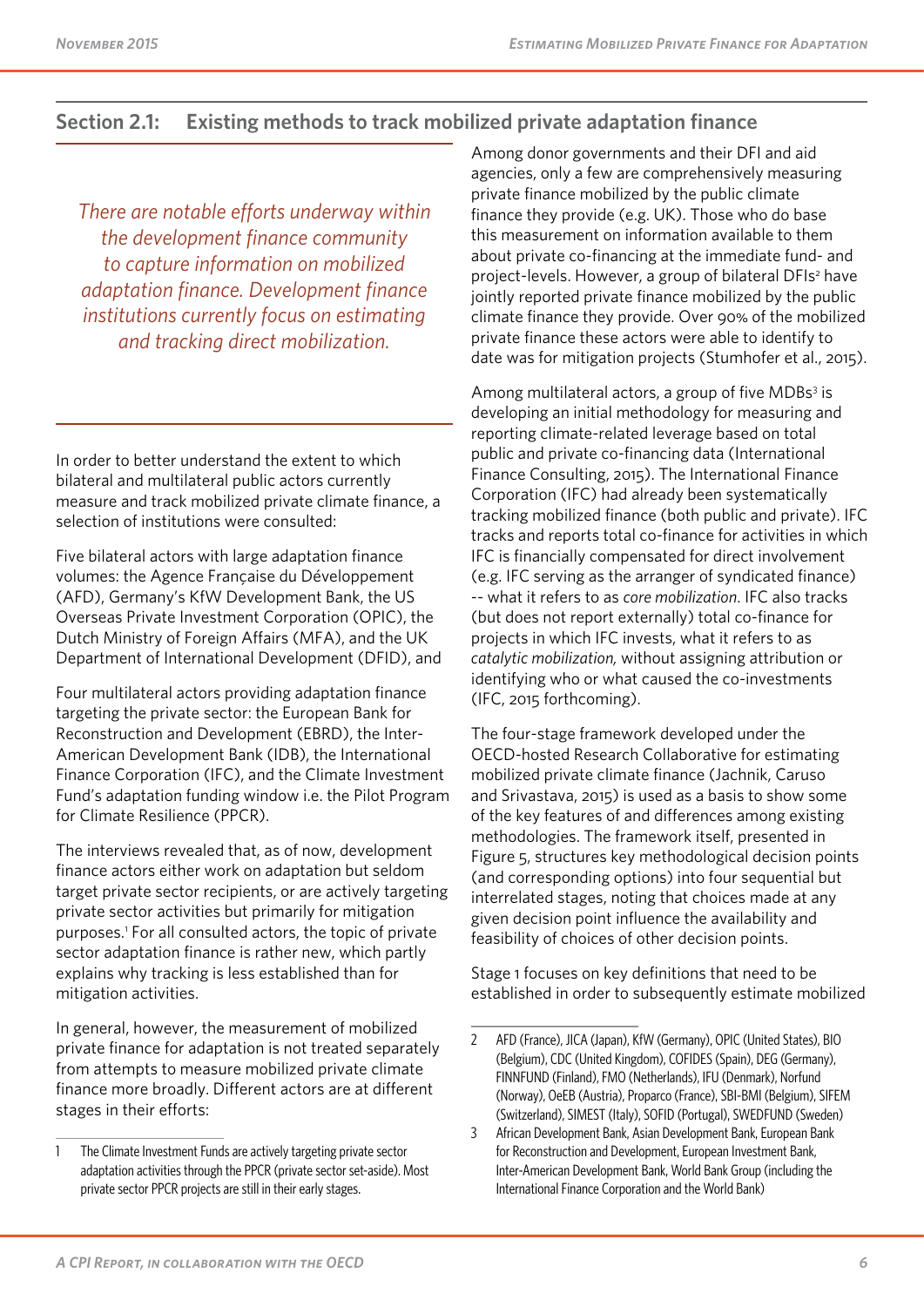## Section 2.1: Existing methods to track mobilized private adaptation finance

*There are notable efforts underway within the development finance community to capture information on mobilized adaptation finance. Development finance institutions currently focus on estimating and tracking direct mobilization.*

In order to better understand the extent to which bilateral and multilateral public actors currently measure and track mobilized private climate finance, a selection of institutions were consulted:

Five bilateral actors with large adaptation finance volumes: the Agence Française du Développement (AFD), Germany's KfW Development Bank, the US Overseas Private Investment Corporation (OPIC), the Dutch Ministry of Foreign Affairs (MFA), and the UK Department of International Development (DFID), and

Four multilateral actors providing adaptation finance targeting the private sector: the European Bank for Reconstruction and Development (EBRD), the Inter-American Development Bank (IDB), the International Finance Corporation (IFC), and the Climate Investment Fund's adaptation funding window i.e. the Pilot Program for Climate Resilience (PPCR).

The interviews revealed that, as of now, development finance actors either work on adaptation but seldom target private sector recipients, or are actively targeting private sector activities but primarily for mitigation purposes.[1] For all consulted actors, the topic of private sector adaptation finance is rather new, which partly explains why tracking is less established than for mitigation activities.

In general, however, the measurement of mobilized private finance for adaptation is not treated separately from attempts to measure mobilized private climate finance more broadly. Different actors are at different stages in their efforts:

Among donor governments and their DFI and aid agencies, only a few are comprehensively measuring private finance mobilized by the public climate finance they provide (e.g. UK). Those who do base this measurement on information available to them about private co-financing at the immediate fund- and project-levels. However, a group of bilateral DFIs[2] have jointly reported private finance mobilized by the public climate finance they provide. Over 90% of the mobilized private finance these actors were able to identify to date was for mitigation projects (Stumhofer et al., 2015).

Among multilateral actors, a group of five MDBs[3] is developing an initial methodology for measuring and reporting climate-related leverage based on total public and private co-financing data (International Finance Consulting, 2015). The International Finance Corporation (IFC) had already been systematically tracking mobilized finance (both public and private). IFC tracks and reports total co-finance for activities in which IFC is financially compensated for direct involvement (e.g. IFC serving as the arranger of syndicated finance) -- what it refers to as *core mobilization*. IFC also tracks (but does not report externally) total co-finance for projects in which IFC invests, what it refers to as *catalytic mobilization,* without assigning attribution or identifying who or what caused the co-investments (IFC, 2015 forthcoming).

The four-stage framework developed under the OECD-hosted Research Collaborative for estimating mobilized private climate finance (Jachnik, Caruso and Srivastava, 2015) is used as a basis to show some of the key features of and differences among existing methodologies. The framework itself, presented in Figure 5, structures key methodological decision points (and corresponding options) into four sequential but interrelated stages, noting that choices made at any given decision point influence the availability and feasibility of choices of other decision points.

Stage 1 focuses on key definitions that need to be established in order to subsequently estimate mobilized

---

1 The Climate Investment Funds are actively targeting private sector adaptation activities through the PPCR (private sector set-aside). Most private sector PPCR projects are still in their early stages.

2 AFD (France), JICA (Japan), KfW (Germany), OPIC (United States), BIO (Belgium), CDC (United Kingdom), COFIDES (Spain), DEG (Germany), FINNFUND (Finland), FMO (Netherlands), IFU (Denmark), Norfund (Norway), OeEB (Austria), Proparco (France), SBI-BMI (Belgium), SIFEM (Switzerland), SIMEST (Italy), SOFID (Portugal), SWEDFUND (Sweden)

3 African Development Bank, Asian Development Bank, European Bank for Reconstruction and Development, European Investment Bank, Inter-American Development Bank, World Bank Group (including the International Finance Corporation and the World Bank)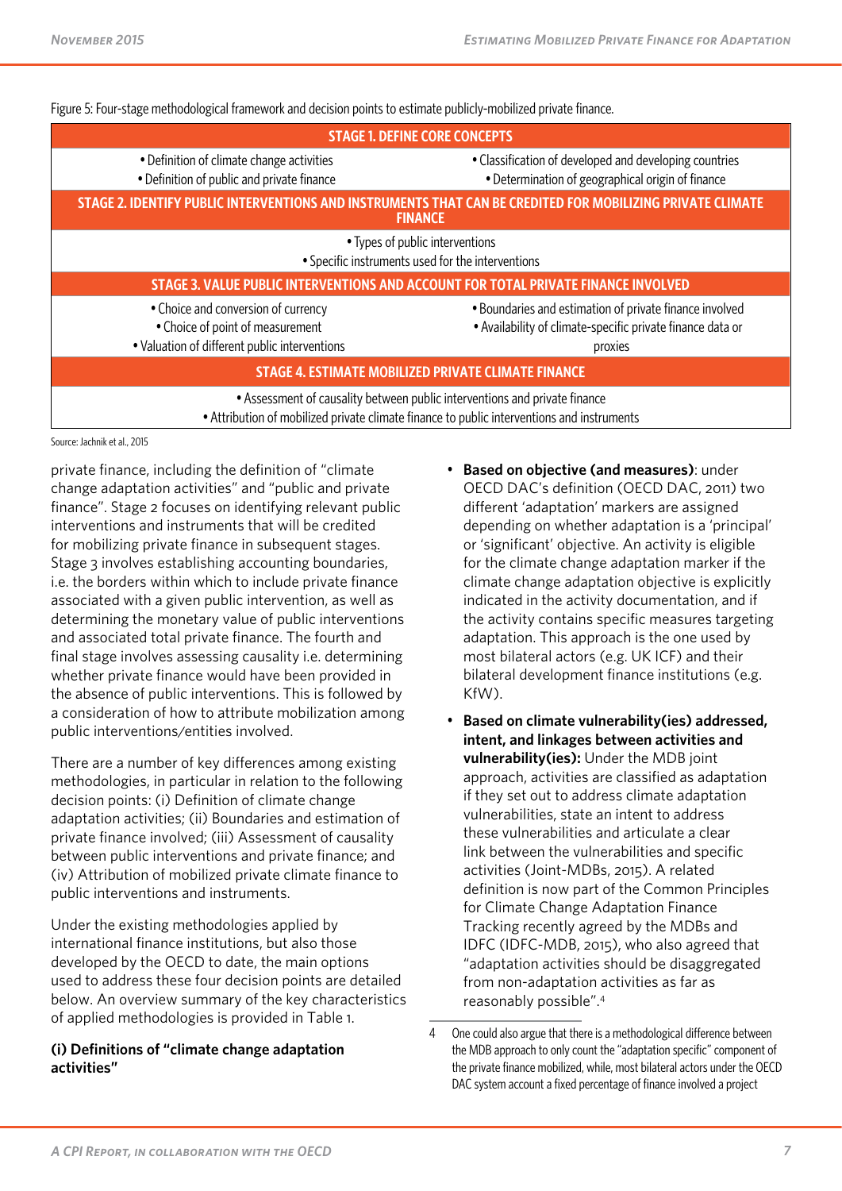Figure 5: Four-stage methodological framework and decision points to estimate publicly-mobilized private finance.

| STAGE 1. DEFINE CORE CONCEPTS | |
|---|---|
| • Definition of climate change activities<br>• Definition of public and private finance | • Classification of developed and developing countries<br>• Determination of geographical origin of finance |
| **STAGE 2. IDENTIFY PUBLIC INTERVENTIONS AND INSTRUMENTS THAT CAN BE CREDITED FOR MOBILIZING PRIVATE CLIMATE FINANCE** | |
| • Types of public interventions<br>• Specific instruments used for the interventions | |
| **STAGE 3. VALUE PUBLIC INTERVENTIONS AND ACCOUNT FOR TOTAL PRIVATE FINANCE INVOLVED** | |
| • Choice and conversion of currency<br>• Choice of point of measurement<br>• Valuation of different public interventions | • Boundaries and estimation of private finance involved<br>• Availability of climate-specific private finance data or proxies |
| **STAGE 4. ESTIMATE MOBILIZED PRIVATE CLIMATE FINANCE** | |
| • Assessment of causality between public interventions and private finance<br>• Attribution of mobilized private climate finance to public interventions and instruments | |

Source: Jachnik et al., 2015

private finance, including the definition of "climate change adaptation activities" and "public and private finance". Stage 2 focuses on identifying relevant public interventions and instruments that will be credited for mobilizing private finance in subsequent stages. Stage 3 involves establishing accounting boundaries, i.e. the borders within which to include private finance associated with a given public intervention, as well as determining the monetary value of public interventions and associated total private finance. The fourth and final stage involves assessing causality i.e. determining whether private finance would have been provided in the absence of public interventions. This is followed by a consideration of how to attribute mobilization among public interventions/entities involved.

There are a number of key differences among existing methodologies, in particular in relation to the following decision points: (i) Definition of climate change adaptation activities; (ii) Boundaries and estimation of private finance involved; (iii) Assessment of causality between public interventions and private finance; and (iv) Attribution of mobilized private climate finance to public interventions and instruments.

Under the existing methodologies applied by international finance institutions, but also those developed by the OECD to date, the main options used to address these four decision points are detailed below. An overview summary of the key characteristics of applied methodologies is provided in Table 1.

#### (i) Definitions of "climate change adaptation activities"

- **Based on objective (and measures)**: under OECD DAC's definition (OECD DAC, 2011) two different 'adaptation' markers are assigned depending on whether adaptation is a 'principal' or 'significant' objective. An activity is eligible for the climate change adaptation marker if the climate change adaptation objective is explicitly indicated in the activity documentation, and if the activity contains specific measures targeting adaptation. This approach is the one used by most bilateral actors (e.g. UK ICF) and their bilateral development finance institutions (e.g. KfW).
- **Based on climate vulnerability(ies) addressed, intent, and linkages between activities and vulnerability(ies):** Under the MDB joint approach, activities are classified as adaptation if they set out to address climate adaptation vulnerabilities, state an intent to address these vulnerabilities and articulate a clear link between the vulnerabilities and specific activities (Joint-MDBs, 2015). A related definition is now part of the Common Principles for Climate Change Adaptation Finance Tracking recently agreed by the MDBs and IDFC (IDFC-MDB, 2015), who also agreed that "adaptation activities should be disaggregated from non-adaptation activities as far as reasonably possible".[4]

4 One could also argue that there is a methodological difference between the MDB approach to only count the "adaptation specific" component of the private finance mobilized, while, most bilateral actors under the OECD DAC system account a fixed percentage of finance involved a project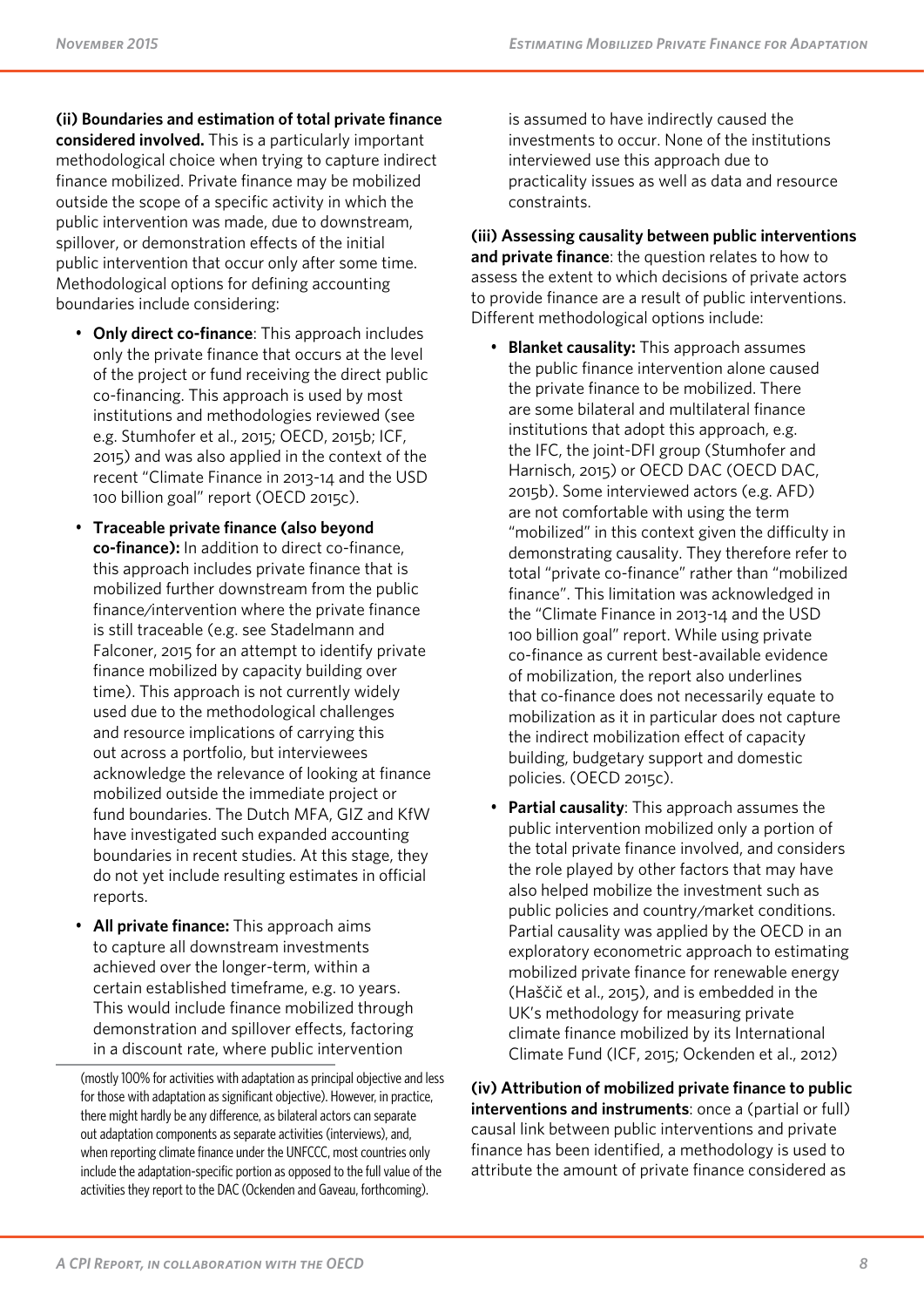**(ii) Boundaries and estimation of total private finance considered involved.** This is a particularly important methodological choice when trying to capture indirect finance mobilized. Private finance may be mobilized outside the scope of a specific activity in which the public intervention was made, due to downstream, spillover, or demonstration effects of the initial public intervention that occur only after some time. Methodological options for defining accounting boundaries include considering:

- **Only direct co-finance**: This approach includes only the private finance that occurs at the level of the project or fund receiving the direct public co-financing. This approach is used by most institutions and methodologies reviewed (see e.g. Stumhofer et al., 2015; OECD, 2015b; ICF, 2015) and was also applied in the context of the recent "Climate Finance in 2013-14 and the USD 100 billion goal" report (OECD 2015c).
- **Traceable private finance (also beyond co-finance):** In addition to direct co-finance, this approach includes private finance that is mobilized further downstream from the public finance/intervention where the private finance is still traceable (e.g. see Stadelmann and Falconer, 2015 for an attempt to identify private finance mobilized by capacity building over time). This approach is not currently widely used due to the methodological challenges and resource implications of carrying this out across a portfolio, but interviewees acknowledge the relevance of looking at finance mobilized outside the immediate project or fund boundaries. The Dutch MFA, GIZ and KfW have investigated such expanded accounting boundaries in recent studies. At this stage, they do not yet include resulting estimates in official reports.
- **All private finance:** This approach aims to capture all downstream investments achieved over the longer-term, within a certain established timeframe, e.g. 10 years. This would include finance mobilized through demonstration and spillover effects, factoring in a discount rate, where public intervention is assumed to have indirectly caused the investments to occur. None of the institutions interviewed use this approach due to practicality issues as well as data and resource constraints.

**(iii) Assessing causality between public interventions and private finance**: the question relates to how to assess the extent to which decisions of private actors to provide finance are a result of public interventions. Different methodological options include:

- **Blanket causality:** This approach assumes the public finance intervention alone caused the private finance to be mobilized. There are some bilateral and multilateral finance institutions that adopt this approach, e.g. the IFC, the joint-DFI group (Stumhofer and Harnisch, 2015) or OECD DAC (OECD DAC, 2015b). Some interviewed actors (e.g. AFD) are not comfortable with using the term "mobilized" in this context given the difficulty in demonstrating causality. They therefore refer to total "private co-finance" rather than "mobilized finance". This limitation was acknowledged in the "Climate Finance in 2013-14 and the USD 100 billion goal" report. While using private co-finance as current best-available evidence of mobilization, the report also underlines that co-finance does not necessarily equate to mobilization as it in particular does not capture the indirect mobilization effect of capacity building, budgetary support and domestic policies. (OECD 2015c).
- **Partial causality**: This approach assumes the public intervention mobilized only a portion of the total private finance involved, and considers the role played by other factors that may have also helped mobilize the investment such as public policies and country/market conditions. Partial causality was applied by the OECD in an exploratory econometric approach to estimating mobilized private finance for renewable energy (Haščič et al., 2015), and is embedded in the UK's methodology for measuring private climate finance mobilized by its International Climate Fund (ICF, 2015; Ockenden et al., 2012)

**(iv) Attribution of mobilized private finance to public interventions and instruments**: once a (partial or full) causal link between public interventions and private finance has been identified, a methodology is used to attribute the amount of private finance considered as

(mostly 100% for activities with adaptation as principal objective and less for those with adaptation as significant objective). However, in practice, there might hardly be any difference, as bilateral actors can separate out adaptation components as separate activities (interviews), and, when reporting climate finance under the UNFCCC, most countries only include the adaptation-specific portion as opposed to the full value of the activities they report to the DAC (Ockenden and Gaveau, forthcoming).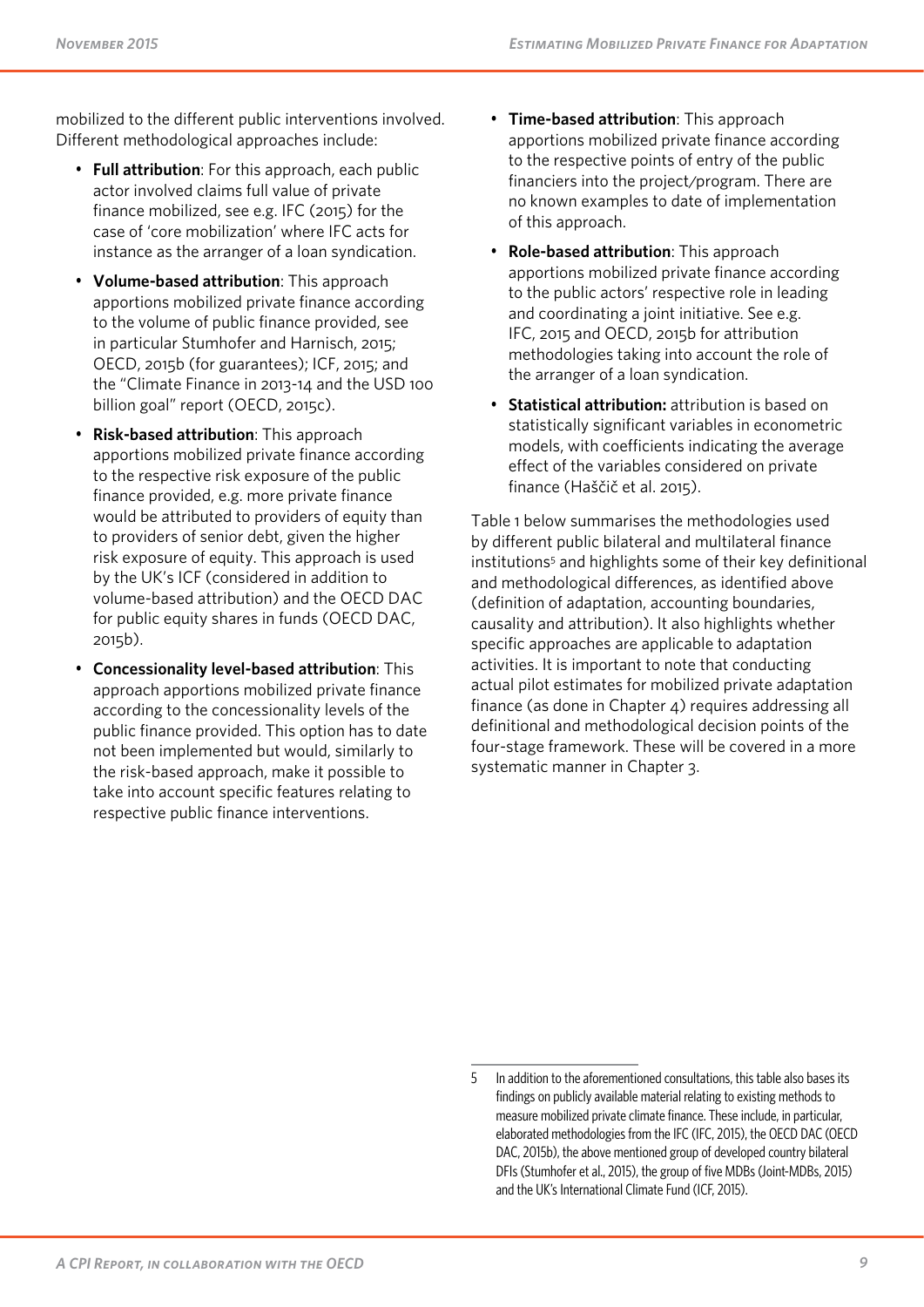mobilized to the different public interventions involved. Different methodological approaches include:

- **Full attribution**: For this approach, each public actor involved claims full value of private finance mobilized, see e.g. IFC (2015) for the case of 'core mobilization' where IFC acts for instance as the arranger of a loan syndication.
- **Volume-based attribution**: This approach apportions mobilized private finance according to the volume of public finance provided, see in particular Stumhofer and Harnisch, 2015; OECD, 2015b (for guarantees); ICF, 2015; and the "Climate Finance in 2013-14 and the USD 100 billion goal" report (OECD, 2015c).
- **Risk-based attribution**: This approach apportions mobilized private finance according to the respective risk exposure of the public finance provided, e.g. more private finance would be attributed to providers of equity than to providers of senior debt, given the higher risk exposure of equity. This approach is used by the UK's ICF (considered in addition to volume-based attribution) and the OECD DAC for public equity shares in funds (OECD DAC, 2015b).
- **Concessionality level-based attribution**: This approach apportions mobilized private finance according to the concessionality levels of the public finance provided. This option has to date not been implemented but would, similarly to the risk-based approach, make it possible to take into account specific features relating to respective public finance interventions.
- **Time-based attribution**: This approach apportions mobilized private finance according to the respective points of entry of the public financiers into the project/program. There are no known examples to date of implementation of this approach.
- **Role-based attribution**: This approach apportions mobilized private finance according to the public actors' respective role in leading and coordinating a joint initiative. See e.g. IFC, 2015 and OECD, 2015b for attribution methodologies taking into account the role of the arranger of a loan syndication.
- **Statistical attribution:** attribution is based on statistically significant variables in econometric models, with coefficients indicating the average effect of the variables considered on private finance (Haščič et al. 2015).

Table 1 below summarises the methodologies used by different public bilateral and multilateral finance institutions[5] and highlights some of their key definitional and methodological differences, as identified above (definition of adaptation, accounting boundaries, causality and attribution). It also highlights whether specific approaches are applicable to adaptation activities. It is important to note that conducting actual pilot estimates for mobilized private adaptation finance (as done in Chapter 4) requires addressing all definitional and methodological decision points of the four-stage framework. These will be covered in a more systematic manner in Chapter 3.

---

5 In addition to the aforementioned consultations, this table also bases its findings on publicly available material relating to existing methods to measure mobilized private climate finance. These include, in particular, elaborated methodologies from the IFC (IFC, 2015), the OECD DAC (OECD DAC, 2015b), the above mentioned group of developed country bilateral DFIs (Stumhofer et al., 2015), the group of five MDBs (Joint-MDBs, 2015) and the UK's International Climate Fund (ICF, 2015).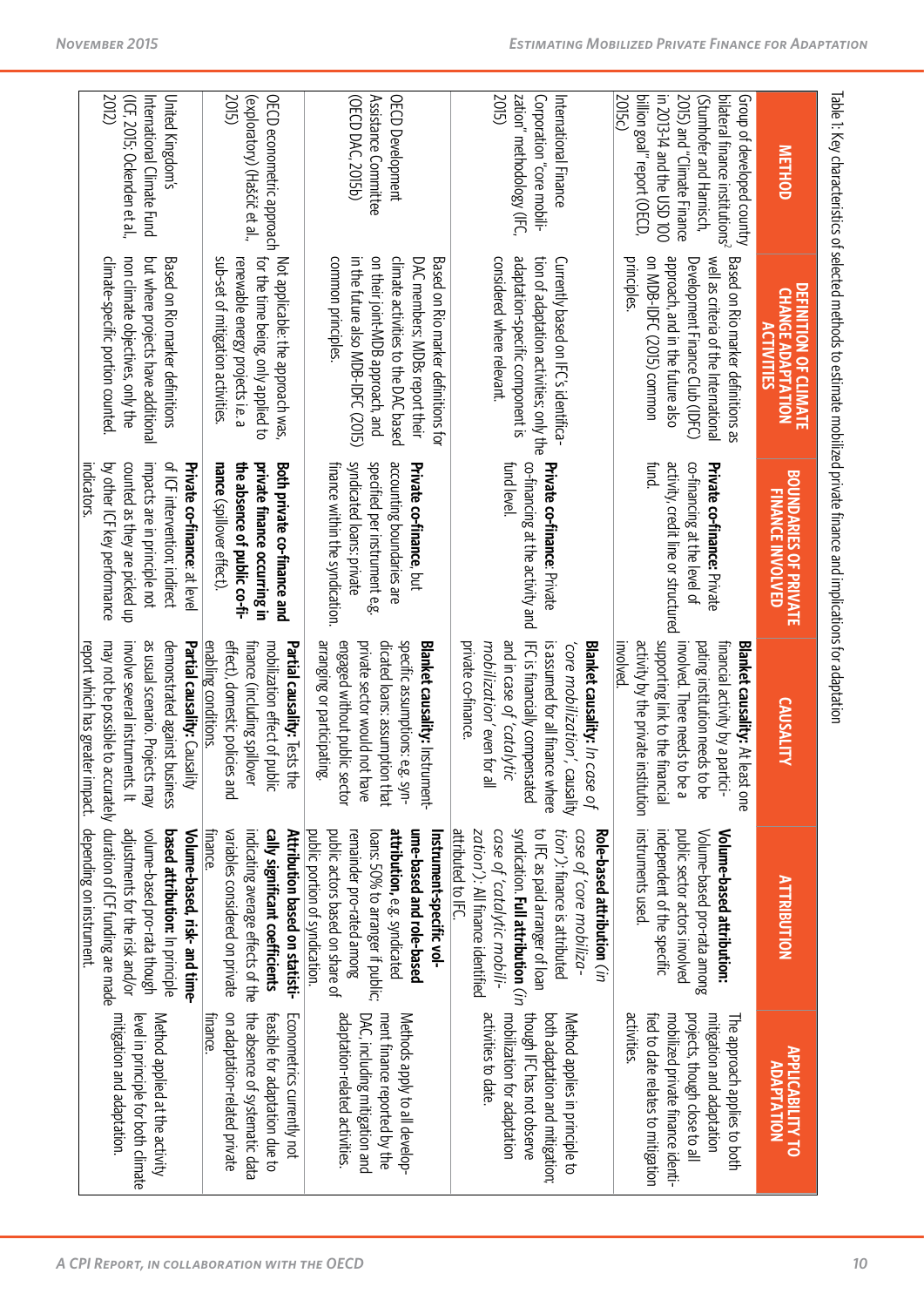Table 1: Key characteristics of selected methods to estimate mobilized private finance and implications for adaptation

| METHOD | DEFINITION OF CLIMATE CHANGE ADAPTATION ACTIVITIES | BOUNDARIES OF PRIVATE FINANCE INVOLVED | CAUSALITY | ATTRIBUTION | APPLICABILITY TO ADAPTATION |
|---|---|---|---|---|---|
| Group of developed country bilateral finance institutions[2] (Stumhofer and Harnisch, 2015) and "Climate Finance in 2013-14 and the USD 100 billion goal" report (OECD, 2015c) | Based on Rio marker definitions as well as criteria of the International Development Finance Club (IDFC) approach, and in the future also on MDB-IDFC (2015) common principles. | **Private co-finance:** Private co-financing at the level of activity, credit line or structured fund. | **Blanket causality:** At least one financial activity by a participating institution needs to be involved. There needs to be a financial supporting link to the financial activity by the private institution involved. | **Volume-based attribution:** Volume-based pro-rata among public sector actors involved independent of the specific instruments used. | The approach applies to both mitigation and adaptation projects, though close to all mobilized private finance identified to date relates to mitigation activities. |
| International Finance Corporation "core mobilization" methodology (IFC, 2015) | Currently based on IFC's identification of adaptation activities; only the adaptation-specific component is considered where relevant. | **Private co-finance:** Private co-financing at the activity and fund level. | **Blanket causality:** *In case of 'core mobilization'*, causality is assumed for all finance where IFC is financially compensated and in case of *'catalytic mobilization'* even for all private co-finance. | **Role-based attribution** (*in case of 'core mobilization'*): finance is attributed to IFC as paid arranger of loan syndication. **Full attribution** (*in case of 'catalytic mobilization'*): All finance identified attributed to IFC. | Method applies in principle to both adaptation and mitigation; though IFC has not observe mobilization for adaptation activities to date. |
| OECD Development Assistance Committee (OECD DAC, 2015b) | Based on Rio marker definitions for DAC members; MDBs report their climate activities to the DAC based on their joint-MDB approach, and in the future also MDB-IDFC (2015) common principles. | **Private co-finance,** but accounting boundaries are specified per instrument e.g. syndicated loans: private finance within the syndication. | **Blanket causality:** Instrument-specific assumptions: e.g. syndicated loans: assumption that private sector would not have engaged without public sector arranging or participating. | **Instrument-specific volume-based and role-based attribution,** e.g. syndicated loans: 50% to arranger if public; remainder pro-rated among public actors based on share of public portion of syndication. | Methods apply to all development finance reported by the DAC, including mitigation and adaptation-related activities. |
| OECD econometric approach (exploratory) (Haščič et al. 2015) | Not applicable: the approach was, for the time being, only applied to renewable energy projects i.e. a sub-set of mitigation activities. | **Both private co-finance and private finance occurring in the absence of public co-finance** (spillover effect). | **Partial causality:** Tests the mobilization effect of public finance (including spillover effect), domestic policies and enabling conditions. | **Attribution based on statistically significant coefficients** indicating average effects of the variables considered on private finance. | Econometrics currently not feasible for adaptation due to the absence of systematic data on adaptation-related private finance. |
| United Kingdom's International Climate Fund (ICF, 2015; Ockenden et al. 2012) | Based on Rio marker definitions but where projects have additional non climate objectives, only the climate-specific portion counted. | **Private co-finance:** at level of ICF intervention; indirect impacts are in principle not counted as they are picked up by other ICF key performance indicators. | **Partial causality:** Causality demonstrated against business as usual scenario. Projects may involve several instruments. It may not be possible to accurately report which has greater impact. | **Volume-based, risk- and time-based attribution:** In principle volume-based pro-rata though adjustments for the risk and/or duration of ICF funding are made depending on instrument. | Method applied at the activity level in principle for both climate mitigation and adaptation. |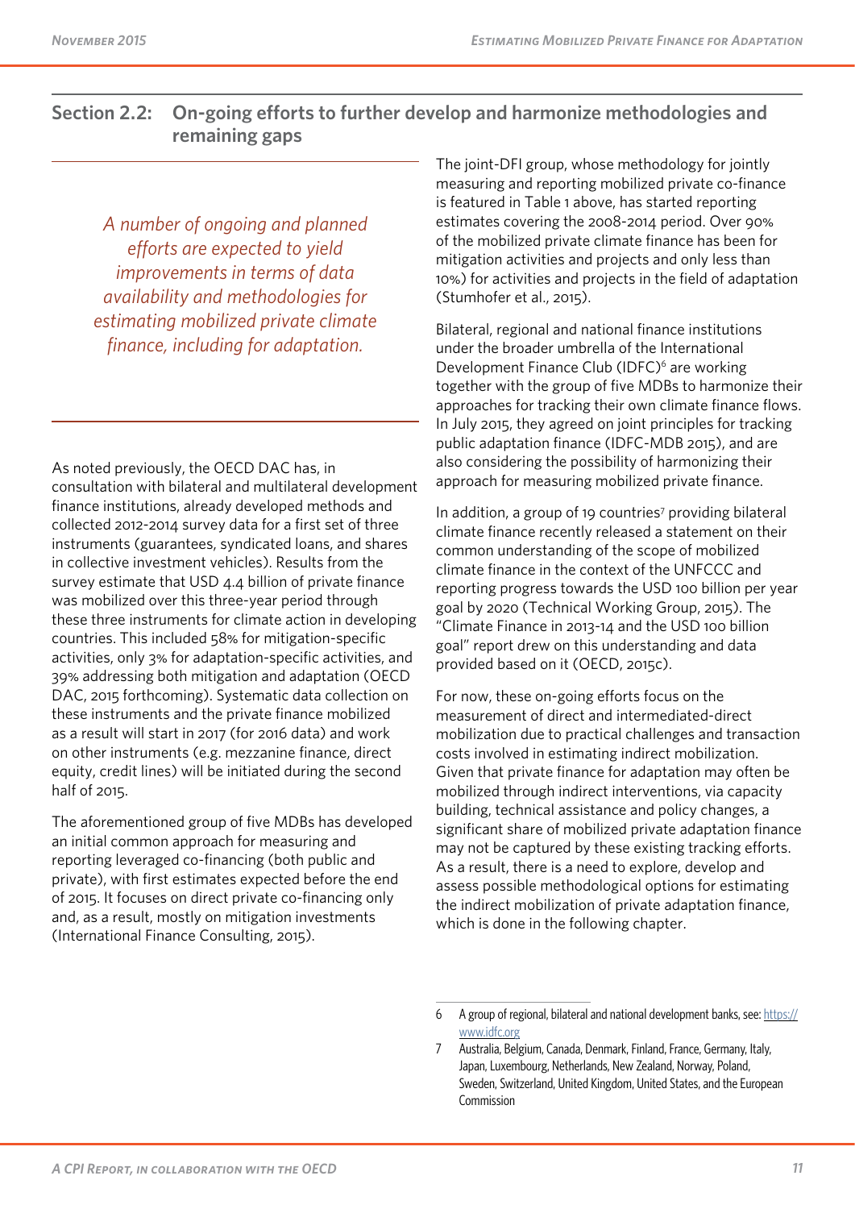## Section 2.2: On-going efforts to further develop and harmonize methodologies and remaining gaps

*A number of ongoing and planned efforts are expected to yield improvements in terms of data availability and methodologies for estimating mobilized private climate finance, including for adaptation.*

As noted previously, the OECD DAC has, in consultation with bilateral and multilateral development finance institutions, already developed methods and collected 2012-2014 survey data for a first set of three instruments (guarantees, syndicated loans, and shares in collective investment vehicles). Results from the survey estimate that USD 4.4 billion of private finance was mobilized over this three-year period through these three instruments for climate action in developing countries. This included 58% for mitigation-specific activities, only 3% for adaptation-specific activities, and 39% addressing both mitigation and adaptation (OECD DAC, 2015 forthcoming). Systematic data collection on these instruments and the private finance mobilized as a result will start in 2017 (for 2016 data) and work on other instruments (e.g. mezzanine finance, direct equity, credit lines) will be initiated during the second half of 2015.

The aforementioned group of five MDBs has developed an initial common approach for measuring and reporting leveraged co-financing (both public and private), with first estimates expected before the end of 2015. It focuses on direct private co-financing only and, as a result, mostly on mitigation investments (International Finance Consulting, 2015).

The joint-DFI group, whose methodology for jointly measuring and reporting mobilized private co-finance is featured in Table 1 above, has started reporting estimates covering the 2008-2014 period. Over 90% of the mobilized private climate finance has been for mitigation activities and projects and only less than 10%) for activities and projects in the field of adaptation (Stumhofer et al., 2015).

Bilateral, regional and national finance institutions under the broader umbrella of the International Development Finance Club (IDFC)[6] are working together with the group of five MDBs to harmonize their approaches for tracking their own climate finance flows. In July 2015, they agreed on joint principles for tracking public adaptation finance (IDFC-MDB 2015), and are also considering the possibility of harmonizing their approach for measuring mobilized private finance.

In addition, a group of 19 countries[7] providing bilateral climate finance recently released a statement on their common understanding of the scope of mobilized climate finance in the context of the UNFCCC and reporting progress towards the USD 100 billion per year goal by 2020 (Technical Working Group, 2015). The "Climate Finance in 2013-14 and the USD 100 billion goal" report drew on this understanding and data provided based on it (OECD, 2015c).

For now, these on-going efforts focus on the measurement of direct and intermediated-direct mobilization due to practical challenges and transaction costs involved in estimating indirect mobilization. Given that private finance for adaptation may often be mobilized through indirect interventions, via capacity building, technical assistance and policy changes, a significant share of mobilized private adaptation finance may not be captured by these existing tracking efforts. As a result, there is a need to explore, develop and assess possible methodological options for estimating the indirect mobilization of private adaptation finance, which is done in the following chapter.

---

6 A group of regional, bilateral and national development banks, see: https://www.idfc.org

7 Australia, Belgium, Canada, Denmark, Finland, France, Germany, Italy, Japan, Luxembourg, Netherlands, New Zealand, Norway, Poland, Sweden, Switzerland, United Kingdom, United States, and the European Commission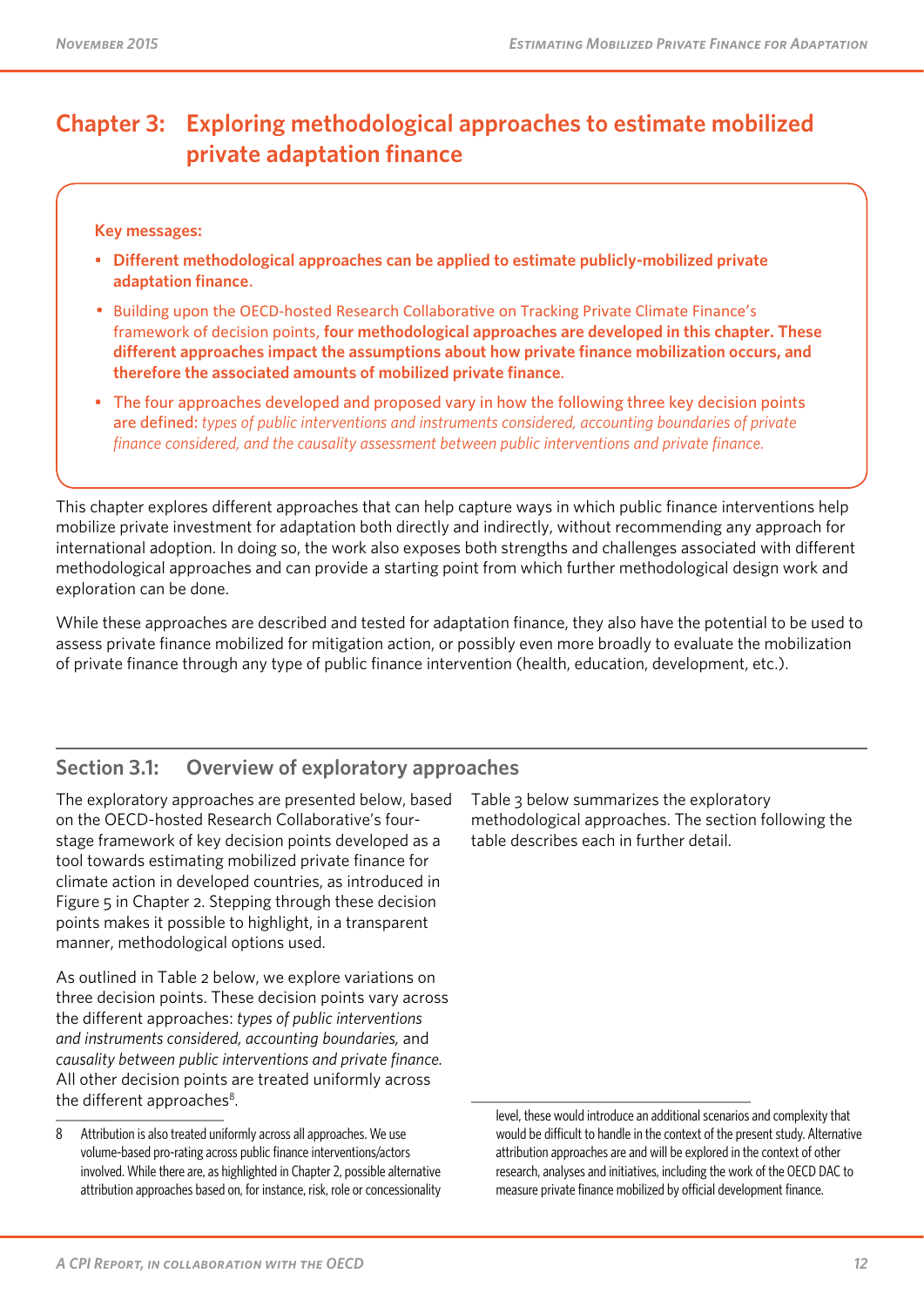# Chapter 3: Exploring methodological approaches to estimate mobilized private adaptation finance

**Key messages:**

- **Different methodological approaches can be applied to estimate publicly-mobilized private adaptation finance.**
- Building upon the OECD-hosted Research Collaborative on Tracking Private Climate Finance's framework of decision points, **four methodological approaches are developed in this chapter. These different approaches impact the assumptions about how private finance mobilization occurs, and therefore the associated amounts of mobilized private finance.**
- The four approaches developed and proposed vary in how the following three key decision points are defined: *types of public interventions and instruments considered, accounting boundaries of private finance considered, and the causality assessment between public interventions and private finance.*

This chapter explores different approaches that can help capture ways in which public finance interventions help mobilize private investment for adaptation both directly and indirectly, without recommending any approach for international adoption. In doing so, the work also exposes both strengths and challenges associated with different methodological approaches and can provide a starting point from which further methodological design work and exploration can be done.

While these approaches are described and tested for adaptation finance, they also have the potential to be used to assess private finance mobilized for mitigation action, or possibly even more broadly to evaluate the mobilization of private finance through any type of public finance intervention (health, education, development, etc.).

## Section 3.1: Overview of exploratory approaches

The exploratory approaches are presented below, based on the OECD-hosted Research Collaborative's four-stage framework of key decision points developed as a tool towards estimating mobilized private finance for climate action in developed countries, as introduced in Figure 5 in Chapter 2. Stepping through these decision points makes it possible to highlight, in a transparent manner, methodological options used.

As outlined in Table 2 below, we explore variations on three decision points. These decision points vary across the different approaches: *types of public interventions and instruments considered, accounting boundaries,* and *causality between public interventions and private finance.* All other decision points are treated uniformly across the different approaches[8].

Table 3 below summarizes the exploratory methodological approaches. The section following the table describes each in further detail.

8 Attribution is also treated uniformly across all approaches. We use volume-based pro-rating across public finance interventions/actors involved. While there are, as highlighted in Chapter 2, possible alternative attribution approaches based on, for instance, risk, role or concessionality level, these would introduce an additional scenarios and complexity that would be difficult to handle in the context of the present study. Alternative attribution approaches are and will be explored in the context of other research, analyses and initiatives, including the work of the OECD DAC to measure private finance mobilized by official development finance.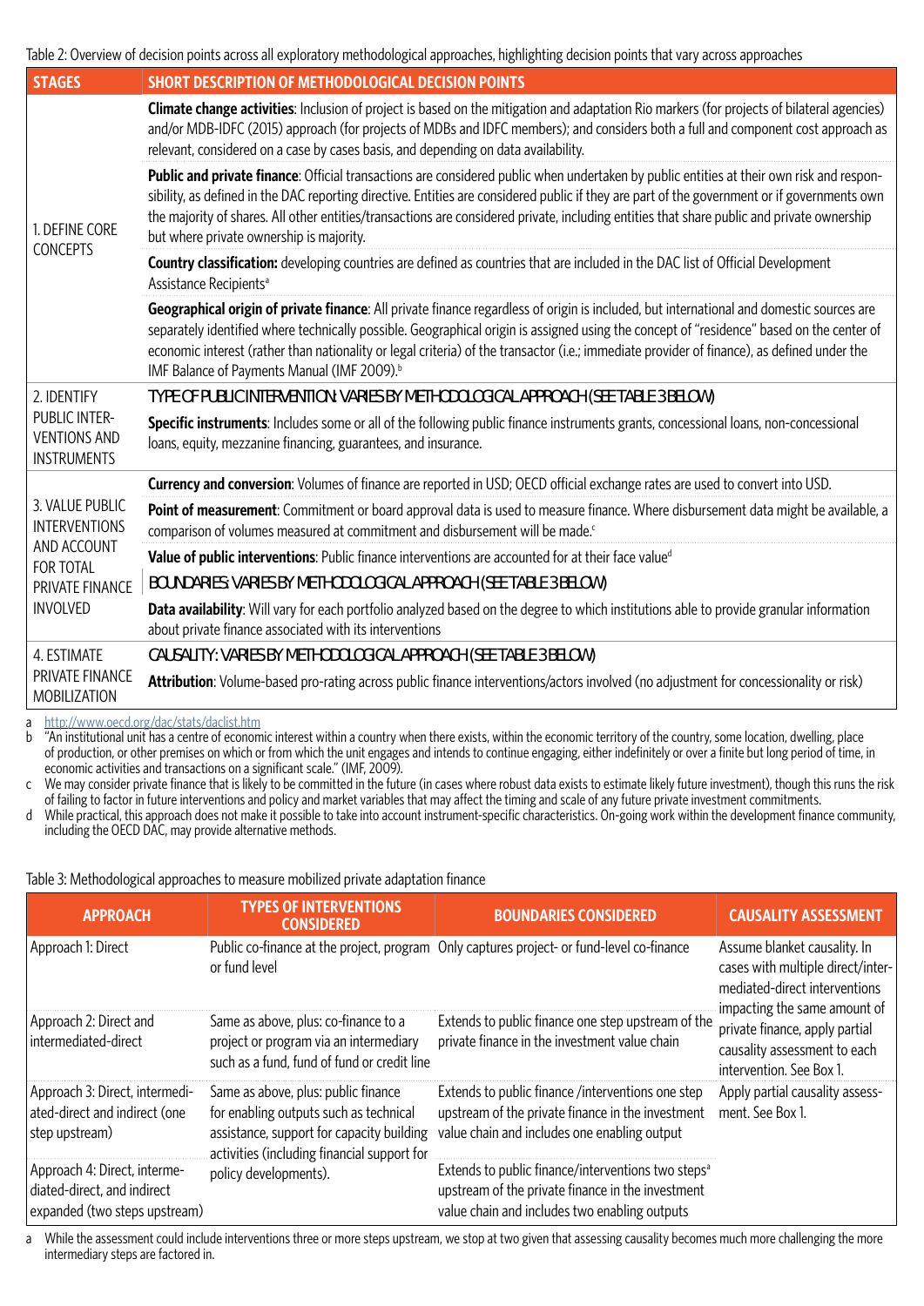Table 2: Overview of decision points across all exploratory methodological approaches, highlighting decision points that vary across approaches

| STAGES | SHORT DESCRIPTION OF METHODOLOGICAL DECISION POINTS |
|---|---|
| 1. DEFINE CORE CONCEPTS | **Climate change activities**: Inclusion of project is based on the mitigation and adaptation Rio markers (for projects of bilateral agencies) and/or MDB-IDFC (2015) approach (for projects of MDBs and IDFC members); and considers both a full and component cost approach as relevant, considered on a case by cases basis, and depending on data availability. |
| | **Public and private finance**: Official transactions are considered public when undertaken by public entities at their own risk and responsibility, as defined in the DAC reporting directive. Entities are considered public if they are part of the government or if governments own the majority of shares. All other entities/transactions are considered private, including entities that share public and private ownership but where private ownership is majority. |
| | **Country classification:** developing countries are defined as countries that are included in the DAC list of Official Development Assistance Recipients[a] |
| | **Geographical origin of private finance**: All private finance regardless of origin is included, but international and domestic sources are separately identified where technically possible. Geographical origin is assigned using the concept of "residence" based on the center of economic interest (rather than nationality or legal criteria) of the transactor (i.e.; immediate provider of finance), as defined under the IMF Balance of Payments Manual (IMF 2009).[b] |
| 2. IDENTIFY PUBLIC INTERVENTIONS AND INSTRUMENTS | TYPE OF PUBLIC INTERVENTION: VARIES BY METHODOLOGICAL APPROACH (SEE TABLE 3 BELOW) |
| | **Specific instruments**: Includes some or all of the following public finance instruments grants, concessional loans, non-concessional loans, equity, mezzanine financing, guarantees, and insurance. |
| 3. VALUE PUBLIC INTERVENTIONS AND ACCOUNT FOR TOTAL PRIVATE FINANCE INVOLVED | **Currency and conversion**: Volumes of finance are reported in USD; OECD official exchange rates are used to convert into USD. |
| | **Point of measurement**: Commitment or board approval data is used to measure finance. Where disbursement data might be available, a comparison of volumes measured at commitment and disbursement will be made.[c] |
| | **Value of public interventions**: Public finance interventions are accounted for at their face value[d] |
| | BOUNDARIES: VARIES BY METHODOLOGICAL APPROACH (SEE TABLE 3 BELOW) |
| | **Data availability**: Will vary for each portfolio analyzed based on the degree to which institutions able to provide granular information about private finance associated with its interventions |
| 4. ESTIMATE PRIVATE FINANCE MOBILIZATION | CAUSALITY: VARIES BY METHODOLOGICAL APPROACH (SEE TABLE 3 BELOW) |
| | **Attribution**: Volume-based pro-rating across public finance interventions/actors involved (no adjustment for concessionality or risk) |

a http://www.oecd.org/dac/stats/daclist.htm
b "An institutional unit has a centre of economic interest within a country when there exists, within the economic territory of the country, some location, dwelling, place of production, or other premises on which or from which the unit engages and intends to continue engaging, either indefinitely or over a finite but long period of time, in economic activities and transactions on a significant scale." (IMF, 2009).
c We may consider private finance that is likely to be committed in the future (in cases where robust data exists to estimate likely future investment), though this runs the risk of failing to factor in future interventions and policy and market variables that may affect the timing and scale of any future private investment commitments.
d While practical, this approach does not make it possible to take into account instrument-specific characteristics. On-going work within the development finance community, including the OECD DAC, may provide alternative methods.

Table 3: Methodological approaches to measure mobilized private adaptation finance

| APPROACH | TYPES OF INTERVENTIONS CONSIDERED | BOUNDARIES CONSIDERED | CAUSALITY ASSESSMENT |
|---|---|---|---|
| Approach 1: Direct | Public co-finance at the project, program or fund level | Only captures project- or fund-level co-finance | Assume blanket causality. In cases with multiple direct/intermediated-direct interventions impacting the same amount of private finance, apply partial causality assessment to each intervention. See Box 1. |
| Approach 2: Direct and intermediated-direct | Same as above, plus: co-finance to a project or program via an intermediary such as a fund, fund of fund or credit line | Extends to public finance one step upstream of the private finance in the investment value chain | |
| Approach 3: Direct, intermediated-direct and indirect (one step upstream) | Same as above, plus: public finance for enabling outputs such as technical assistance, support for capacity building activities (including financial support for policy developments). | Extends to public finance /interventions one step upstream of the private finance in the investment value chain and includes one enabling output | Apply partial causality assessment. See Box 1. |
| Approach 4: Direct, intermediated-direct, and indirect expanded (two steps upstream) | | Extends to public finance/interventions two steps[a] upstream of the private finance in the investment value chain and includes two enabling outputs | |

a While the assessment could include interventions three or more steps upstream, we stop at two given that assessing causality becomes much more challenging the more intermediary steps are factored in.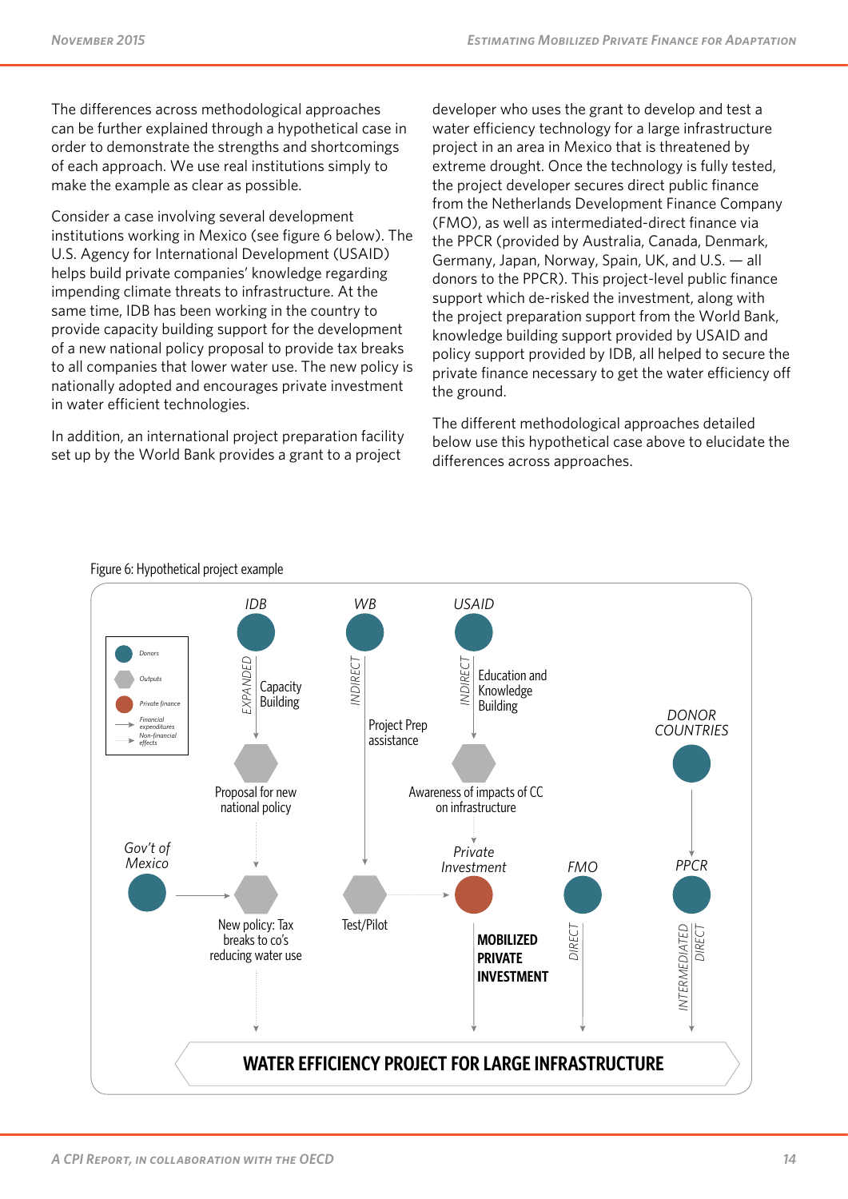The differences across methodological approaches can be further explained through a hypothetical case in order to demonstrate the strengths and shortcomings of each approach. We use real institutions simply to make the example as clear as possible.

Consider a case involving several development institutions working in Mexico (see figure 6 below). The U.S. Agency for International Development (USAID) helps build private companies' knowledge regarding impending climate threats to infrastructure. At the same time, IDB has been working in the country to provide capacity building support for the development of a new national policy proposal to provide tax breaks to all companies that lower water use. The new policy is nationally adopted and encourages private investment in water efficient technologies.

In addition, an international project preparation facility set up by the World Bank provides a grant to a project developer who uses the grant to develop and test a water efficiency technology for a large infrastructure project in an area in Mexico that is threatened by extreme drought. Once the technology is fully tested, the project developer secures direct public finance from the Netherlands Development Finance Company (FMO), as well as intermediated-direct finance via the PPCR (provided by Australia, Canada, Denmark, Germany, Japan, Norway, Spain, UK, and U.S. — all donors to the PPCR). This project-level public finance support which de-risked the investment, along with the project preparation support from the World Bank, knowledge building support provided by USAID and policy support provided by IDB, all helped to secure the private finance necessary to get the water efficiency off the ground.

The different methodological approaches detailed below use this hypothetical case above to elucidate the differences across approaches.

Figure 6: Hypothetical project example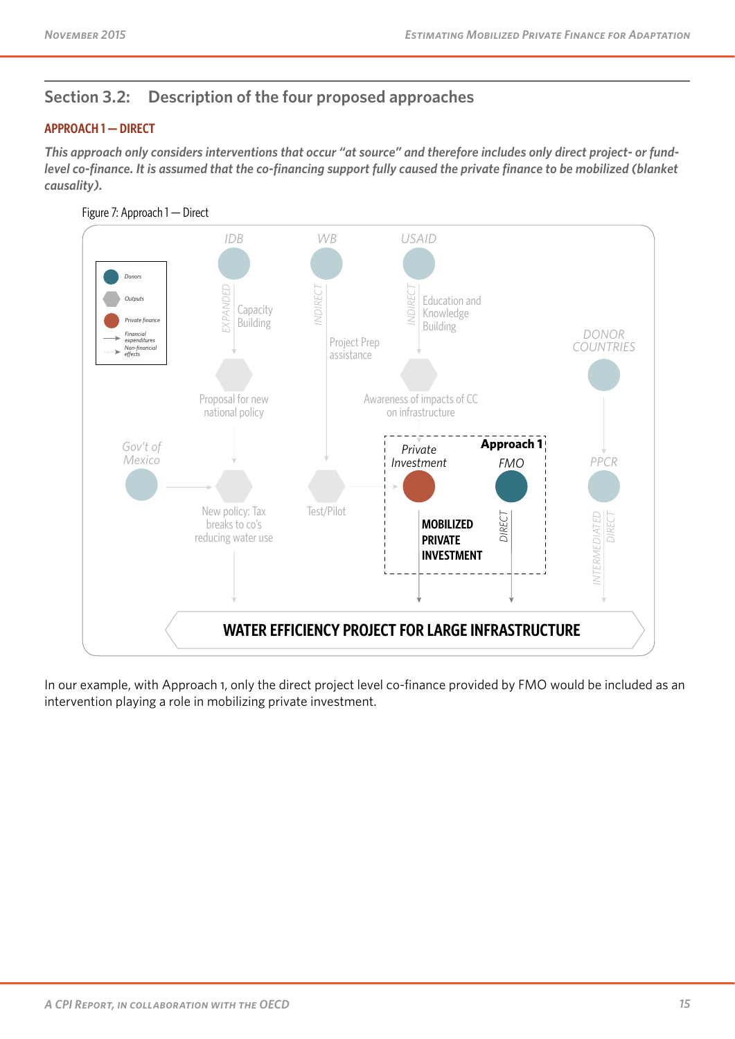## Section 3.2: Description of the four proposed approaches

### APPROACH 1 — DIRECT

*This approach only considers interventions that occur "at source" and therefore includes only direct project- or fund-level co-finance. It is assumed that the co-financing support fully caused the private finance to be mobilized (blanket causality).*

Figure 7: Approach 1 — Direct

In our example, with Approach 1, only the direct project level co-finance provided by FMO would be included as an intervention playing a role in mobilizing private investment.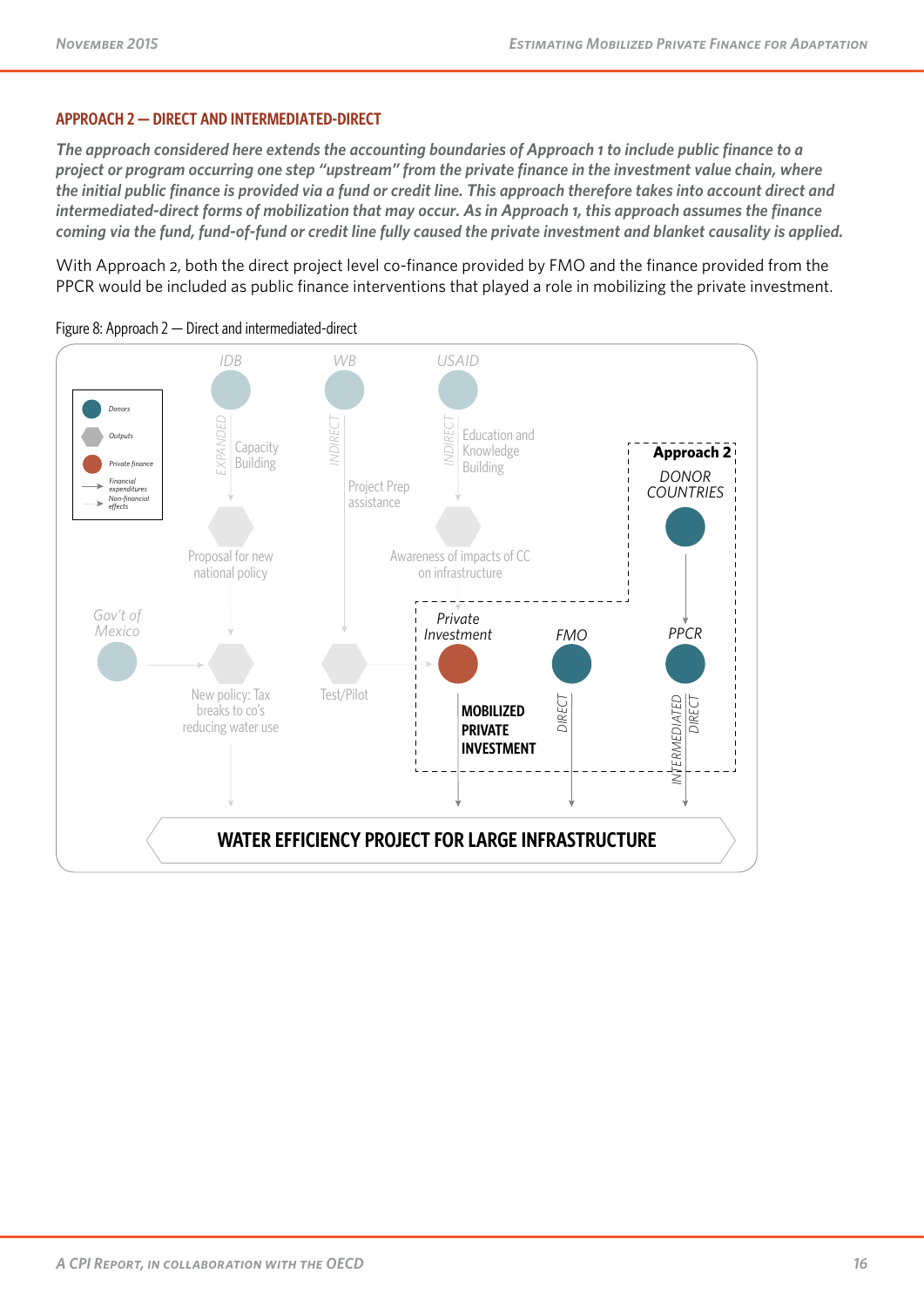### APPROACH 2 — DIRECT AND INTERMEDIATED-DIRECT

***The approach considered here extends the accounting boundaries of Approach 1 to include public finance to a project or program occurring one step "upstream" from the private finance in the investment value chain, where the initial public finance is provided via a fund or credit line. This approach therefore takes into account direct and intermediated-direct forms of mobilization that may occur. As in Approach 1, this approach assumes the finance coming via the fund, fund-of-fund or credit line fully caused the private investment and blanket causality is applied.***

With Approach 2, both the direct project level co-finance provided by FMO and the finance provided from the PPCR would be included as public finance interventions that played a role in mobilizing the private investment.

Figure 8: Approach 2 — Direct and intermediated-direct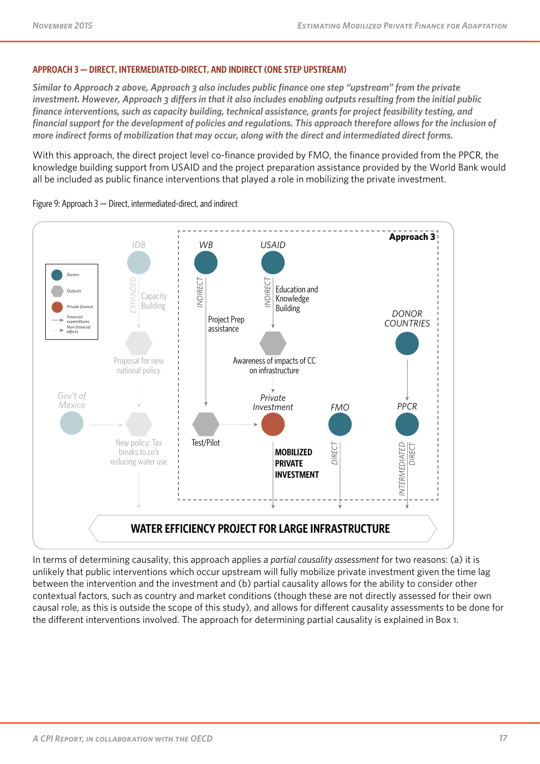### APPROACH 3 — DIRECT, INTERMEDIATED-DIRECT, AND INDIRECT (ONE STEP UPSTREAM)

***Similar to Approach 2 above, Approach 3 also includes public finance one step "upstream" from the private investment. However, Approach 3 differs in that it also includes enabling outputs resulting from the initial public finance interventions, such as capacity building, technical assistance, grants for project feasibility testing, and financial support for the development of policies and regulations. This approach therefore allows for the inclusion of more indirect forms of mobilization that may occur, along with the direct and intermediated direct forms.***

With this approach, the direct project level co-finance provided by FMO, the finance provided from the PPCR, the knowledge building support from USAID and the project preparation assistance provided by the World Bank would all be included as public finance interventions that played a role in mobilizing the private investment.

Figure 9: Approach 3 — Direct, intermediated-direct, and indirect

In terms of determining causality, this approach applies a *partial causality assessment* for two reasons: (a) it is unlikely that public interventions which occur upstream will fully mobilize private investment given the time lag between the intervention and the investment and (b) partial causality allows for the ability to consider other contextual factors, such as country and market conditions (though these are not directly assessed for their own causal role, as this is outside the scope of this study), and allows for different causality assessments to be done for the different interventions involved. The approach for determining partial causality is explained in Box 1.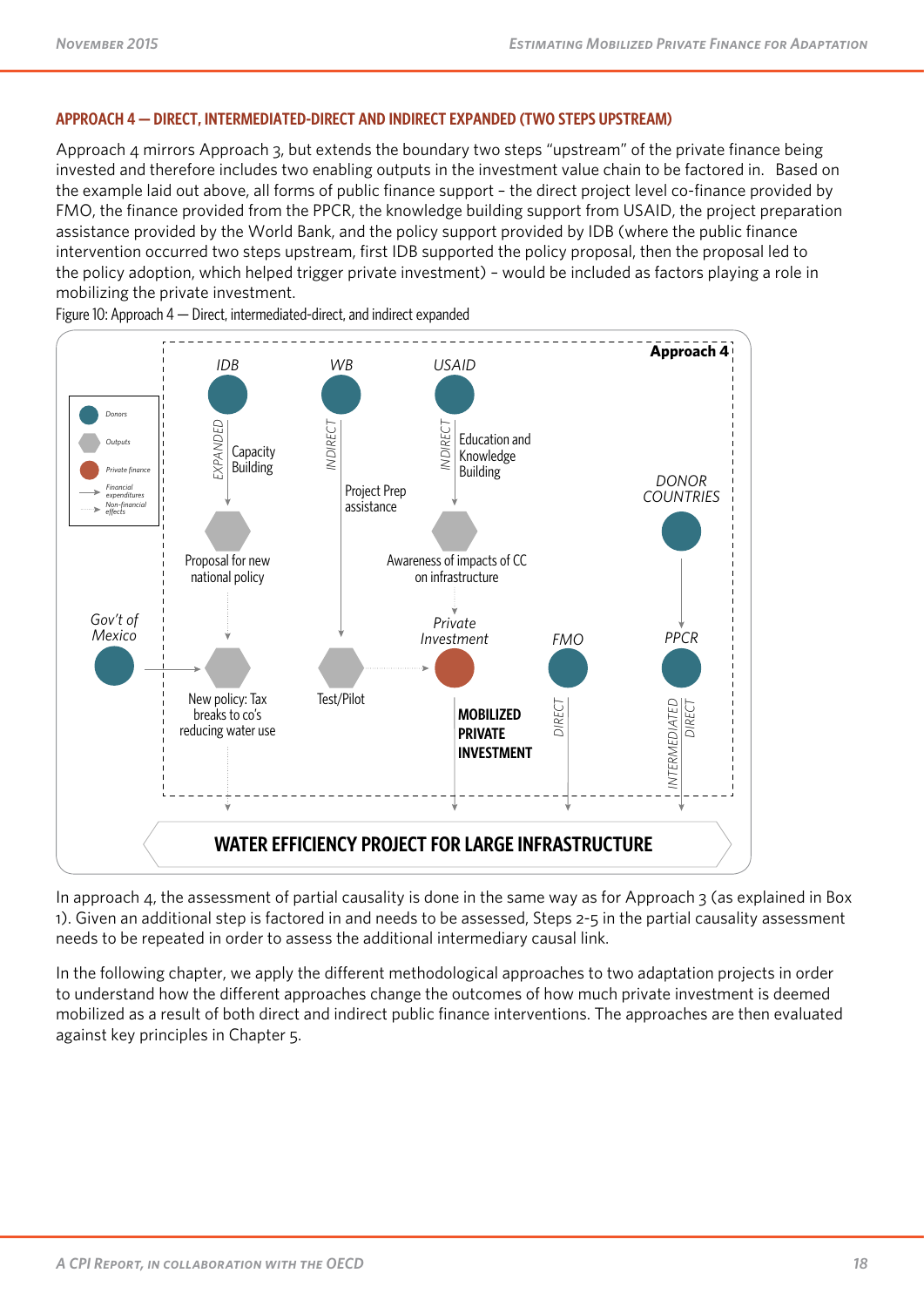### APPROACH 4 — DIRECT, INTERMEDIATED-DIRECT AND INDIRECT EXPANDED (TWO STEPS UPSTREAM)

Approach 4 mirrors Approach 3, but extends the boundary two steps "upstream" of the private finance being invested and therefore includes two enabling outputs in the investment value chain to be factored in. Based on the example laid out above, all forms of public finance support – the direct project level co-finance provided by FMO, the finance provided from the PPCR, the knowledge building support from USAID, the project preparation assistance provided by the World Bank, and the policy support provided by IDB (where the public finance intervention occurred two steps upstream, first IDB supported the policy proposal, then the proposal led to the policy adoption, which helped trigger private investment) – would be included as factors playing a role in mobilizing the private investment.

Figure 10: Approach 4 — Direct, intermediated-direct, and indirect expanded

In approach 4, the assessment of partial causality is done in the same way as for Approach 3 (as explained in Box 1). Given an additional step is factored in and needs to be assessed, Steps 2-5 in the partial causality assessment needs to be repeated in order to assess the additional intermediary causal link.

In the following chapter, we apply the different methodological approaches to two adaptation projects in order to understand how the different approaches change the outcomes of how much private investment is deemed mobilized as a result of both direct and indirect public finance interventions. The approaches are then evaluated against key principles in Chapter 5.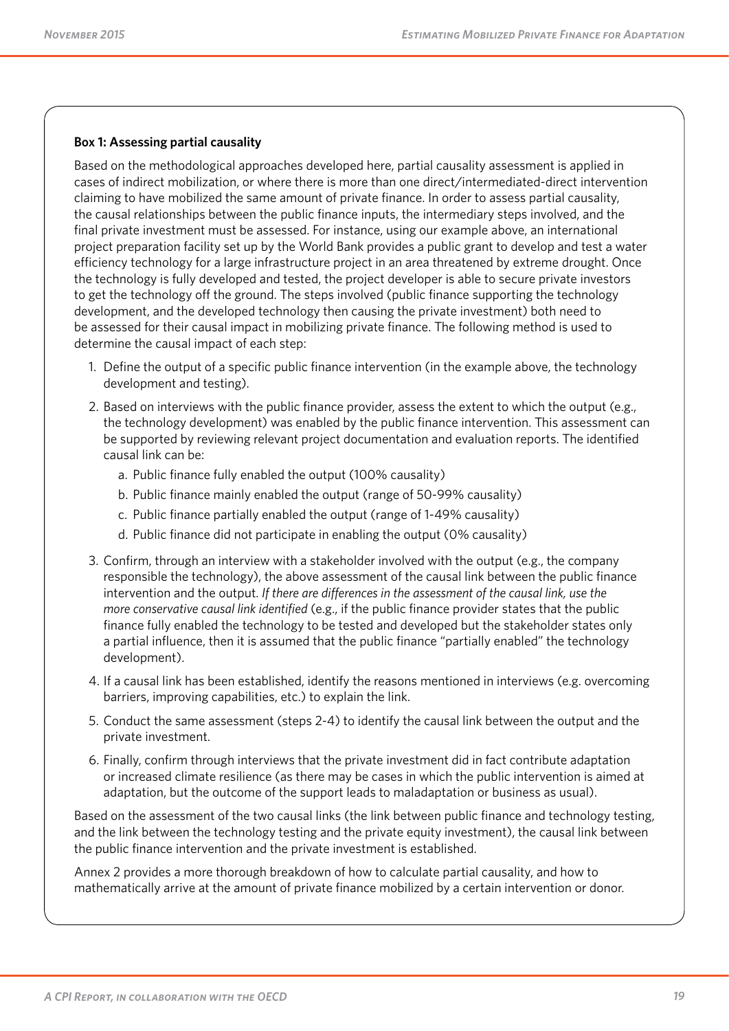**Box 1: Assessing partial causality**

Based on the methodological approaches developed here, partial causality assessment is applied in cases of indirect mobilization, or where there is more than one direct/intermediated-direct intervention claiming to have mobilized the same amount of private finance. In order to assess partial causality, the causal relationships between the public finance inputs, the intermediary steps involved, and the final private investment must be assessed. For instance, using our example above, an international project preparation facility set up by the World Bank provides a public grant to develop and test a water efficiency technology for a large infrastructure project in an area threatened by extreme drought. Once the technology is fully developed and tested, the project developer is able to secure private investors to get the technology off the ground. The steps involved (public finance supporting the technology development, and the developed technology then causing the private investment) both need to be assessed for their causal impact in mobilizing private finance. The following method is used to determine the causal impact of each step:

1. Define the output of a specific public finance intervention (in the example above, the technology development and testing).
2. Based on interviews with the public finance provider, assess the extent to which the output (e.g., the technology development) was enabled by the public finance intervention. This assessment can be supported by reviewing relevant project documentation and evaluation reports. The identified causal link can be:
   a. Public finance fully enabled the output (100% causality)
   b. Public finance mainly enabled the output (range of 50-99% causality)
   c. Public finance partially enabled the output (range of 1-49% causality)
   d. Public finance did not participate in enabling the output (0% causality)
3. Confirm, through an interview with a stakeholder involved with the output (e.g., the company responsible the technology), the above assessment of the causal link between the public finance intervention and the output. *If there are differences in the assessment of the causal link, use the more conservative causal link identified* (e.g., if the public finance provider states that the public finance fully enabled the technology to be tested and developed but the stakeholder states only a partial influence, then it is assumed that the public finance "partially enabled" the technology development).
4. If a causal link has been established, identify the reasons mentioned in interviews (e.g. overcoming barriers, improving capabilities, etc.) to explain the link.
5. Conduct the same assessment (steps 2-4) to identify the causal link between the output and the private investment.
6. Finally, confirm through interviews that the private investment did in fact contribute adaptation or increased climate resilience (as there may be cases in which the public intervention is aimed at adaptation, but the outcome of the support leads to maladaptation or business as usual).

Based on the assessment of the two causal links (the link between public finance and technology testing, and the link between the technology testing and the private equity investment), the causal link between the public finance intervention and the private investment is established.

Annex 2 provides a more thorough breakdown of how to calculate partial causality, and how to mathematically arrive at the amount of private finance mobilized by a certain intervention or donor.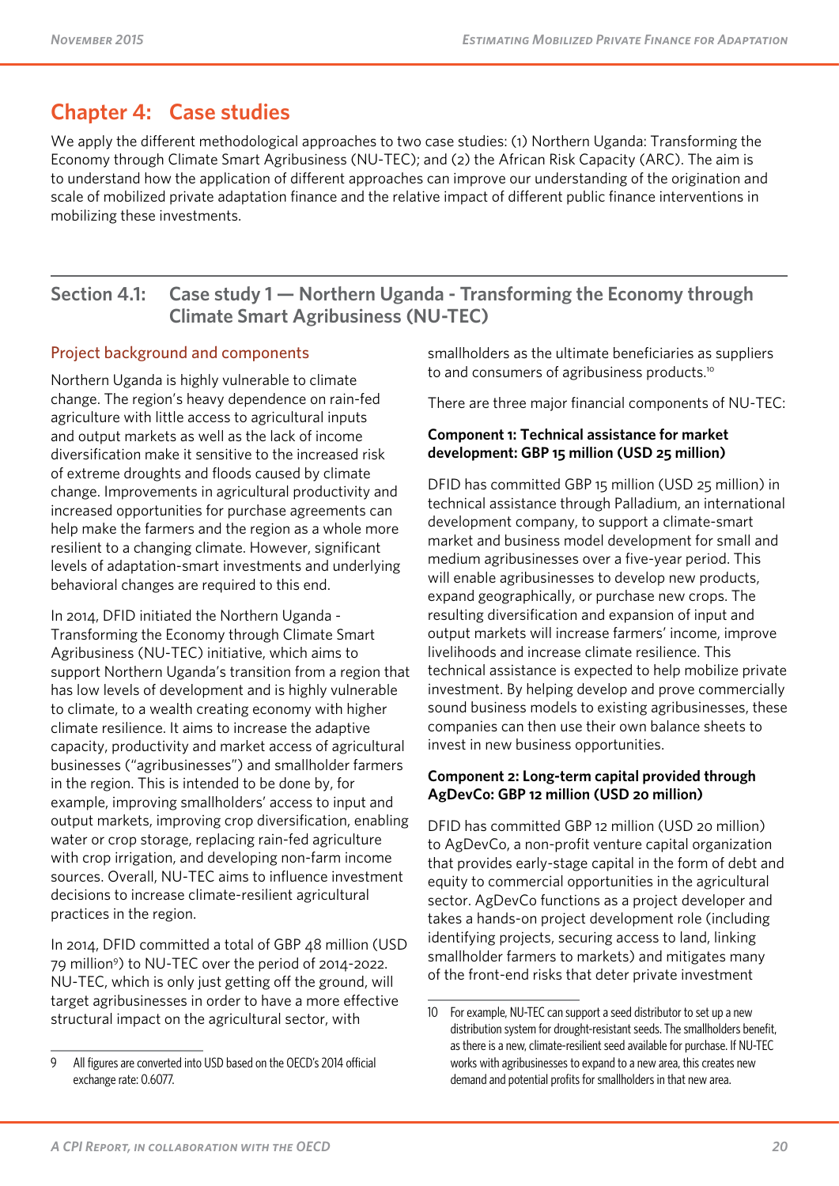# Chapter 4: Case studies

We apply the different methodological approaches to two case studies: (1) Northern Uganda: Transforming the Economy through Climate Smart Agribusiness (NU-TEC); and (2) the African Risk Capacity (ARC). The aim is to understand how the application of different approaches can improve our understanding of the origination and scale of mobilized private adaptation finance and the relative impact of different public finance interventions in mobilizing these investments.

## Section 4.1: Case study 1 — Northern Uganda - Transforming the Economy through Climate Smart Agribusiness (NU-TEC)

### Project background and components

Northern Uganda is highly vulnerable to climate change. The region's heavy dependence on rain-fed agriculture with little access to agricultural inputs and output markets as well as the lack of income diversification make it sensitive to the increased risk of extreme droughts and floods caused by climate change. Improvements in agricultural productivity and increased opportunities for purchase agreements can help make the farmers and the region as a whole more resilient to a changing climate. However, significant levels of adaptation-smart investments and underlying behavioral changes are required to this end.

In 2014, DFID initiated the Northern Uganda - Transforming the Economy through Climate Smart Agribusiness (NU-TEC) initiative, which aims to support Northern Uganda's transition from a region that has low levels of development and is highly vulnerable to climate, to a wealth creating economy with higher climate resilience. It aims to increase the adaptive capacity, productivity and market access of agricultural businesses ("agribusinesses") and smallholder farmers in the region. This is intended to be done by, for example, improving smallholders' access to input and output markets, improving crop diversification, enabling water or crop storage, replacing rain-fed agriculture with crop irrigation, and developing non-farm income sources. Overall, NU-TEC aims to influence investment decisions to increase climate-resilient agricultural practices in the region.

In 2014, DFID committed a total of GBP 48 million (USD 79 million[9]) to NU-TEC over the period of 2014-2022. NU-TEC, which is only just getting off the ground, will target agribusinesses in order to have a more effective structural impact on the agricultural sector, with smallholders as the ultimate beneficiaries as suppliers to and consumers of agribusiness products.[10]

There are three major financial components of NU-TEC:

**Component 1: Technical assistance for market development: GBP 15 million (USD 25 million)**

DFID has committed GBP 15 million (USD 25 million) in technical assistance through Palladium, an international development company, to support a climate-smart market and business model development for small and medium agribusinesses over a five-year period. This will enable agribusinesses to develop new products, expand geographically, or purchase new crops. The resulting diversification and expansion of input and output markets will increase farmers' income, improve livelihoods and increase climate resilience. This technical assistance is expected to help mobilize private investment. By helping develop and prove commercially sound business models to existing agribusinesses, these companies can then use their own balance sheets to invest in new business opportunities.

**Component 2: Long-term capital provided through AgDevCo: GBP 12 million (USD 20 million)**

DFID has committed GBP 12 million (USD 20 million) to AgDevCo, a non-profit venture capital organization that provides early-stage capital in the form of debt and equity to commercial opportunities in the agricultural sector. AgDevCo functions as a project developer and takes a hands-on project development role (including identifying projects, securing access to land, linking smallholder farmers to markets) and mitigates many of the front-end risks that deter private investment

---

9 All figures are converted into USD based on the OECD's 2014 official exchange rate: 0.6077.

10 For example, NU-TEC can support a seed distributor to set up a new distribution system for drought-resistant seeds. The smallholders benefit, as there is a new, climate-resilient seed available for purchase. If NU-TEC works with agribusinesses to expand to a new area, this creates new demand and potential profits for smallholders in that new area.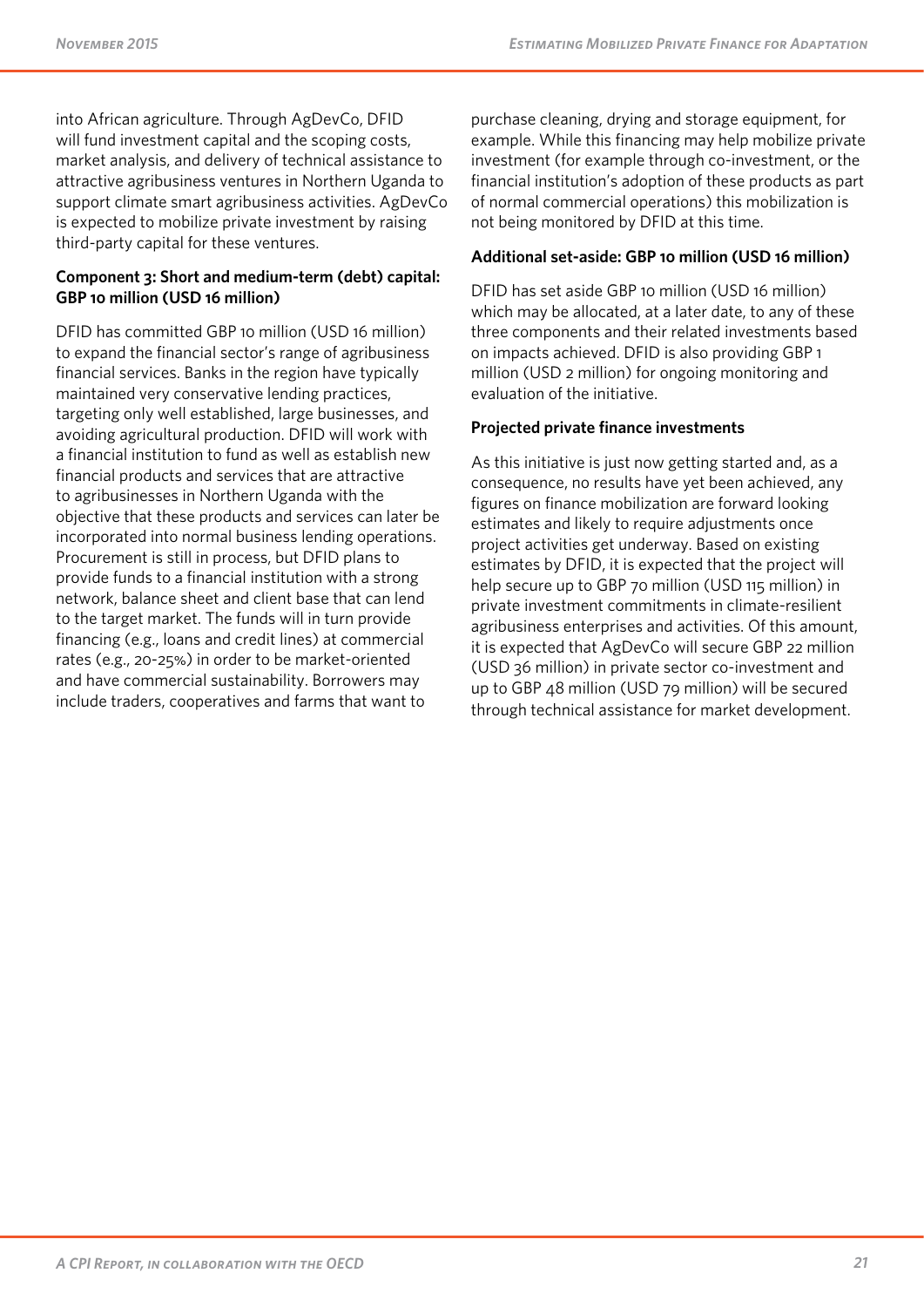into African agriculture. Through AgDevCo, DFID will fund investment capital and the scoping costs, market analysis, and delivery of technical assistance to attractive agribusiness ventures in Northern Uganda to support climate smart agribusiness activities. AgDevCo is expected to mobilize private investment by raising third-party capital for these ventures.

**Component 3: Short and medium-term (debt) capital: GBP 10 million (USD 16 million)**

DFID has committed GBP 10 million (USD 16 million) to expand the financial sector's range of agribusiness financial services. Banks in the region have typically maintained very conservative lending practices, targeting only well established, large businesses, and avoiding agricultural production. DFID will work with a financial institution to fund as well as establish new financial products and services that are attractive to agribusinesses in Northern Uganda with the objective that these products and services can later be incorporated into normal business lending operations. Procurement is still in process, but DFID plans to provide funds to a financial institution with a strong network, balance sheet and client base that can lend to the target market. The funds will in turn provide financing (e.g., loans and credit lines) at commercial rates (e.g., 20-25%) in order to be market-oriented and have commercial sustainability. Borrowers may include traders, cooperatives and farms that want to purchase cleaning, drying and storage equipment, for example. While this financing may help mobilize private investment (for example through co-investment, or the financial institution's adoption of these products as part of normal commercial operations) this mobilization is not being monitored by DFID at this time.

**Additional set-aside: GBP 10 million (USD 16 million)**

DFID has set aside GBP 10 million (USD 16 million) which may be allocated, at a later date, to any of these three components and their related investments based on impacts achieved. DFID is also providing GBP 1 million (USD 2 million) for ongoing monitoring and evaluation of the initiative.

**Projected private finance investments**

As this initiative is just now getting started and, as a consequence, no results have yet been achieved, any figures on finance mobilization are forward looking estimates and likely to require adjustments once project activities get underway. Based on existing estimates by DFID, it is expected that the project will help secure up to GBP 70 million (USD 115 million) in private investment commitments in climate-resilient agribusiness enterprises and activities. Of this amount, it is expected that AgDevCo will secure GBP 22 million (USD 36 million) in private sector co-investment and up to GBP 48 million (USD 79 million) will be secured through technical assistance for market development.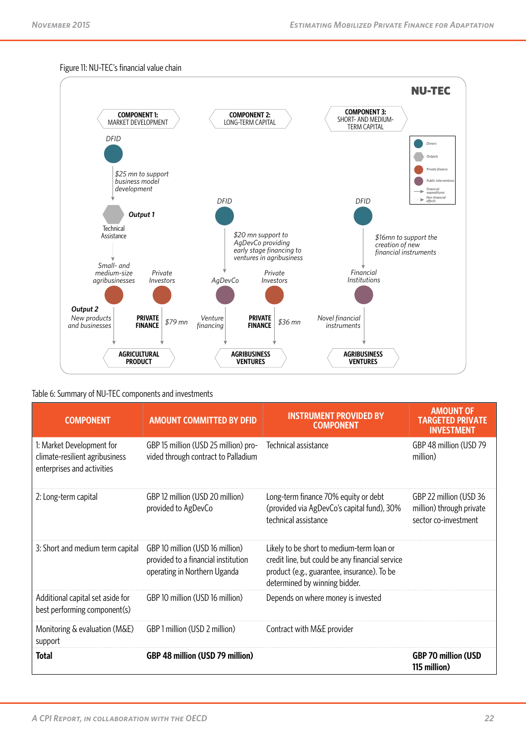Figure 11: NU-TEC's financial value chain

NU-TEC

COMPONENT 1: MARKET DEVELOPMENT

COMPONENT 2: LONG-TERM CAPITAL

COMPONENT 3: SHORT- AND MEDIUM-TERM CAPITAL

DFID

$25 mn to support business model development

Output 1

Technical Assistance

Small- and medium-size agribusinesses

Private Investors

Output 2

New products and businesses

PRIVATE FINANCE

$79 mn

AGRICULTURAL PRODUCT

DFID

$20 mn support to AgDevCo providing early stage financing to ventures in agribusiness

AgDevCo

Private Investors

Venture financing

PRIVATE FINANCE

$36 mn

AGRIBUSINESS VENTURES

DFID

$16mn to support the creation of new financial instruments

Financial Institutions

Novel financial instruments

AGRIBUSINESS VENTURES

Donors

Outputs

Private finance

Public interventions

Financial expenditures

Non-financial effects

Table 6: Summary of NU-TEC components and investments

| COMPONENT | AMOUNT COMMITTED BY DFID | INSTRUMENT PROVIDED BY COMPONENT | AMOUNT OF TARGETED PRIVATE INVESTMENT |
|---|---|---|---|
| 1: Market Development for climate-resilient agribusiness enterprises and activities | GBP 15 million (USD 25 million) provided through contract to Palladium | Technical assistance | GBP 48 million (USD 79 million) |
| 2: Long-term capital | GBP 12 million (USD 20 million) provided to AgDevCo | Long-term finance 70% equity or debt (provided via AgDevCo's capital fund), 30% technical assistance | GBP 22 million (USD 36 million) through private sector co-investment |
| 3: Short and medium term capital | GBP 10 million (USD 16 million) provided to a financial institution operating in Northern Uganda | Likely to be short to medium-term loan or credit line, but could be any financial service product (e.g., guarantee, insurance). To be determined by winning bidder. | |
| Additional capital set aside for best performing component(s) | GBP 10 million (USD 16 million) | Depends on where money is invested | |
| Monitoring & evaluation (M&E) support | GBP 1 million (USD 2 million) | Contract with M&E provider | |
| **Total** | **GBP 48 million (USD 79 million)** | | **GBP 70 million (USD 115 million)** |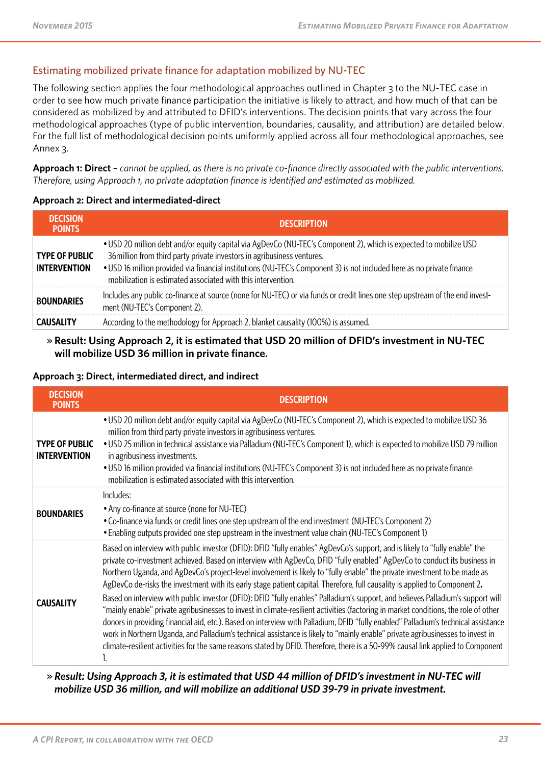## Estimating mobilized private finance for adaptation mobilized by NU-TEC

The following section applies the four methodological approaches outlined in Chapter 3 to the NU-TEC case in order to see how much private finance participation the initiative is likely to attract, and how much of that can be considered as mobilized by and attributed to DFID's interventions. The decision points that vary across the four methodological approaches (type of public intervention, boundaries, causality, and attribution) are detailed below. For the full list of methodological decision points uniformly applied across all four methodological approaches, see Annex 3.

**Approach 1: Direct** – *cannot be applied, as there is no private co-finance directly associated with the public interventions. Therefore, using Approach 1, no private adaptation finance is identified and estimated as mobilized.*

**Approach 2: Direct and intermediated-direct**

| DECISION POINTS | DESCRIPTION |
|---|---|
| **TYPE OF PUBLIC INTERVENTION** | • USD 20 million debt and/or equity capital via AgDevCo (NU-TEC's Component 2), which is expected to mobilize USD 36million from third party private investors in agribusiness ventures.<br>• USD 16 million provided via financial institutions (NU-TEC's Component 3) is not included here as no private finance mobilization is estimated associated with this intervention. |
| **BOUNDARIES** | Includes any public co-finance at source (none for NU-TEC) or via funds or credit lines one step upstream of the end investment (NU-TEC's Component 2). |
| **CAUSALITY** | According to the methodology for Approach 2, blanket causality (100%) is assumed. |

» **Result: Using Approach 2, it is estimated that USD 20 million of DFID's investment in NU-TEC will mobilize USD 36 million in private finance.**

**Approach 3: Direct, intermediated direct, and indirect**

| DECISION POINTS | DESCRIPTION |
|---|---|
| **TYPE OF PUBLIC INTERVENTION** | • USD 20 million debt and/or equity capital via AgDevCo (NU-TEC's Component 2), which is expected to mobilize USD 36 million from third party private investors in agribusiness ventures.<br>• USD 25 million in technical assistance via Palladium (NU-TEC's Component 1), which is expected to mobilize USD 79 million in agribusiness investments.<br>• USD 16 million provided via financial institutions (NU-TEC's Component 3) is not included here as no private finance mobilization is estimated associated with this intervention. |
| **BOUNDARIES** | Includes:<br>• Any co-finance at source (none for NU-TEC)<br>• Co-finance via funds or credit lines one step upstream of the end investment (NU-TEC's Component 2)<br>• Enabling outputs provided one step upstream in the investment value chain (NU-TEC's Component 1) |
| **CAUSALITY** | Based on interview with public investor (DFID): DFID "fully enables" AgDevCo's support, and is likely to "fully enable" the private co-investment achieved. Based on interview with AgDevCo, DFID "fully enabled" AgDevCo to conduct its business in Northern Uganda, and AgDevCo's project-level involvement is likely to "fully enable" the private investment to be made as AgDevCo de-risks the investment with its early stage patient capital. Therefore, full causality is applied to Component 2.<br>Based on interview with public investor (DFID): DFID "fully enables" Palladium's support, and believes Palladium's support will "mainly enable" private agribusinesses to invest in climate-resilient activities (factoring in market conditions, the role of other donors in providing financial aid, etc.). Based on interview with Palladium, DFID "fully enabled" Palladium's technical assistance work in Northern Uganda, and Palladium's technical assistance is likely to "mainly enable" private agribusinesses to invest in climate-resilient activities for the same reasons stated by DFID. Therefore, there is a 50-99% causal link applied to Component 1. |

» ***Result: Using Approach 3, it is estimated that USD 44 million of DFID's investment in NU-TEC will mobilize USD 36 million, and will mobilize an additional USD 39-79 in private investment.***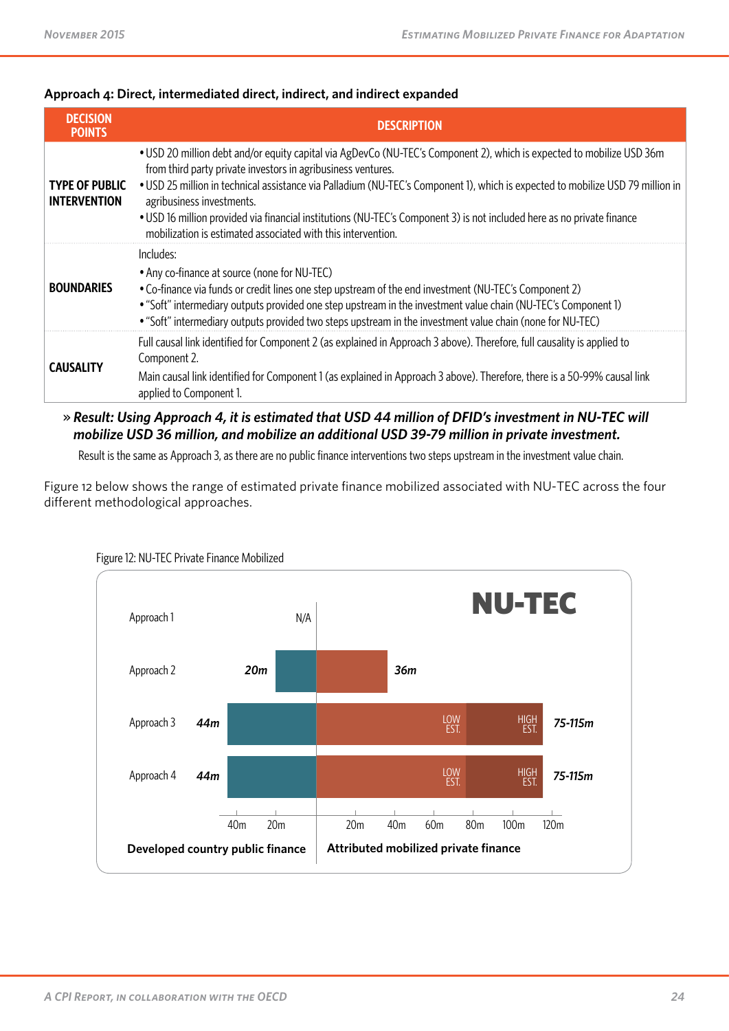**Approach 4: Direct, intermediated direct, indirect, and indirect expanded**

| DECISION POINTS | DESCRIPTION |
|---|---|
| **TYPE OF PUBLIC INTERVENTION** | • USD 20 million debt and/or equity capital via AgDevCo (NU-TEC's Component 2), which is expected to mobilize USD 36m from third party private investors in agribusiness ventures.<br>• USD 25 million in technical assistance via Palladium (NU-TEC's Component 1), which is expected to mobilize USD 79 million in agribusiness investments.<br>• USD 16 million provided via financial institutions (NU-TEC's Component 3) is not included here as no private finance mobilization is estimated associated with this intervention. |
| **BOUNDARIES** | Includes:<br>• Any co-finance at source (none for NU-TEC)<br>• Co-finance via funds or credit lines one step upstream of the end investment (NU-TEC's Component 2)<br>• "Soft" intermediary outputs provided one step upstream in the investment value chain (NU-TEC's Component 1)<br>• "Soft" intermediary outputs provided two steps upstream in the investment value chain (none for NU-TEC) |
| **CAUSALITY** | Full causal link identified for Component 2 (as explained in Approach 3 above). Therefore, full causality is applied to Component 2.<br>Main causal link identified for Component 1 (as explained in Approach 3 above). Therefore, there is a 50-99% causal link applied to Component 1. |

» ***Result: Using Approach 4, it is estimated that USD 44 million of DFID's investment in NU-TEC will mobilize USD 36 million, and mobilize an additional USD 39-79 million in private investment.***

Result is the same as Approach 3, as there are no public finance interventions two steps upstream in the investment value chain.

Figure 12 below shows the range of estimated private finance mobilized associated with NU-TEC across the four different methodological approaches.

Figure 12: NU-TEC Private Finance Mobilized

| NU-TEC | Developed country public finance | Attributed mobilized private finance |
|---|---|---|
| Approach 1 | N/A | |
| Approach 2 | 20m | 36m |
| Approach 3 | 44m | 75-115m (Low est. – High est.) |
| Approach 4 | 44m | 75-115m (Low est. – High est.) |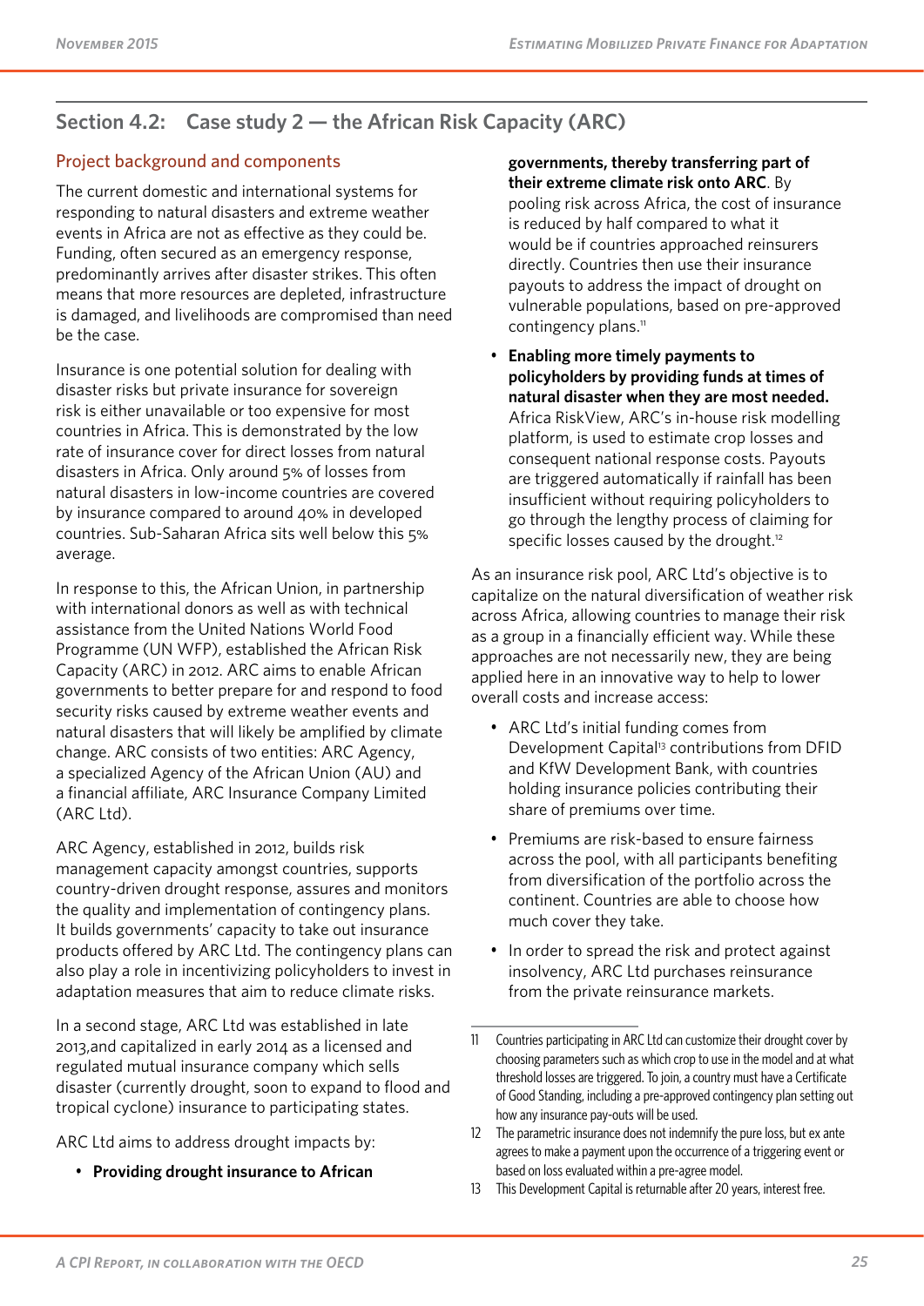## Section 4.2: Case study 2 — the African Risk Capacity (ARC)

### Project background and components

The current domestic and international systems for responding to natural disasters and extreme weather events in Africa are not as effective as they could be. Funding, often secured as an emergency response, predominantly arrives after disaster strikes. This often means that more resources are depleted, infrastructure is damaged, and livelihoods are compromised than need be the case.

Insurance is one potential solution for dealing with disaster risks but private insurance for sovereign risk is either unavailable or too expensive for most countries in Africa. This is demonstrated by the low rate of insurance cover for direct losses from natural disasters in Africa. Only around 5% of losses from natural disasters in low-income countries are covered by insurance compared to around 40% in developed countries. Sub-Saharan Africa sits well below this 5% average.

In response to this, the African Union, in partnership with international donors as well as with technical assistance from the United Nations World Food Programme (UN WFP), established the African Risk Capacity (ARC) in 2012. ARC aims to enable African governments to better prepare for and respond to food security risks caused by extreme weather events and natural disasters that will likely be amplified by climate change. ARC consists of two entities: ARC Agency, a specialized Agency of the African Union (AU) and a financial affiliate, ARC Insurance Company Limited (ARC Ltd).

ARC Agency, established in 2012, builds risk management capacity amongst countries, supports country-driven drought response, assures and monitors the quality and implementation of contingency plans. It builds governments' capacity to take out insurance products offered by ARC Ltd. The contingency plans can also play a role in incentivizing policyholders to invest in adaptation measures that aim to reduce climate risks.

In a second stage, ARC Ltd was established in late 2013,and capitalized in early 2014 as a licensed and regulated mutual insurance company which sells disaster (currently drought, soon to expand to flood and tropical cyclone) insurance to participating states.

ARC Ltd aims to address drought impacts by:

- **Providing drought insurance to African governments, thereby transferring part of their extreme climate risk onto ARC**. By pooling risk across Africa, the cost of insurance is reduced by half compared to what it would be if countries approached reinsurers directly. Countries then use their insurance payouts to address the impact of drought on vulnerable populations, based on pre-approved contingency plans.[11]
- **Enabling more timely payments to policyholders by providing funds at times of natural disaster when they are most needed.** Africa RiskView, ARC's in-house risk modelling platform, is used to estimate crop losses and consequent national response costs. Payouts are triggered automatically if rainfall has been insufficient without requiring policyholders to go through the lengthy process of claiming for specific losses caused by the drought.[12]

As an insurance risk pool, ARC Ltd's objective is to capitalize on the natural diversification of weather risk across Africa, allowing countries to manage their risk as a group in a financially efficient way. While these approaches are not necessarily new, they are being applied here in an innovative way to help to lower overall costs and increase access:

- ARC Ltd's initial funding comes from Development Capital[13] contributions from DFID and KfW Development Bank, with countries holding insurance policies contributing their share of premiums over time.
- Premiums are risk-based to ensure fairness across the pool, with all participants benefiting from diversification of the portfolio across the continent. Countries are able to choose how much cover they take.
- In order to spread the risk and protect against insolvency, ARC Ltd purchases reinsurance from the private reinsurance markets.

---

11 Countries participating in ARC Ltd can customize their drought cover by choosing parameters such as which crop to use in the model and at what threshold losses are triggered. To join, a country must have a Certificate of Good Standing, including a pre-approved contingency plan setting out how any insurance pay-outs will be used.

12 The parametric insurance does not indemnify the pure loss, but ex ante agrees to make a payment upon the occurrence of a triggering event or based on loss evaluated within a pre-agree model.

13 This Development Capital is returnable after 20 years, interest free.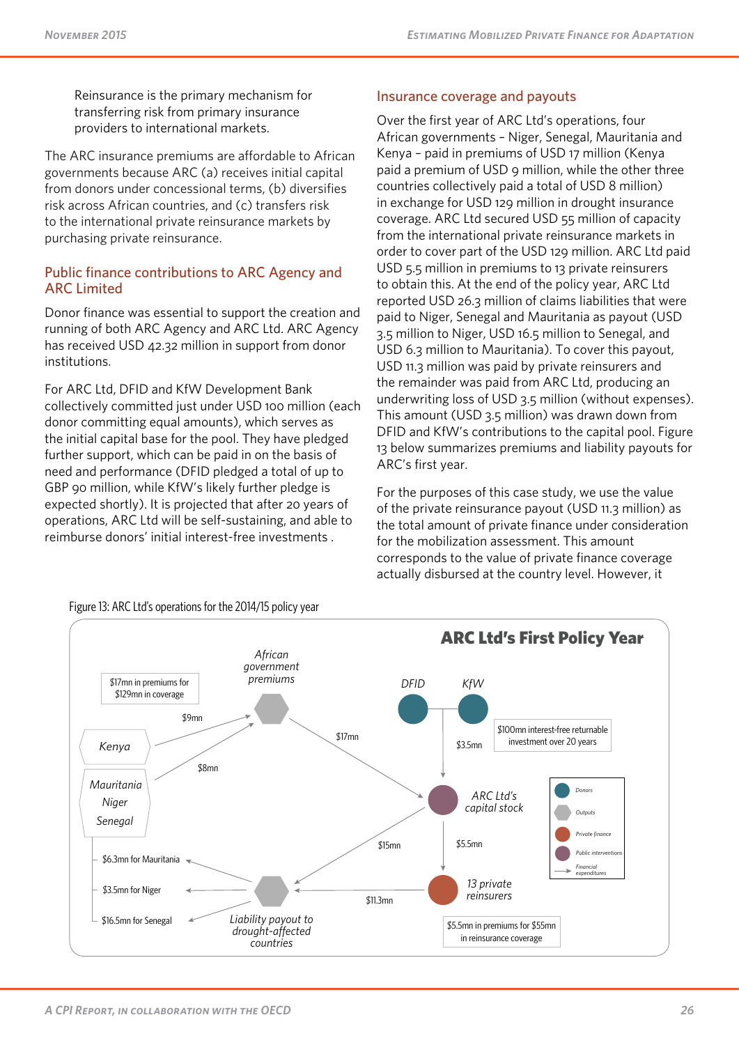Reinsurance is the primary mechanism for transferring risk from primary insurance providers to international markets.

The ARC insurance premiums are affordable to African governments because ARC (a) receives initial capital from donors under concessional terms, (b) diversifies risk across African countries, and (c) transfers risk to the international private reinsurance markets by purchasing private reinsurance.

## Public finance contributions to ARC Agency and ARC Limited

Donor finance was essential to support the creation and running of both ARC Agency and ARC Ltd. ARC Agency has received USD 42.32 million in support from donor institutions.

For ARC Ltd, DFID and KfW Development Bank collectively committed just under USD 100 million (each donor committing equal amounts), which serves as the initial capital base for the pool. They have pledged further support, which can be paid in on the basis of need and performance (DFID pledged a total of up to GBP 90 million, while KfW's likely further pledge is expected shortly). It is projected that after 20 years of operations, ARC Ltd will be self-sustaining, and able to reimburse donors' initial interest-free investments .

## Insurance coverage and payouts

Over the first year of ARC Ltd's operations, four African governments – Niger, Senegal, Mauritania and Kenya – paid in premiums of USD 17 million (Kenya paid a premium of USD 9 million, while the other three countries collectively paid a total of USD 8 million) in exchange for USD 129 million in drought insurance coverage. ARC Ltd secured USD 55 million of capacity from the international private reinsurance markets in order to cover part of the USD 129 million. ARC Ltd paid USD 5.5 million in premiums to 13 private reinsurers to obtain this. At the end of the policy year, ARC Ltd reported USD 26.3 million of claims liabilities that were paid to Niger, Senegal and Mauritania as payout (USD 3.5 million to Niger, USD 16.5 million to Senegal, and USD 6.3 million to Mauritania). To cover this payout, USD 11.3 million was paid by private reinsurers and the remainder was paid from ARC Ltd, producing an underwriting loss of USD 3.5 million (without expenses). This amount (USD 3.5 million) was drawn down from DFID and KfW's contributions to the capital pool. Figure 13 below summarizes premiums and liability payouts for ARC's first year.

For the purposes of this case study, we use the value of the private reinsurance payout (USD 11.3 million) as the total amount of private finance under consideration for the mobilization assessment. This amount corresponds to the value of private finance coverage actually disbursed at the country level. However, it

Figure 13: ARC Ltd's operations for the 2014/15 policy year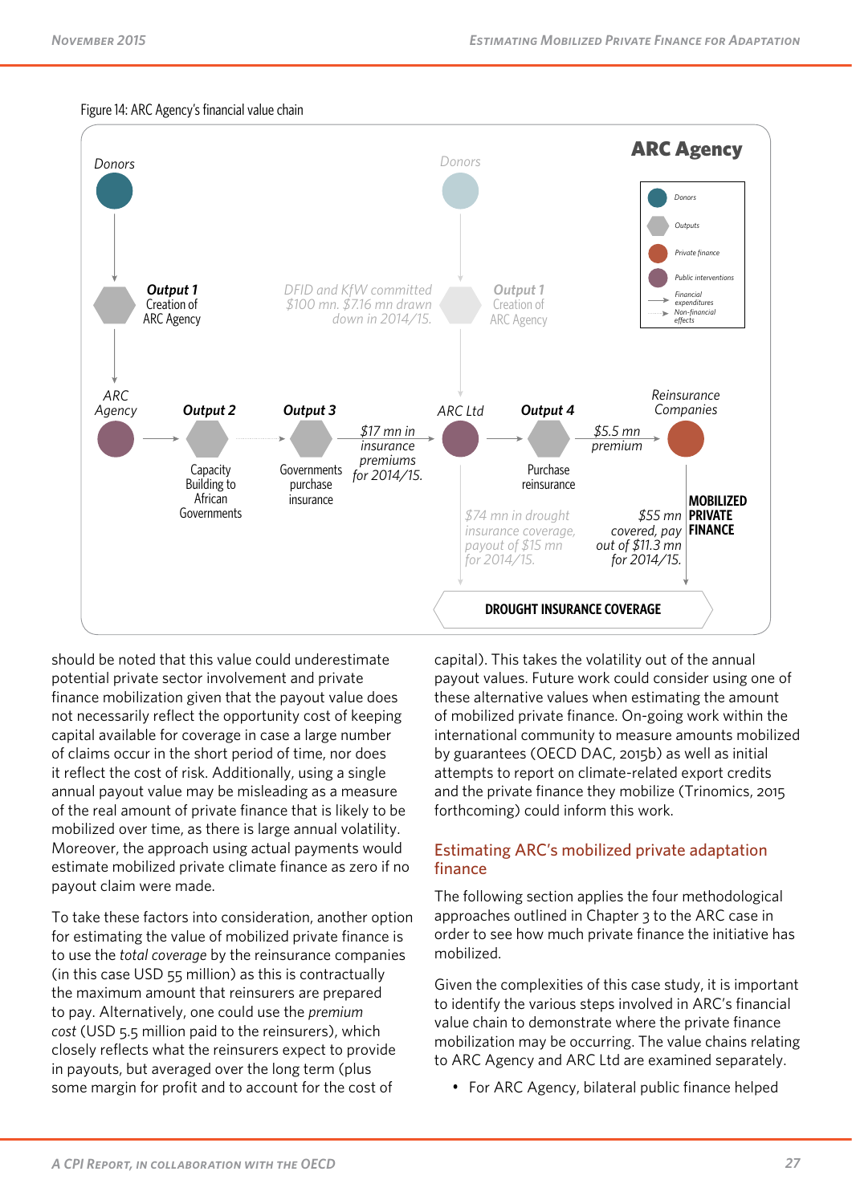Figure 14: ARC Agency's financial value chain

ARC Agency

Donors — Output 1: Creation of ARC Agency — ARC Agency — Output 2: Capacity Building to African Governments — Output 3: Governments purchase insurance — $17 mn in insurance premiums for 2014/15. — ARC Ltd — Output 4: Purchase reinsurance — $5.5 mn premium — Reinsurance Companies — MOBILIZED PRIVATE FINANCE

Donors — DFID and KfW committed $100 mn. $7.16 mn drawn down in 2014/15. — Output 1: Creation of ARC Agency

$74 mn in drought insurance coverage, payout of $15 mn for 2014/15.

$55 mn covered, pay out of $11.3 mn for 2014/15.

DROUGHT INSURANCE COVERAGE

Legend: Donors; Outputs; Private finance; Public interventions; Financial expenditures; Non-financial effects

should be noted that this value could underestimate potential private sector involvement and private finance mobilization given that the payout value does not necessarily reflect the opportunity cost of keeping capital available for coverage in case a large number of claims occur in the short period of time, nor does it reflect the cost of risk. Additionally, using a single annual payout value may be misleading as a measure of the real amount of private finance that is likely to be mobilized over time, as there is large annual volatility. Moreover, the approach using actual payments would estimate mobilized private climate finance as zero if no payout claim were made.

To take these factors into consideration, another option for estimating the value of mobilized private finance is to use the *total coverage* by the reinsurance companies (in this case USD 55 million) as this is contractually the maximum amount that reinsurers are prepared to pay. Alternatively, one could use the *premium cost* (USD 5.5 million paid to the reinsurers), which closely reflects what the reinsurers expect to provide in payouts, but averaged over the long term (plus some margin for profit and to account for the cost of capital). This takes the volatility out of the annual payout values. Future work could consider using one of these alternative values when estimating the amount of mobilized private finance. On-going work within the international community to measure amounts mobilized by guarantees (OECD DAC, 2015b) as well as initial attempts to report on climate-related export credits and the private finance they mobilize (Trinomics, 2015 forthcoming) could inform this work.

## Estimating ARC's mobilized private adaptation finance

The following section applies the four methodological approaches outlined in Chapter 3 to the ARC case in order to see how much private finance the initiative has mobilized.

Given the complexities of this case study, it is important to identify the various steps involved in ARC's financial value chain to demonstrate where the private finance mobilization may be occurring. The value chains relating to ARC Agency and ARC Ltd are examined separately.

- For ARC Agency, bilateral public finance helped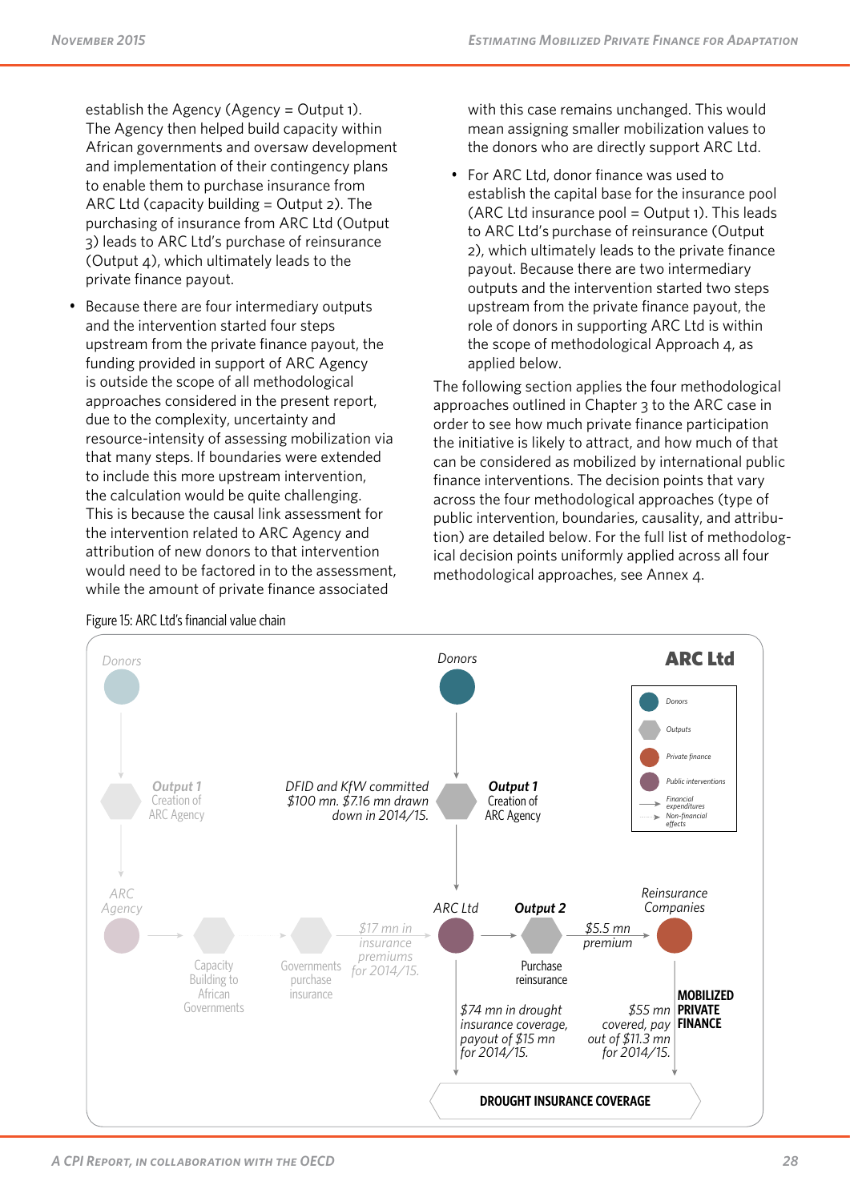establish the Agency (Agency = Output 1). The Agency then helped build capacity within African governments and oversaw development and implementation of their contingency plans to enable them to purchase insurance from ARC Ltd (capacity building = Output 2). The purchasing of insurance from ARC Ltd (Output 3) leads to ARC Ltd's purchase of reinsurance (Output 4), which ultimately leads to the private finance payout.

- Because there are four intermediary outputs and the intervention started four steps upstream from the private finance payout, the funding provided in support of ARC Agency is outside the scope of all methodological approaches considered in the present report, due to the complexity, uncertainty and resource-intensity of assessing mobilization via that many steps. If boundaries were extended to include this more upstream intervention, the calculation would be quite challenging. This is because the causal link assessment for the intervention related to ARC Agency and attribution of new donors to that intervention would need to be factored in to the assessment, while the amount of private finance associated with this case remains unchanged. This would mean assigning smaller mobilization values to the donors who are directly support ARC Ltd.

- For ARC Ltd, donor finance was used to establish the capital base for the insurance pool (ARC Ltd insurance pool = Output 1). This leads to ARC Ltd's purchase of reinsurance (Output 2), which ultimately leads to the private finance payout. Because there are two intermediary outputs and the intervention started two steps upstream from the private finance payout, the role of donors in supporting ARC Ltd is within the scope of methodological Approach 4, as applied below.

The following section applies the four methodological approaches outlined in Chapter 3 to the ARC case in order to see how much private finance participation the initiative is likely to attract, and how much of that can be considered as mobilized by international public finance interventions. The decision points that vary across the four methodological approaches (type of public intervention, boundaries, causality, and attribution) are detailed below. For the full list of methodological decision points uniformly applied across all four methodological approaches, see Annex 4.

Figure 15: ARC Ltd's financial value chain

**ARC Ltd**

Legend: Donors; Outputs; Private finance; Public interventions; Financial expenditures; Non-financial effects

- Donors → Output 1: Creation of ARC Agency → ARC Agency → Capacity Building to African Governments → Governments purchase insurance → *$17 mn in insurance premiums for 2014/15.* → ARC Ltd
- Donors → *DFID and KfW committed $100 mn. $7.16 mn drawn down in 2014/15.* → Output 1: Creation of ARC Agency → ARC Ltd → Output 2: Purchase reinsurance → *$5.5 mn premium* → Reinsurance Companies
- ARC Ltd → *$74 mn in drought insurance coverage, payout of $15 mn for 2014/15.* → DROUGHT INSURANCE COVERAGE
- Reinsurance Companies → *$55 mn covered, pay out of $11.3 mn for 2014/15.* → **MOBILIZED PRIVATE FINANCE** → DROUGHT INSURANCE COVERAGE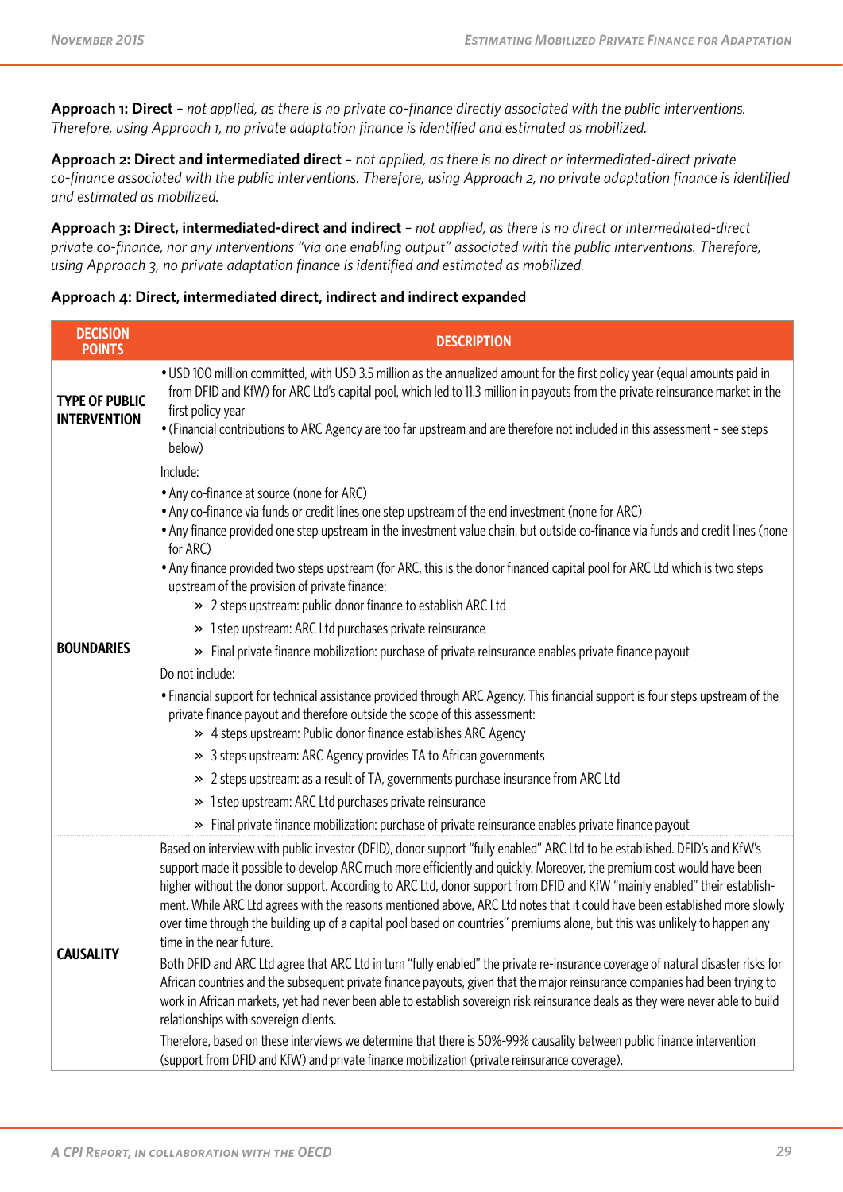**Approach 1: Direct** – *not applied, as there is no private co-finance directly associated with the public interventions. Therefore, using Approach 1, no private adaptation finance is identified and estimated as mobilized.*

**Approach 2: Direct and intermediated direct** – *not applied, as there is no direct or intermediated-direct private co-finance associated with the public interventions. Therefore, using Approach 2, no private adaptation finance is identified and estimated as mobilized.*

**Approach 3: Direct, intermediated-direct and indirect** – *not applied, as there is no direct or intermediated-direct private co-finance, nor any interventions "via one enabling output" associated with the public interventions. Therefore, using Approach 3, no private adaptation finance is identified and estimated as mobilized.*

**Approach 4: Direct, intermediated direct, indirect and indirect expanded**

| DECISION POINTS | DESCRIPTION |
|---|---|
| **TYPE OF PUBLIC INTERVENTION** | • USD 100 million committed, with USD 3.5 million as the annualized amount for the first policy year (equal amounts paid in from DFID and KfW) for ARC Ltd's capital pool, which led to 11.3 million in payouts from the private reinsurance market in the first policy year<br>• (Financial contributions to ARC Agency are too far upstream and are therefore not included in this assessment - see steps below) |
| **BOUNDARIES** | Include:<br>• Any co-finance at source (none for ARC)<br>• Any co-finance via funds or credit lines one step upstream of the end investment (none for ARC)<br>• Any finance provided one step upstream in the investment value chain, but outside co-finance via funds and credit lines (none for ARC)<br>• Any finance provided two steps upstream (for ARC, this is the donor financed capital pool for ARC Ltd which is two steps upstream of the provision of private finance:<br>» 2 steps upstream: public donor finance to establish ARC Ltd<br>» 1 step upstream: ARC Ltd purchases private reinsurance<br>» Final private finance mobilization: purchase of private reinsurance enables private finance payout<br>Do not include:<br>• Financial support for technical assistance provided through ARC Agency. This financial support is four steps upstream of the private finance payout and therefore outside the scope of this assessment:<br>» 4 steps upstream: Public donor finance establishes ARC Agency<br>» 3 steps upstream: ARC Agency provides TA to African governments<br>» 2 steps upstream: as a result of TA, governments purchase insurance from ARC Ltd<br>» 1 step upstream: ARC Ltd purchases private reinsurance<br>» Final private finance mobilization: purchase of private reinsurance enables private finance payout |
| **CAUSALITY** | Based on interview with public investor (DFID), donor support "fully enabled" ARC Ltd to be established. DFID's and KfW's support made it possible to develop ARC much more efficiently and quickly. Moreover, the premium cost would have been higher without the donor support. According to ARC Ltd, donor support from DFID and KfW "mainly enabled" their establishment. While ARC Ltd agrees with the reasons mentioned above, ARC Ltd notes that it could have been established more slowly over time through the building up of a capital pool based on countries" premiums alone, but this was unlikely to happen any time in the near future.<br>Both DFID and ARC Ltd agree that ARC Ltd in turn "fully enabled" the private re-insurance coverage of natural disaster risks for African countries and the subsequent private finance payouts, given that the major reinsurance companies had been trying to work in African markets, yet had never been able to establish sovereign risk reinsurance deals as they were never able to build relationships with sovereign clients.<br>Therefore, based on these interviews we determine that there is 50%-99% causality between public finance intervention (support from DFID and KfW) and private finance mobilization (private reinsurance coverage). |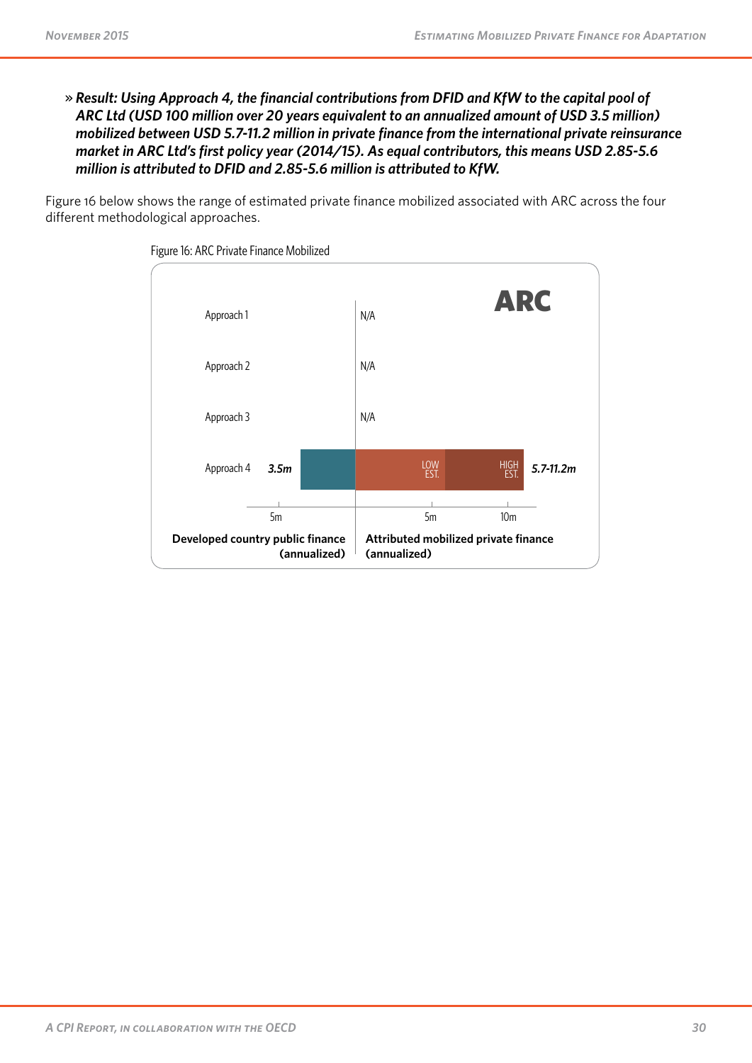» ***Result: Using Approach 4, the financial contributions from DFID and KfW to the capital pool of ARC Ltd (USD 100 million over 20 years equivalent to an annualized amount of USD 3.5 million) mobilized between USD 5.7-11.2 million in private finance from the international private reinsurance market in ARC Ltd's first policy year (2014/15). As equal contributors, this means USD 2.85-5.6 million is attributed to DFID and 2.85-5.6 million is attributed to KfW.***

Figure 16 below shows the range of estimated private finance mobilized associated with ARC across the four different methodological approaches.

Figure 16: ARC Private Finance Mobilized

**ARC**

| | Developed country public finance (annualized) | Attributed mobilized private finance (annualized) |
|---|---|---|
| Approach 1 | | N/A |
| Approach 2 | | N/A |
| Approach 3 | | N/A |
| Approach 4 | 3.5m | 5.7-11.2m (LOW EST. – HIGH EST.) |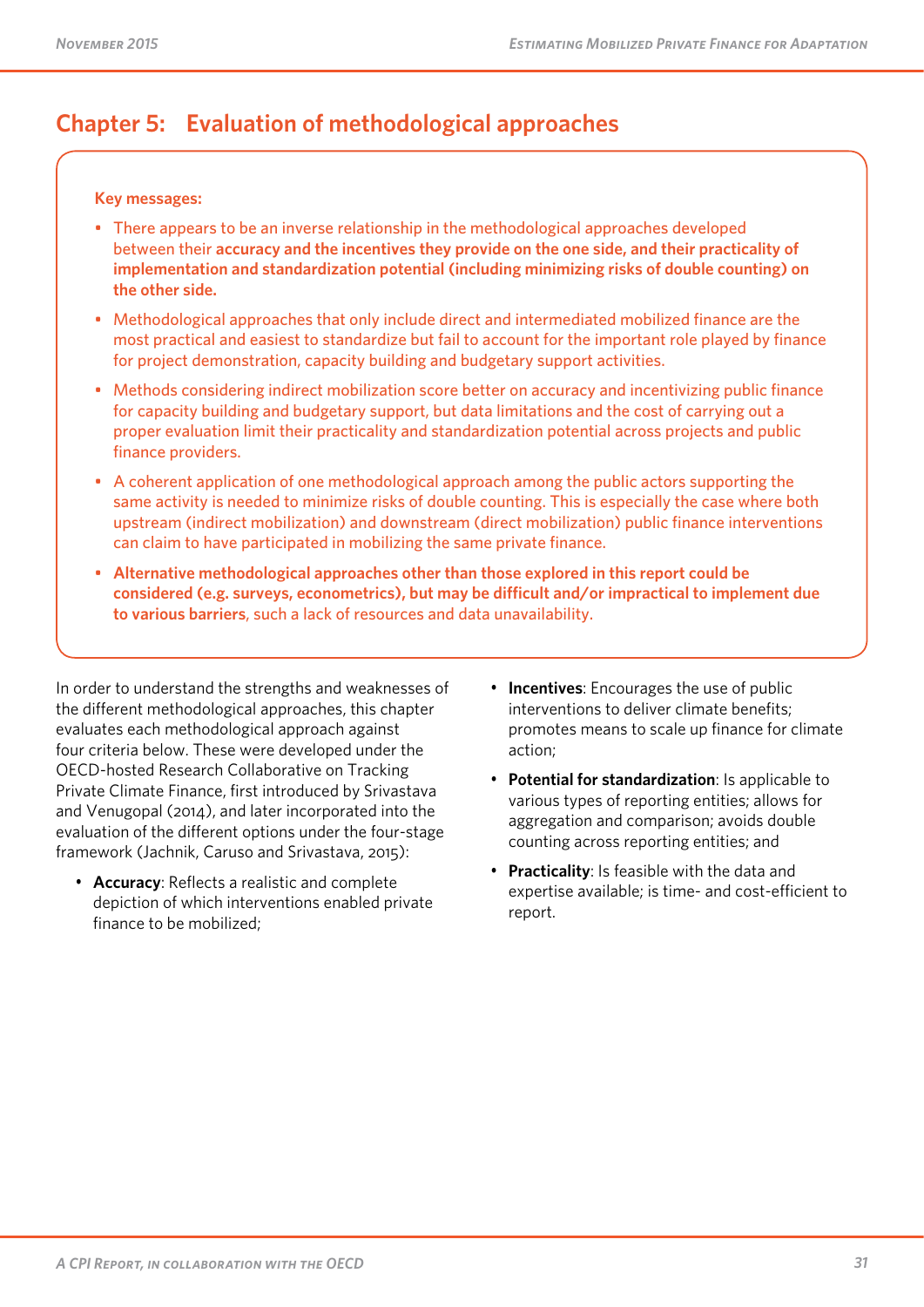# Chapter 5: Evaluation of methodological approaches

**Key messages:**

- There appears to be an inverse relationship in the methodological approaches developed between their **accuracy and the incentives they provide on the one side, and their practicality of implementation and standardization potential (including minimizing risks of double counting) on the other side.**
- Methodological approaches that only include direct and intermediated mobilized finance are the most practical and easiest to standardize but fail to account for the important role played by finance for project demonstration, capacity building and budgetary support activities.
- Methods considering indirect mobilization score better on accuracy and incentivizing public finance for capacity building and budgetary support, but data limitations and the cost of carrying out a proper evaluation limit their practicality and standardization potential across projects and public finance providers.
- A coherent application of one methodological approach among the public actors supporting the same activity is needed to minimize risks of double counting. This is especially the case where both upstream (indirect mobilization) and downstream (direct mobilization) public finance interventions can claim to have participated in mobilizing the same private finance.
- **Alternative methodological approaches other than those explored in this report could be considered (e.g. surveys, econometrics), but may be difficult and/or impractical to implement due to various barriers**, such a lack of resources and data unavailability.

In order to understand the strengths and weaknesses of the different methodological approaches, this chapter evaluates each methodological approach against four criteria below. These were developed under the OECD-hosted Research Collaborative on Tracking Private Climate Finance, first introduced by Srivastava and Venugopal (2014), and later incorporated into the evaluation of the different options under the four-stage framework (Jachnik, Caruso and Srivastava, 2015):

- **Accuracy**: Reflects a realistic and complete depiction of which interventions enabled private finance to be mobilized;
- **Incentives**: Encourages the use of public interventions to deliver climate benefits; promotes means to scale up finance for climate action;
- **Potential for standardization**: Is applicable to various types of reporting entities; allows for aggregation and comparison; avoids double counting across reporting entities; and
- **Practicality**: Is feasible with the data and expertise available; is time- and cost-efficient to report.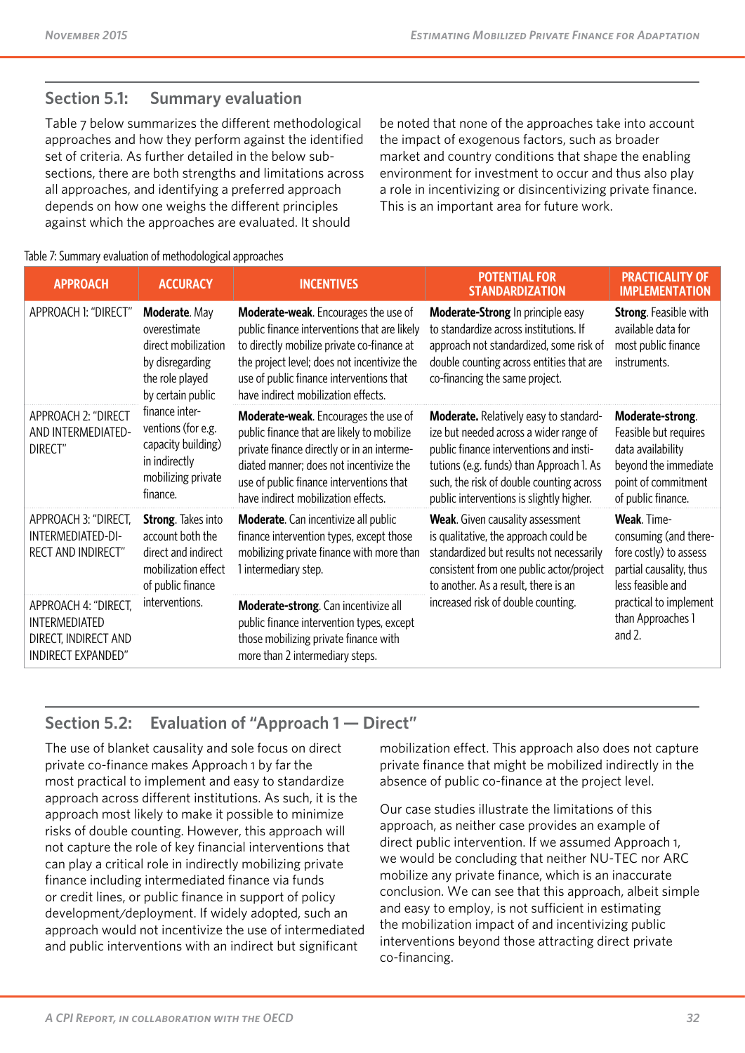## Section 5.1: Summary evaluation

Table 7 below summarizes the different methodological approaches and how they perform against the identified set of criteria. As further detailed in the below sub-sections, there are both strengths and limitations across all approaches, and identifying a preferred approach depends on how one weighs the different principles against which the approaches are evaluated. It should be noted that none of the approaches take into account the impact of exogenous factors, such as broader market and country conditions that shape the enabling environment for investment to occur and thus also play a role in incentivizing or disincentivizing private finance. This is an important area for future work.

Table 7: Summary evaluation of methodological approaches

| APPROACH | ACCURACY | INCENTIVES | POTENTIAL FOR STANDARDIZATION | PRACTICALITY OF IMPLEMENTATION |
|---|---|---|---|---|
| APPROACH 1: "DIRECT" | **Moderate**. May overestimate direct mobilization by disregarding the role played by certain public finance interventions (for e.g. capacity building) in indirectly mobilizing private finance. | **Moderate-weak**. Encourages the use of public finance interventions that are likely to directly mobilize private co-finance at the project level; does not incentivize the use of public finance interventions that have indirect mobilization effects. | **Moderate-Strong** In principle easy to standardize across institutions. If approach not standardized, some risk of double counting across entities that are co-financing the same project. | **Strong**. Feasible with available data for most public finance instruments. |
| APPROACH 2: "DIRECT AND INTERMEDIATED-DIRECT" | | **Moderate-weak**. Encourages the use of public finance that are likely to mobilize private finance directly or in an intermediated manner; does not incentivize the use of public finance interventions that have indirect mobilization effects. | **Moderate.** Relatively easy to standardize but needed across a wider range of public finance interventions and institutions (e.g. funds) than Approach 1. As such, the risk of double counting across public interventions is slightly higher. | **Moderate-strong**. Feasible but requires data availability beyond the immediate point of commitment of public finance. |
| APPROACH 3: "DIRECT, INTERMEDIATED-DIRECT AND INDIRECT" | **Strong**. Takes into account both the direct and indirect mobilization effect of public finance interventions. | **Moderate**. Can incentivize all public finance intervention types, except those mobilizing private finance with more than 1 intermediary step. | **Weak**. Given causality assessment is qualitative, the approach could be standardized but results not necessarily consistent from one public actor/project to another. As a result, there is an increased risk of double counting. | **Weak**. Time-consuming (and therefore costly) to assess partial causality, thus less feasible and practical to implement than Approaches 1 and 2. |
| APPROACH 4: "DIRECT, INTERMEDIATED DIRECT, INDIRECT AND INDIRECT EXPANDED" | | **Moderate-strong**. Can incentivize all public finance intervention types, except those mobilizing private finance with more than 2 intermediary steps. | | |

## Section 5.2: Evaluation of "Approach 1 — Direct"

The use of blanket causality and sole focus on direct private co-finance makes Approach 1 by far the most practical to implement and easy to standardize approach across different institutions. As such, it is the approach most likely to make it possible to minimize risks of double counting. However, this approach will not capture the role of key financial interventions that can play a critical role in indirectly mobilizing private finance including intermediated finance via funds or credit lines, or public finance in support of policy development/deployment. If widely adopted, such an approach would not incentivize the use of intermediated and public interventions with an indirect but significant mobilization effect. This approach also does not capture private finance that might be mobilized indirectly in the absence of public co-finance at the project level.

Our case studies illustrate the limitations of this approach, as neither case provides an example of direct public intervention. If we assumed Approach 1, we would be concluding that neither NU-TEC nor ARC mobilize any private finance, which is an inaccurate conclusion. We can see that this approach, albeit simple and easy to employ, is not sufficient in estimating the mobilization impact of and incentivizing public interventions beyond those attracting direct private co-financing.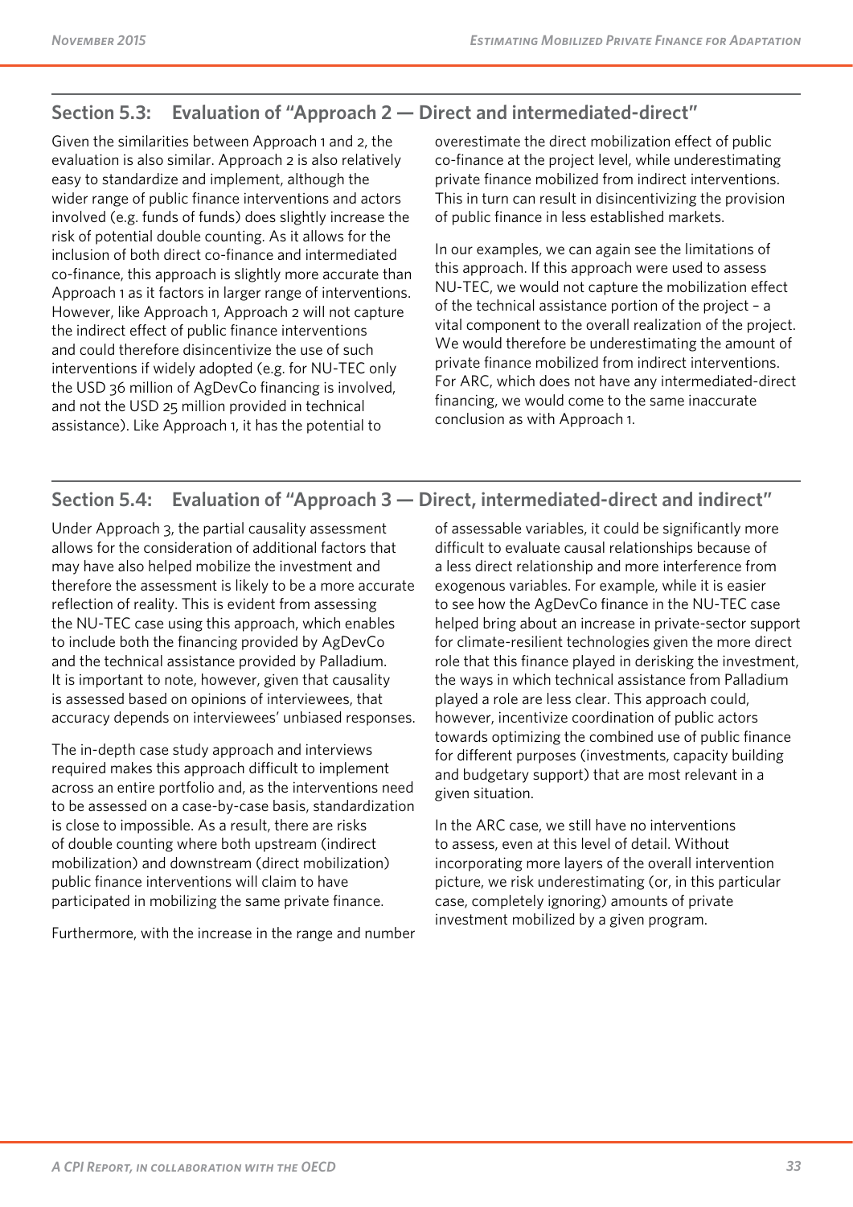## Section 5.3: Evaluation of "Approach 2 — Direct and intermediated-direct"

Given the similarities between Approach 1 and 2, the evaluation is also similar. Approach 2 is also relatively easy to standardize and implement, although the wider range of public finance interventions and actors involved (e.g. funds of funds) does slightly increase the risk of potential double counting. As it allows for the inclusion of both direct co-finance and intermediated co-finance, this approach is slightly more accurate than Approach 1 as it factors in larger range of interventions. However, like Approach 1, Approach 2 will not capture the indirect effect of public finance interventions and could therefore disincentivize the use of such interventions if widely adopted (e.g. for NU-TEC only the USD 36 million of AgDevCo financing is involved, and not the USD 25 million provided in technical assistance). Like Approach 1, it has the potential to overestimate the direct mobilization effect of public co-finance at the project level, while underestimating private finance mobilized from indirect interventions. This in turn can result in disincentivizing the provision of public finance in less established markets.

In our examples, we can again see the limitations of this approach. If this approach were used to assess NU-TEC, we would not capture the mobilization effect of the technical assistance portion of the project – a vital component to the overall realization of the project. We would therefore be underestimating the amount of private finance mobilized from indirect interventions. For ARC, which does not have any intermediated-direct financing, we would come to the same inaccurate conclusion as with Approach 1.

## Section 5.4: Evaluation of "Approach 3 — Direct, intermediated-direct and indirect"

Under Approach 3, the partial causality assessment allows for the consideration of additional factors that may have also helped mobilize the investment and therefore the assessment is likely to be a more accurate reflection of reality. This is evident from assessing the NU-TEC case using this approach, which enables to include both the financing provided by AgDevCo and the technical assistance provided by Palladium. It is important to note, however, given that causality is assessed based on opinions of interviewees, that accuracy depends on interviewees' unbiased responses.

The in-depth case study approach and interviews required makes this approach difficult to implement across an entire portfolio and, as the interventions need to be assessed on a case-by-case basis, standardization is close to impossible. As a result, there are risks of double counting where both upstream (indirect mobilization) and downstream (direct mobilization) public finance interventions will claim to have participated in mobilizing the same private finance.

Furthermore, with the increase in the range and number of assessable variables, it could be significantly more difficult to evaluate causal relationships because of a less direct relationship and more interference from exogenous variables. For example, while it is easier to see how the AgDevCo finance in the NU-TEC case helped bring about an increase in private-sector support for climate-resilient technologies given the more direct role that this finance played in derisking the investment, the ways in which technical assistance from Palladium played a role are less clear. This approach could, however, incentivize coordination of public actors towards optimizing the combined use of public finance for different purposes (investments, capacity building and budgetary support) that are most relevant in a given situation.

In the ARC case, we still have no interventions to assess, even at this level of detail. Without incorporating more layers of the overall intervention picture, we risk underestimating (or, in this particular case, completely ignoring) amounts of private investment mobilized by a given program.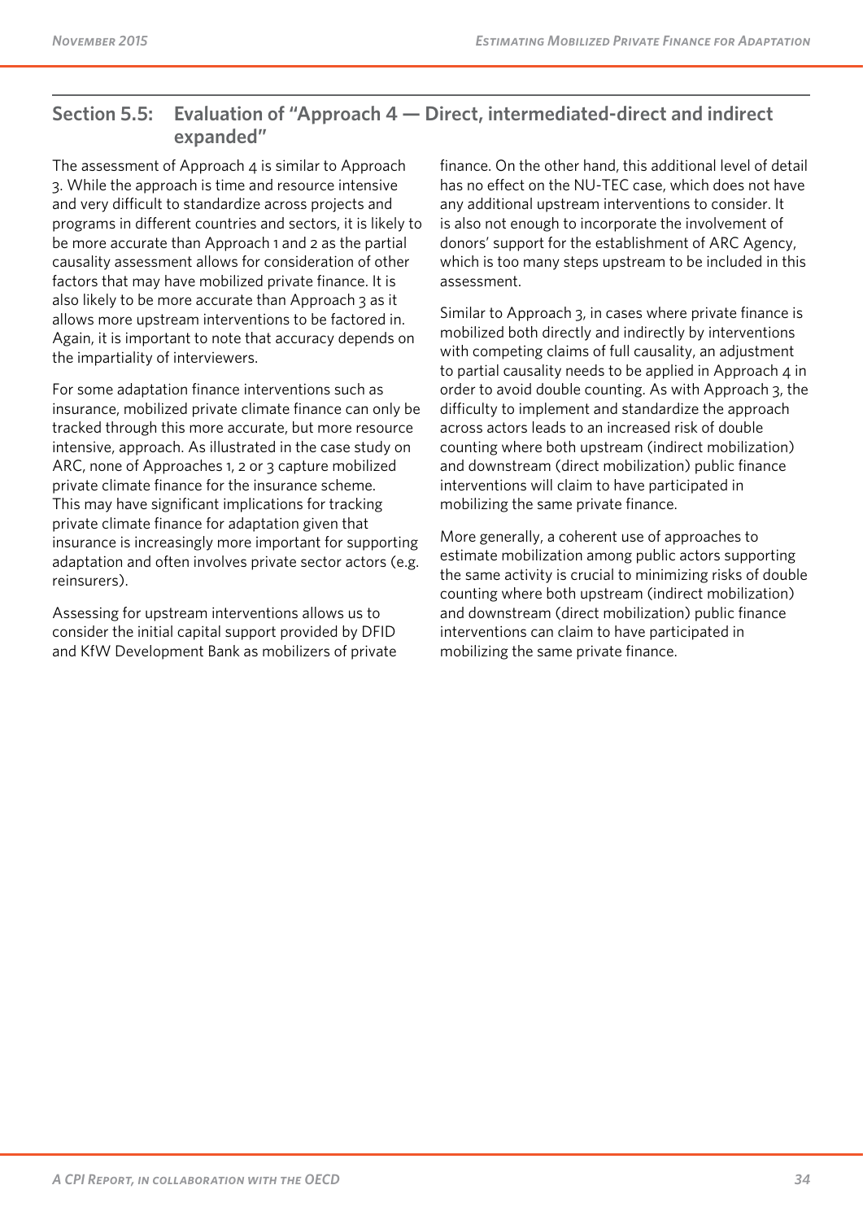## Section 5.5: Evaluation of "Approach 4 — Direct, intermediated-direct and indirect expanded"

The assessment of Approach 4 is similar to Approach 3. While the approach is time and resource intensive and very difficult to standardize across projects and programs in different countries and sectors, it is likely to be more accurate than Approach 1 and 2 as the partial causality assessment allows for consideration of other factors that may have mobilized private finance. It is also likely to be more accurate than Approach 3 as it allows more upstream interventions to be factored in. Again, it is important to note that accuracy depends on the impartiality of interviewers.

For some adaptation finance interventions such as insurance, mobilized private climate finance can only be tracked through this more accurate, but more resource intensive, approach. As illustrated in the case study on ARC, none of Approaches 1, 2 or 3 capture mobilized private climate finance for the insurance scheme. This may have significant implications for tracking private climate finance for adaptation given that insurance is increasingly more important for supporting adaptation and often involves private sector actors (e.g. reinsurers).

Assessing for upstream interventions allows us to consider the initial capital support provided by DFID and KfW Development Bank as mobilizers of private finance. On the other hand, this additional level of detail has no effect on the NU-TEC case, which does not have any additional upstream interventions to consider. It is also not enough to incorporate the involvement of donors' support for the establishment of ARC Agency, which is too many steps upstream to be included in this assessment.

Similar to Approach 3, in cases where private finance is mobilized both directly and indirectly by interventions with competing claims of full causality, an adjustment to partial causality needs to be applied in Approach 4 in order to avoid double counting. As with Approach 3, the difficulty to implement and standardize the approach across actors leads to an increased risk of double counting where both upstream (indirect mobilization) and downstream (direct mobilization) public finance interventions will claim to have participated in mobilizing the same private finance.

More generally, a coherent use of approaches to estimate mobilization among public actors supporting the same activity is crucial to minimizing risks of double counting where both upstream (indirect mobilization) and downstream (direct mobilization) public finance interventions can claim to have participated in mobilizing the same private finance.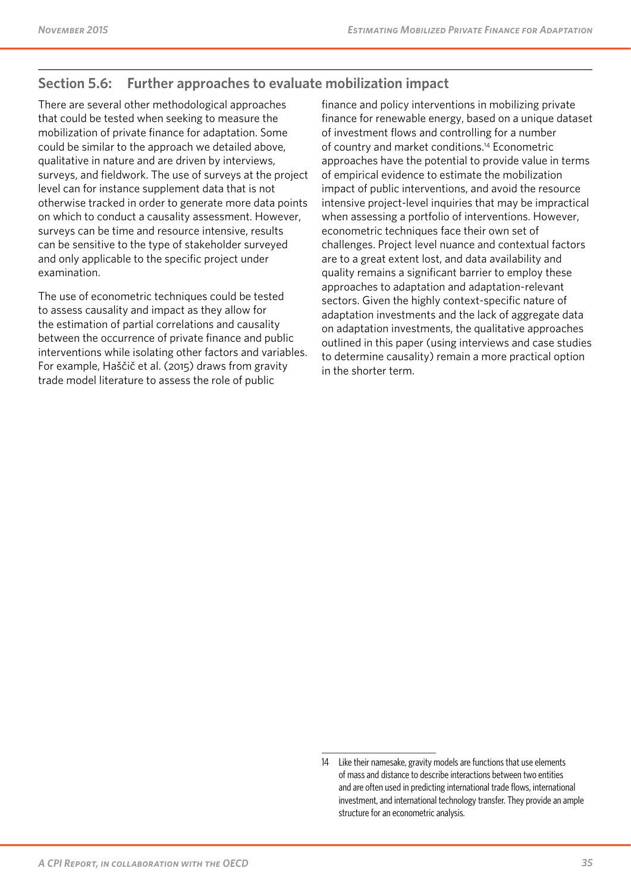## Section 5.6: Further approaches to evaluate mobilization impact

There are several other methodological approaches that could be tested when seeking to measure the mobilization of private finance for adaptation. Some could be similar to the approach we detailed above, qualitative in nature and are driven by interviews, surveys, and fieldwork. The use of surveys at the project level can for instance supplement data that is not otherwise tracked in order to generate more data points on which to conduct a causality assessment. However, surveys can be time and resource intensive, results can be sensitive to the type of stakeholder surveyed and only applicable to the specific project under examination.

The use of econometric techniques could be tested to assess causality and impact as they allow for the estimation of partial correlations and causality between the occurrence of private finance and public interventions while isolating other factors and variables. For example, Haščič et al. (2015) draws from gravity trade model literature to assess the role of public finance and policy interventions in mobilizing private finance for renewable energy, based on a unique dataset of investment flows and controlling for a number of country and market conditions.[14] Econometric approaches have the potential to provide value in terms of empirical evidence to estimate the mobilization impact of public interventions, and avoid the resource intensive project-level inquiries that may be impractical when assessing a portfolio of interventions. However, econometric techniques face their own set of challenges. Project level nuance and contextual factors are to a great extent lost, and data availability and quality remains a significant barrier to employ these approaches to adaptation and adaptation-relevant sectors. Given the highly context-specific nature of adaptation investments and the lack of aggregate data on adaptation investments, the qualitative approaches outlined in this paper (using interviews and case studies to determine causality) remain a more practical option in the shorter term.

---

14 Like their namesake, gravity models are functions that use elements of mass and distance to describe interactions between two entities and are often used in predicting international trade flows, international investment, and international technology transfer. They provide an ample structure for an econometric analysis.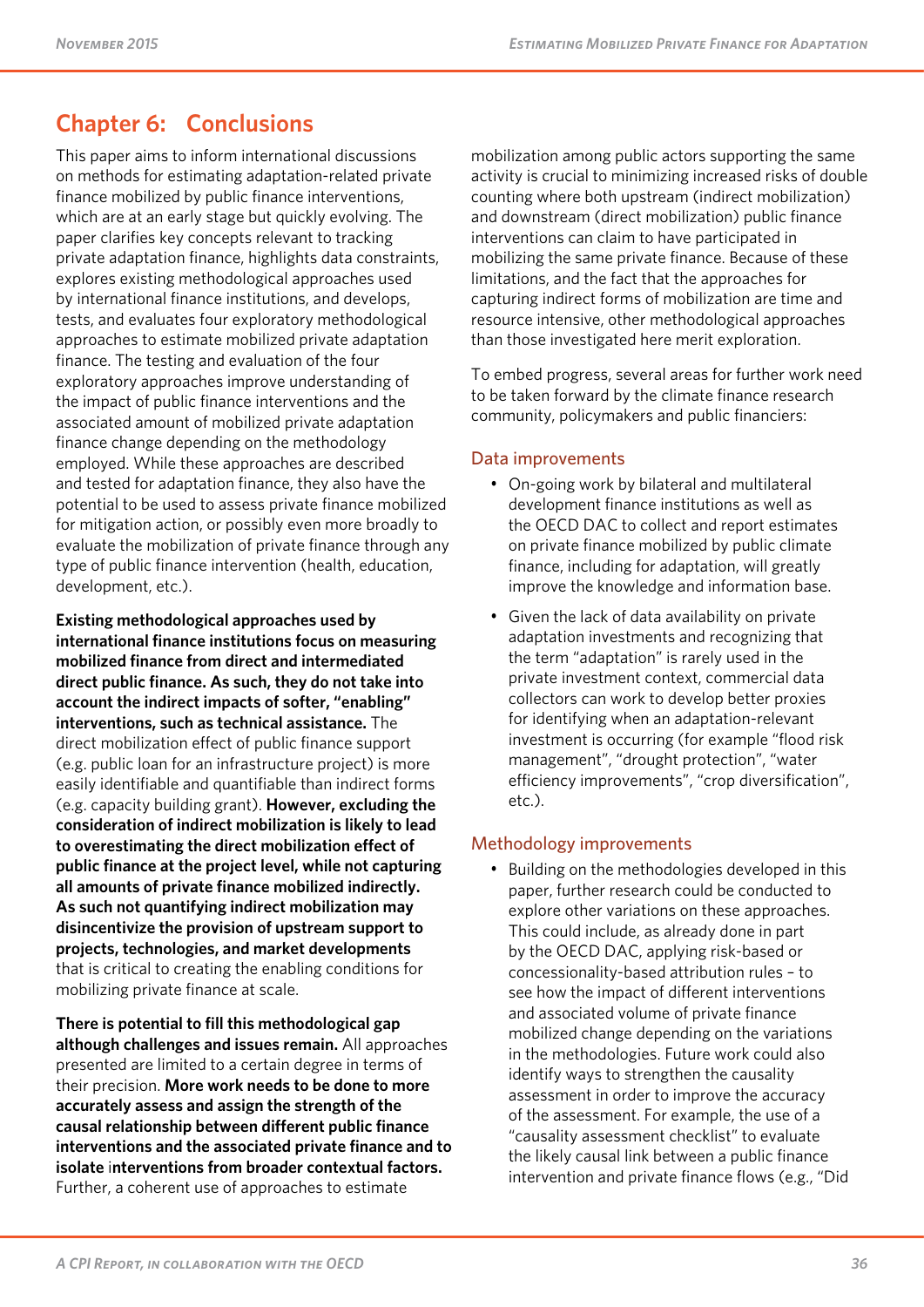# Chapter 6: Conclusions

This paper aims to inform international discussions on methods for estimating adaptation-related private finance mobilized by public finance interventions, which are at an early stage but quickly evolving. The paper clarifies key concepts relevant to tracking private adaptation finance, highlights data constraints, explores existing methodological approaches used by international finance institutions, and develops, tests, and evaluates four exploratory methodological approaches to estimate mobilized private adaptation finance. The testing and evaluation of the four exploratory approaches improve understanding of the impact of public finance interventions and the associated amount of mobilized private adaptation finance change depending on the methodology employed. While these approaches are described and tested for adaptation finance, they also have the potential to be used to assess private finance mobilized for mitigation action, or possibly even more broadly to evaluate the mobilization of private finance through any type of public finance intervention (health, education, development, etc.).

**Existing methodological approaches used by international finance institutions focus on measuring mobilized finance from direct and intermediated direct public finance. As such, they do not take into account the indirect impacts of softer, "enabling" interventions, such as technical assistance.** The direct mobilization effect of public finance support (e.g. public loan for an infrastructure project) is more easily identifiable and quantifiable than indirect forms (e.g. capacity building grant). **However, excluding the consideration of indirect mobilization is likely to lead to overestimating the direct mobilization effect of public finance at the project level, while not capturing all amounts of private finance mobilized indirectly. As such not quantifying indirect mobilization may disincentivize the provision of upstream support to projects, technologies, and market developments** that is critical to creating the enabling conditions for mobilizing private finance at scale.

**There is potential to fill this methodological gap although challenges and issues remain.** All approaches presented are limited to a certain degree in terms of their precision. **More work needs to be done to more accurately assess and assign the strength of the causal relationship between different public finance interventions and the associated private finance and to isolate interventions from broader contextual factors.** Further, a coherent use of approaches to estimate mobilization among public actors supporting the same activity is crucial to minimizing increased risks of double counting where both upstream (indirect mobilization) and downstream (direct mobilization) public finance interventions can claim to have participated in mobilizing the same private finance. Because of these limitations, and the fact that the approaches for capturing indirect forms of mobilization are time and resource intensive, other methodological approaches than those investigated here merit exploration.

To embed progress, several areas for further work need to be taken forward by the climate finance research community, policymakers and public financiers:

## Data improvements

- On-going work by bilateral and multilateral development finance institutions as well as the OECD DAC to collect and report estimates on private finance mobilized by public climate finance, including for adaptation, will greatly improve the knowledge and information base.
- Given the lack of data availability on private adaptation investments and recognizing that the term "adaptation" is rarely used in the private investment context, commercial data collectors can work to develop better proxies for identifying when an adaptation-relevant investment is occurring (for example "flood risk management", "drought protection", "water efficiency improvements", "crop diversification", etc.).

## Methodology improvements

- Building on the methodologies developed in this paper, further research could be conducted to explore other variations on these approaches. This could include, as already done in part by the OECD DAC, applying risk-based or concessionality-based attribution rules – to see how the impact of different interventions and associated volume of private finance mobilized change depending on the variations in the methodologies. Future work could also identify ways to strengthen the causality assessment in order to improve the accuracy of the assessment. For example, the use of a "causality assessment checklist" to evaluate the likely causal link between a public finance intervention and private finance flows (e.g., "Did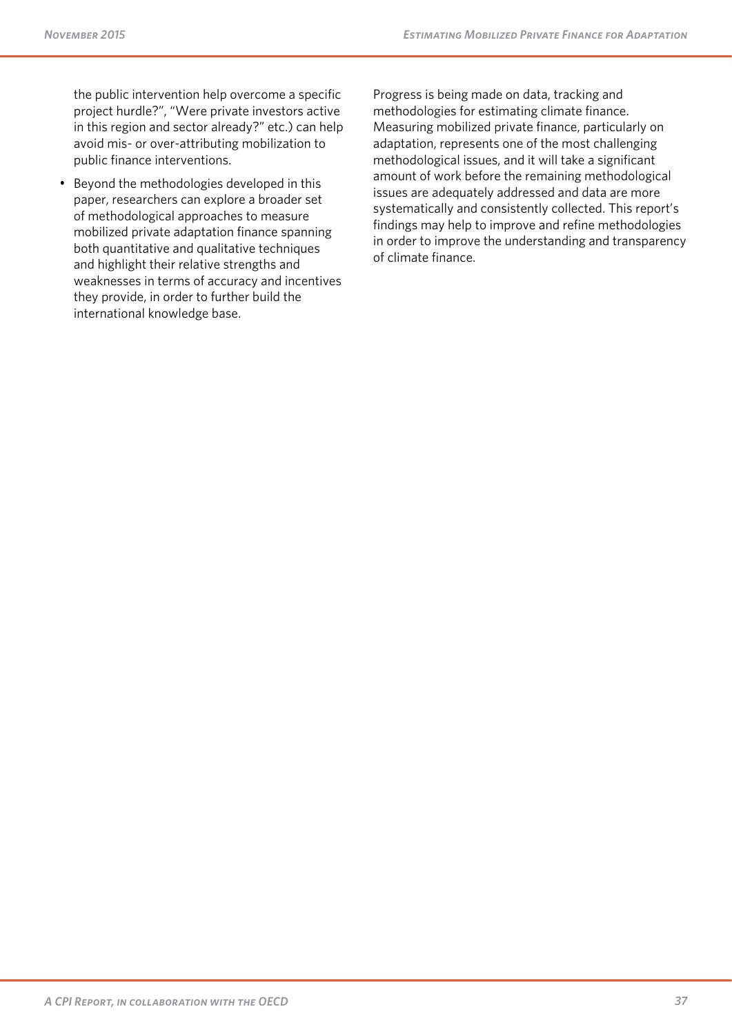the public intervention help overcome a specific project hurdle?", "Were private investors active in this region and sector already?" etc.) can help avoid mis- or over-attributing mobilization to public finance interventions.

- Beyond the methodologies developed in this paper, researchers can explore a broader set of methodological approaches to measure mobilized private adaptation finance spanning both quantitative and qualitative techniques and highlight their relative strengths and weaknesses in terms of accuracy and incentives they provide, in order to further build the international knowledge base.

Progress is being made on data, tracking and methodologies for estimating climate finance. Measuring mobilized private finance, particularly on adaptation, represents one of the most challenging methodological issues, and it will take a significant amount of work before the remaining methodological issues are adequately addressed and data are more systematically and consistently collected. This report's findings may help to improve and refine methodologies in order to improve the understanding and transparency of climate finance.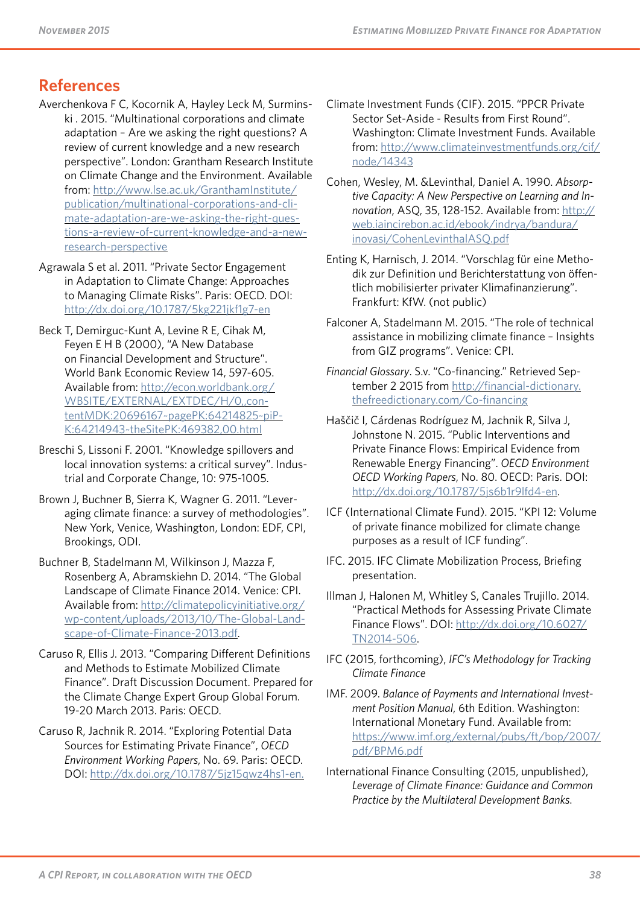## References

Averchenkova F C, Kocornik A, Hayley Leck M, Surminski . 2015. "Multinational corporations and climate adaptation – Are we asking the right questions? A review of current knowledge and a new research perspective". London: Grantham Research Institute on Climate Change and the Environment. Available from: http://www.lse.ac.uk/GranthamInstitute/publication/multinational-corporations-and-climate-adaptation-are-we-asking-the-right-questions-a-review-of-current-knowledge-and-a-new-research-perspective

Agrawala S et al. 2011. "Private Sector Engagement in Adaptation to Climate Change: Approaches to Managing Climate Risks". Paris: OECD. DOI: http://dx.doi.org/10.1787/5kg221jkf1g7-en

Beck T, Demirguc-Kunt A, Levine R E, Cihak M, Feyen E H B (2000), "A New Database on Financial Development and Structure". World Bank Economic Review 14, 597-605. Available from: http://econ.worldbank.org/WBSITE/EXTERNAL/EXTDEC/H/0,,contentMDK:20696167~pagePK:64214825~piPK:64214943~theSitePK:469382,00.html

Breschi S, Lissoni F. 2001. "Knowledge spillovers and local innovation systems: a critical survey". Industrial and Corporate Change, 10: 975-1005.

Brown J, Buchner B, Sierra K, Wagner G. 2011. "Leveraging climate finance: a survey of methodologies". New York, Venice, Washington, London: EDF, CPI, Brookings, ODI.

Buchner B, Stadelmann M, Wilkinson J, Mazza F, Rosenberg A, Abramskiehn D. 2014. "The Global Landscape of Climate Finance 2014. Venice: CPI. Available from: http://climatepolicyinitiative.org/wp-content/uploads/2013/10/The-Global-Landscape-of-Climate-Finance-2013.pdf.

Caruso R, Ellis J. 2013. "Comparing Different Definitions and Methods to Estimate Mobilized Climate Finance". Draft Discussion Document. Prepared for the Climate Change Expert Group Global Forum. 19-20 March 2013. Paris: OECD.

Caruso R, Jachnik R. 2014. "Exploring Potential Data Sources for Estimating Private Finance", *OECD Environment Working Papers*, No. 69. Paris: OECD. DOI: http://dx.doi.org/10.1787/5jz15qwz4hs1-en.

Climate Investment Funds (CIF). 2015. "PPCR Private Sector Set-Aside - Results from First Round". Washington: Climate Investment Funds. Available from: http://www.climateinvestmentfunds.org/cif/node/14343

Cohen, Wesley, M. &Levinthal, Daniel A. 1990. *Absorptive Capacity: A New Perspective on Learning and Innovation*, ASQ, 35, 128-152. Available from: http://web.iaincirebon.ac.id/ebook/indrya/bandura/inovasi/CohenLevinthalASQ.pdf

Enting K, Harnisch, J. 2014. "Vorschlag für eine Methodik zur Definition und Berichterstattung von öffentlich mobilisierter privater Klimafinanzierung". Frankfurt: KfW. (not public)

Falconer A, Stadelmann M. 2015. "The role of technical assistance in mobilizing climate finance – Insights from GIZ programs". Venice: CPI.

*Financial Glossary*. S.v. "Co-financing." Retrieved September 2 2015 from http://financial-dictionary.thefreedictionary.com/Co-financing

Haščič I, Cárdenas Rodríguez M, Jachnik R, Silva J, Johnstone N. 2015. "Public Interventions and Private Finance Flows: Empirical Evidence from Renewable Energy Financing". *OECD Environment OECD Working Papers*, No. 80. OECD: Paris. DOI: http://dx.doi.org/10.1787/5js6b1r9lfd4-en.

ICF (International Climate Fund). 2015. "KPI 12: Volume of private finance mobilized for climate change purposes as a result of ICF funding".

IFC. 2015. IFC Climate Mobilization Process, Briefing presentation.

Illman J, Halonen M, Whitley S, Canales Trujillo. 2014. "Practical Methods for Assessing Private Climate Finance Flows". DOI: http://dx.doi.org/10.6027/TN2014-506.

IFC (2015, forthcoming), *IFC's Methodology for Tracking Climate Finance*

IMF. 2009. *Balance of Payments and International Investment Position Manual*, 6th Edition. Washington: International Monetary Fund. Available from: https://www.imf.org/external/pubs/ft/bop/2007/pdf/BPM6.pdf

International Finance Consulting (2015, unpublished), *Leverage of Climate Finance: Guidance and Common Practice by the Multilateral Development Banks.*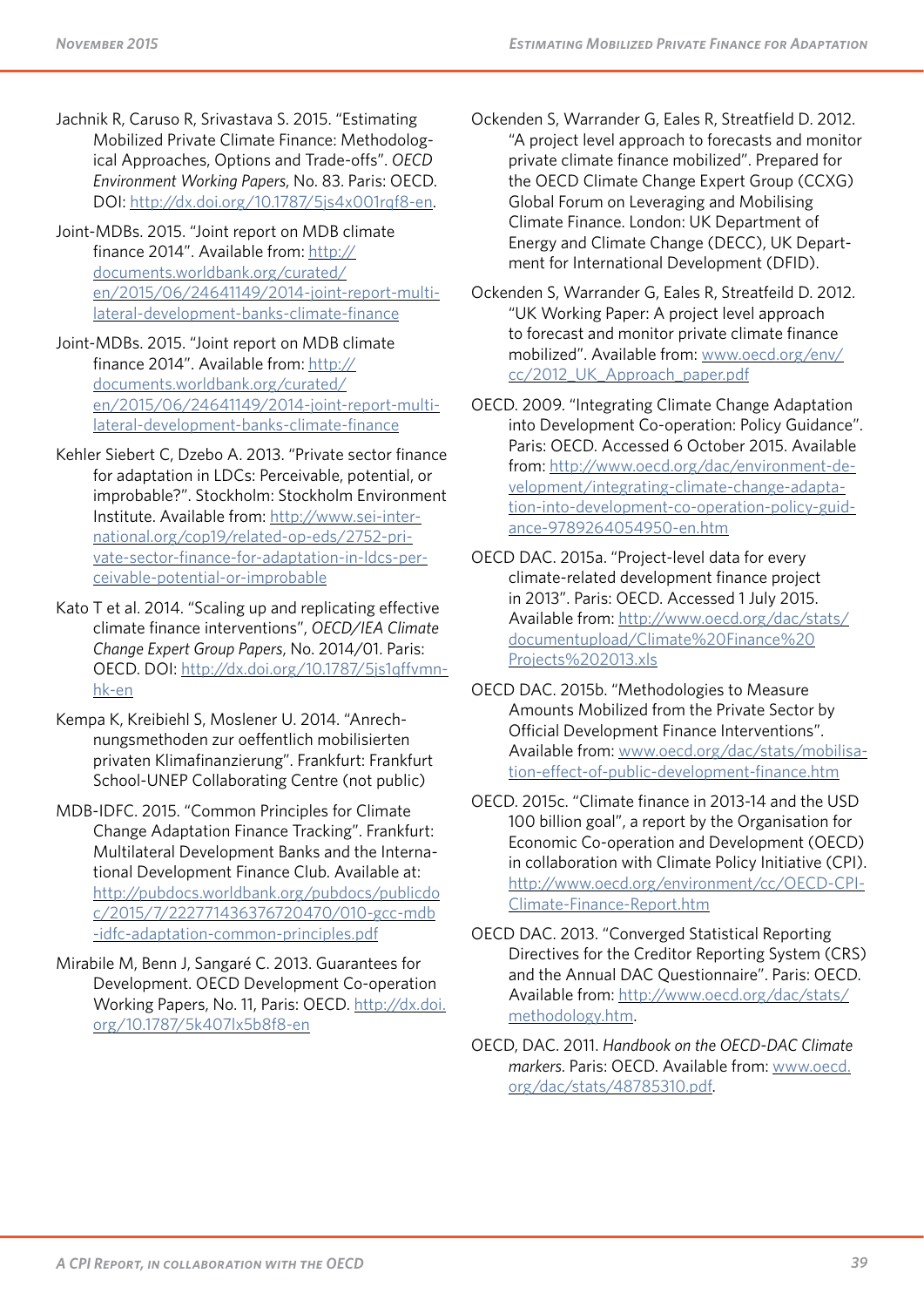Jachnik R, Caruso R, Srivastava S. 2015. "Estimating Mobilized Private Climate Finance: Methodological Approaches, Options and Trade-offs". *OECD Environment Working Papers*, No. 83. Paris: OECD. DOI: http://dx.doi.org/10.1787/5js4x001rqf8-en.

Joint-MDBs. 2015. "Joint report on MDB climate finance 2014". Available from: http://documents.worldbank.org/curated/en/2015/06/24641149/2014-joint-report-multi-lateral-development-banks-climate-finance

Joint-MDBs. 2015. "Joint report on MDB climate finance 2014". Available from: http://documents.worldbank.org/curated/en/2015/06/24641149/2014-joint-report-multi-lateral-development-banks-climate-finance

Kehler Siebert C, Dzebo A. 2013. "Private sector finance for adaptation in LDCs: Perceivable, potential, or improbable?". Stockholm: Stockholm Environment Institute. Available from: http://www.sei-international.org/cop19/related-op-eds/2752-private-sector-finance-for-adaptation-in-ldcs-perceivable-potential-or-improbable

Kato T et al. 2014. "Scaling up and replicating effective climate finance interventions", *OECD/IEA Climate Change Expert Group Papers*, No. 2014/01. Paris: OECD. DOI: http://dx.doi.org/10.1787/5js1qffvmn-hk-en

Kempa K, Kreibiehl S, Moslener U. 2014. "Anrechnungsmethoden zur oeffentlich mobilisierten privaten Klimafinanzierung". Frankfurt: Frankfurt School-UNEP Collaborating Centre (not public)

MDB-IDFC. 2015. "Common Principles for Climate Change Adaptation Finance Tracking". Frankfurt: Multilateral Development Banks and the International Development Finance Club. Available at: http://pubdocs.worldbank.org/pubdocs/publicdoc/2015/7/222771436376720470/010-gcc-mdb-idfc-adaptation-common-principles.pdf

Mirabile M, Benn J, Sangaré C. 2013. Guarantees for Development. OECD Development Co-operation Working Papers, No. 11, Paris: OECD. http://dx.doi.org/10.1787/5k407lx5b8f8-en

Ockenden S, Warrander G, Eales R, Streatfield D. 2012. "A project level approach to forecasts and monitor private climate finance mobilized". Prepared for the OECD Climate Change Expert Group (CCXG) Global Forum on Leveraging and Mobilising Climate Finance. London: UK Department of Energy and Climate Change (DECC), UK Department for International Development (DFID).

Ockenden S, Warrander G, Eales R, Streatfeild D. 2012. "UK Working Paper: A project level approach to forecast and monitor private climate finance mobilized". Available from: www.oecd.org/env/cc/2012_UK_Approach_paper.pdf

OECD. 2009. "Integrating Climate Change Adaptation into Development Co-operation: Policy Guidance". Paris: OECD. Accessed 6 October 2015. Available from: http://www.oecd.org/dac/environment-development/integrating-climate-change-adaptation-into-development-co-operation-policy-guidance-9789264054950-en.htm

OECD DAC. 2015a. "Project-level data for every climate-related development finance project in 2013". Paris: OECD. Accessed 1 July 2015. Available from: http://www.oecd.org/dac/stats/documentupload/Climate%20Finance%20Projects%202013.xls

OECD DAC. 2015b. "Methodologies to Measure Amounts Mobilized from the Private Sector by Official Development Finance Interventions". Available from: www.oecd.org/dac/stats/mobilisation-effect-of-public-development-finance.htm

OECD. 2015c. "Climate finance in 2013-14 and the USD 100 billion goal", a report by the Organisation for Economic Co-operation and Development (OECD) in collaboration with Climate Policy Initiative (CPI). http://www.oecd.org/environment/cc/OECD-CPI-Climate-Finance-Report.htm

OECD DAC. 2013. "Converged Statistical Reporting Directives for the Creditor Reporting System (CRS) and the Annual DAC Questionnaire". Paris: OECD. Available from: http://www.oecd.org/dac/stats/methodology.htm.

OECD, DAC. 2011. *Handbook on the OECD-DAC Climate markers*. Paris: OECD. Available from: www.oecd.org/dac/stats/48785310.pdf.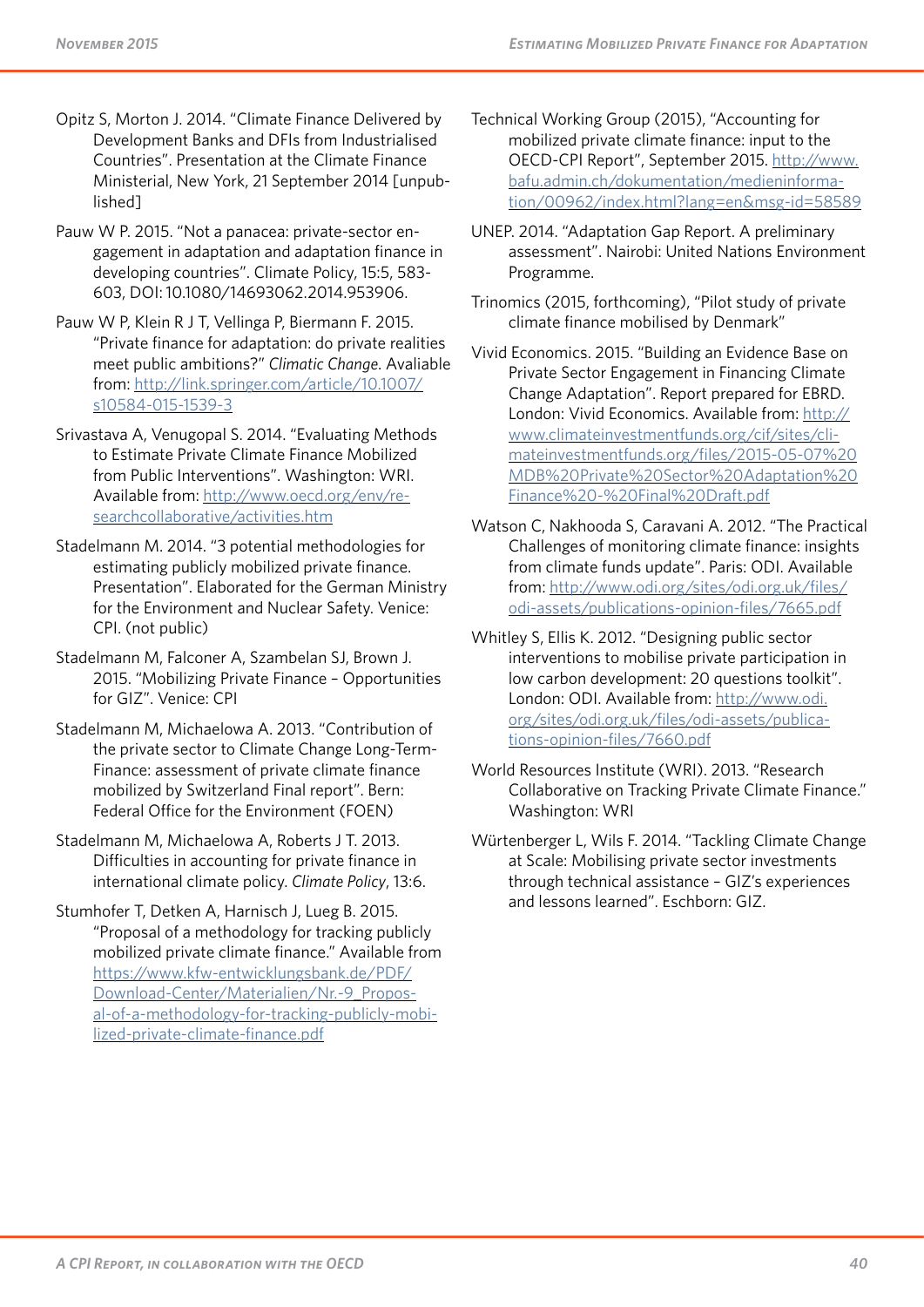Opitz S, Morton J. 2014. "Climate Finance Delivered by Development Banks and DFIs from Industrialised Countries". Presentation at the Climate Finance Ministerial, New York, 21 September 2014 [unpublished]

Pauw W P. 2015. "Not a panacea: private-sector engagement in adaptation and adaptation finance in developing countries". Climate Policy, 15:5, 583-603, DOI: 10.1080/14693062.2014.953906.

Pauw W P, Klein R J T, Vellinga P, Biermann F. 2015. "Private finance for adaptation: do private realities meet public ambitions?" *Climatic Change.* Avaliable from: http://link.springer.com/article/10.1007/s10584-015-1539-3

Srivastava A, Venugopal S. 2014. "Evaluating Methods to Estimate Private Climate Finance Mobilized from Public Interventions". Washington: WRI. Available from: http://www.oecd.org/env/researchcollaborative/activities.htm

Stadelmann M. 2014. "3 potential methodologies for estimating publicly mobilized private finance. Presentation". Elaborated for the German Ministry for the Environment and Nuclear Safety. Venice: CPI. (not public)

Stadelmann M, Falconer A, Szambelan SJ, Brown J. 2015. "Mobilizing Private Finance – Opportunities for GIZ". Venice: CPI

Stadelmann M, Michaelowa A. 2013. "Contribution of the private sector to Climate Change Long-Term-Finance: assessment of private climate finance mobilized by Switzerland Final report". Bern: Federal Office for the Environment (FOEN)

Stadelmann M, Michaelowa A, Roberts J T. 2013. Difficulties in accounting for private finance in international climate policy. *Climate Policy*, 13:6.

Stumhofer T, Detken A, Harnisch J, Lueg B. 2015. "Proposal of a methodology for tracking publicly mobilized private climate finance." Available from https://www.kfw-entwicklungsbank.de/PDF/Download-Center/Materialien/Nr.-9_Proposal-of-a-methodology-for-tracking-publicly-mobilized-private-climate-finance.pdf

Technical Working Group (2015), "Accounting for mobilized private climate finance: input to the OECD-CPI Report", September 2015. http://www.bafu.admin.ch/dokumentation/medieninformation/00962/index.html?lang=en&msg-id=58589

UNEP. 2014. "Adaptation Gap Report. A preliminary assessment". Nairobi: United Nations Environment Programme.

Trinomics (2015, forthcoming), "Pilot study of private climate finance mobilised by Denmark"

Vivid Economics. 2015. "Building an Evidence Base on Private Sector Engagement in Financing Climate Change Adaptation". Report prepared for EBRD. London: Vivid Economics. Available from: http://www.climateinvestmentfunds.org/cif/sites/climateinvestmentfunds.org/files/2015-05-07%20MDB%20Private%20Sector%20Adaptation%20Finance%20-%20Final%20Draft.pdf

Watson C, Nakhooda S, Caravani A. 2012. "The Practical Challenges of monitoring climate finance: insights from climate funds update". Paris: ODI. Available from: http://www.odi.org/sites/odi.org.uk/files/odi-assets/publications-opinion-files/7665.pdf

Whitley S, Ellis K. 2012. "Designing public sector interventions to mobilise private participation in low carbon development: 20 questions toolkit". London: ODI. Available from: http://www.odi.org/sites/odi.org.uk/files/odi-assets/publications-opinion-files/7660.pdf

World Resources Institute (WRI). 2013. "Research Collaborative on Tracking Private Climate Finance." Washington: WRI

Würtenberger L, Wils F. 2014. "Tackling Climate Change at Scale: Mobilising private sector investments through technical assistance – GIZ's experiences and lessons learned". Eschborn: GIZ.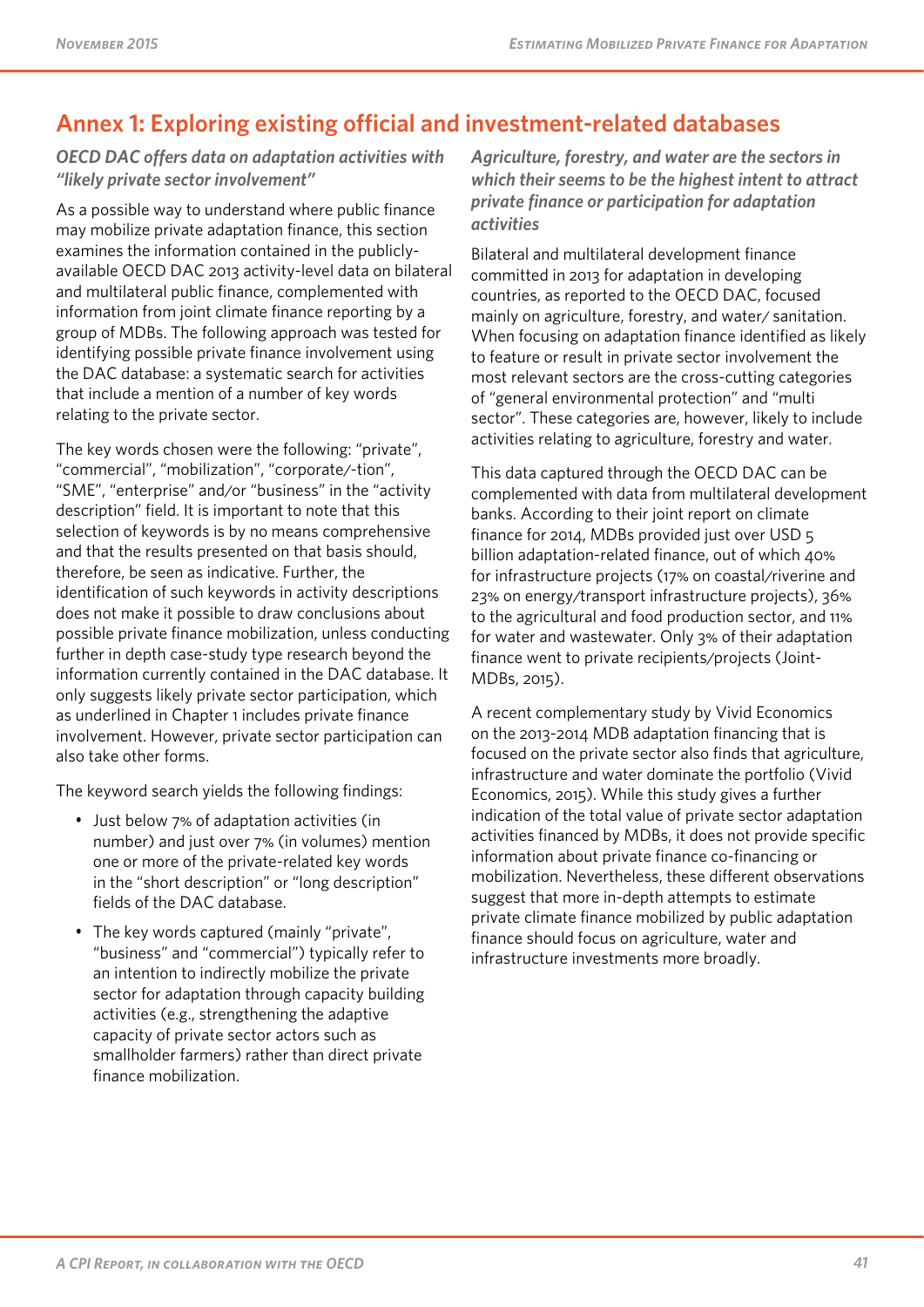# Annex 1: Exploring existing official and investment-related databases

### *OECD DAC offers data on adaptation activities with "likely private sector involvement"*

As a possible way to understand where public finance may mobilize private adaptation finance, this section examines the information contained in the publicly-available OECD DAC 2013 activity-level data on bilateral and multilateral public finance, complemented with information from joint climate finance reporting by a group of MDBs. The following approach was tested for identifying possible private finance involvement using the DAC database: a systematic search for activities that include a mention of a number of key words relating to the private sector.

The key words chosen were the following: "private", "commercial", "mobilization", "corporate/-tion", "SME", "enterprise" and/or "business" in the "activity description" field. It is important to note that this selection of keywords is by no means comprehensive and that the results presented on that basis should, therefore, be seen as indicative. Further, the identification of such keywords in activity descriptions does not make it possible to draw conclusions about possible private finance mobilization, unless conducting further in depth case-study type research beyond the information currently contained in the DAC database. It only suggests likely private sector participation, which as underlined in Chapter 1 includes private finance involvement. However, private sector participation can also take other forms.

The keyword search yields the following findings:

- Just below 7% of adaptation activities (in number) and just over 7% (in volumes) mention one or more of the private-related key words in the "short description" or "long description" fields of the DAC database.
- The key words captured (mainly "private", "business" and "commercial") typically refer to an intention to indirectly mobilize the private sector for adaptation through capacity building activities (e.g., strengthening the adaptive capacity of private sector actors such as smallholder farmers) rather than direct private finance mobilization.

### *Agriculture, forestry, and water are the sectors in which their seems to be the highest intent to attract private finance or participation for adaptation activities*

Bilateral and multilateral development finance committed in 2013 for adaptation in developing countries, as reported to the OECD DAC, focused mainly on agriculture, forestry, and water/ sanitation. When focusing on adaptation finance identified as likely to feature or result in private sector involvement the most relevant sectors are the cross-cutting categories of "general environmental protection" and "multi sector". These categories are, however, likely to include activities relating to agriculture, forestry and water.

This data captured through the OECD DAC can be complemented with data from multilateral development banks. According to their joint report on climate finance for 2014, MDBs provided just over USD 5 billion adaptation-related finance, out of which 40% for infrastructure projects (17% on coastal/riverine and 23% on energy/transport infrastructure projects), 36% to the agricultural and food production sector, and 11% for water and wastewater. Only 3% of their adaptation finance went to private recipients/projects (Joint-MDBs, 2015).

A recent complementary study by Vivid Economics on the 2013-2014 MDB adaptation financing that is focused on the private sector also finds that agriculture, infrastructure and water dominate the portfolio (Vivid Economics, 2015). While this study gives a further indication of the total value of private sector adaptation activities financed by MDBs, it does not provide specific information about private finance co-financing or mobilization. Nevertheless, these different observations suggest that more in-depth attempts to estimate private climate finance mobilized by public adaptation finance should focus on agriculture, water and infrastructure investments more broadly.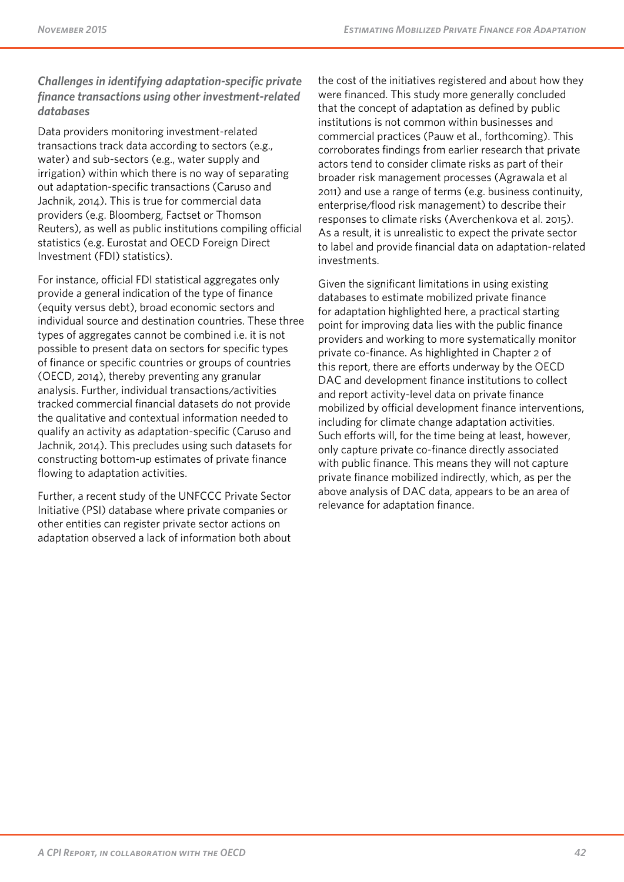### *Challenges in identifying adaptation-specific private finance transactions using other investment-related databases*

Data providers monitoring investment-related transactions track data according to sectors (e.g., water) and sub-sectors (e.g., water supply and irrigation) within which there is no way of separating out adaptation-specific transactions (Caruso and Jachnik, 2014). This is true for commercial data providers (e.g. Bloomberg, Factset or Thomson Reuters), as well as public institutions compiling official statistics (e.g. Eurostat and OECD Foreign Direct Investment (FDI) statistics).

For instance, official FDI statistical aggregates only provide a general indication of the type of finance (equity versus debt), broad economic sectors and individual source and destination countries. These three types of aggregates cannot be combined i.e. it is not possible to present data on sectors for specific types of finance or specific countries or groups of countries (OECD, 2014), thereby preventing any granular analysis. Further, individual transactions/activities tracked commercial financial datasets do not provide the qualitative and contextual information needed to qualify an activity as adaptation-specific (Caruso and Jachnik, 2014). This precludes using such datasets for constructing bottom-up estimates of private finance flowing to adaptation activities.

Further, a recent study of the UNFCCC Private Sector Initiative (PSI) database where private companies or other entities can register private sector actions on adaptation observed a lack of information both about the cost of the initiatives registered and about how they were financed. This study more generally concluded that the concept of adaptation as defined by public institutions is not common within businesses and commercial practices (Pauw et al., forthcoming). This corroborates findings from earlier research that private actors tend to consider climate risks as part of their broader risk management processes (Agrawala et al 2011) and use a range of terms (e.g. business continuity, enterprise/flood risk management) to describe their responses to climate risks (Averchenkova et al. 2015). As a result, it is unrealistic to expect the private sector to label and provide financial data on adaptation-related investments.

Given the significant limitations in using existing databases to estimate mobilized private finance for adaptation highlighted here, a practical starting point for improving data lies with the public finance providers and working to more systematically monitor private co-finance. As highlighted in Chapter 2 of this report, there are efforts underway by the OECD DAC and development finance institutions to collect and report activity-level data on private finance mobilized by official development finance interventions, including for climate change adaptation activities. Such efforts will, for the time being at least, however, only capture private co-finance directly associated with public finance. This means they will not capture private finance mobilized indirectly, which, as per the above analysis of DAC data, appears to be an area of relevance for adaptation finance.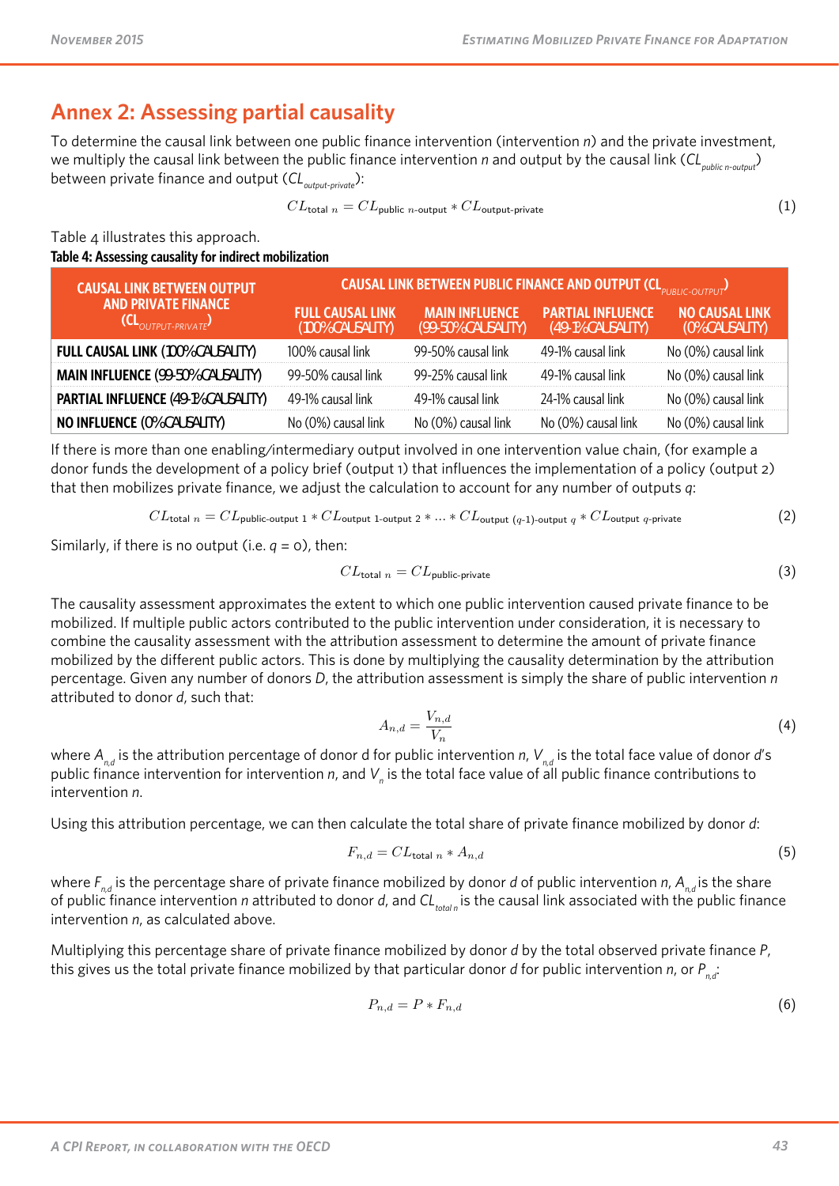## Annex 2: Assessing partial causality

To determine the causal link between one public finance intervention (intervention *n*) and the private investment, we multiply the causal link between the public finance intervention *n* and output by the causal link ($CL_{public\ n\text{-}output}$) between private finance and output ($CL_{output\text{-}private}$):

$$CL_{\text{total } n} = CL_{\text{public } n\text{-output}} * CL_{\text{output-private}} \tag{1}$$

Table 4 illustrates this approach.

**Table 4: Assessing causality for indirect mobilization**

| CAUSAL LINK BETWEEN OUTPUT AND PRIVATE FINANCE ($CL_{OUTPUT\text{-}PRIVATE}$) | CAUSAL LINK BETWEEN PUBLIC FINANCE AND OUTPUT ($CL_{PUBLIC\text{-}OUTPUT}$) | | | |
|---|---|---|---|---|
| | FULL CAUSAL LINK (100% CAUSALITY) | MAIN INFLUENCE (99-50% CAUSALITY) | PARTIAL INFLUENCE (49-1% CAUSALITY) | NO CAUSAL LINK (0% CAUSALITY) |
| **FULL CAUSAL LINK (100% CAUSALITY)** | 100% causal link | 99-50% causal link | 49-1% causal link | No (0%) causal link |
| **MAIN INFLUENCE (99-50% CAUSALITY)** | 99-50% causal link | 99-25% causal link | 49-1% causal link | No (0%) causal link |
| **PARTIAL INFLUENCE (49-1% CAUSALITY)** | 49-1% causal link | 49-1% causal link | 24-1% causal link | No (0%) causal link |
| **NO INFLUENCE (0% CAUSALITY)** | No (0%) causal link | No (0%) causal link | No (0%) causal link | No (0%) causal link |

If there is more than one enabling/intermediary output involved in one intervention value chain, (for example a donor funds the development of a policy brief (output 1) that influences the implementation of a policy (output 2) that then mobilizes private finance, we adjust the calculation to account for any number of outputs *q*:

$$CL_{\text{total } n} = CL_{\text{public-output 1}} * CL_{\text{output 1-output 2}} * \ldots * CL_{\text{output } (q\text{-}1)\text{-output } q} * CL_{\text{output } q\text{-private}} \tag{2}$$

Similarly, if there is no output (i.e. *q* = 0), then:

$$CL_{\text{total } n} = CL_{\text{public-private}} \tag{3}$$

The causality assessment approximates the extent to which one public intervention caused private finance to be mobilized. If multiple public actors contributed to the public intervention under consideration, it is necessary to combine the causality assessment with the attribution assessment to determine the amount of private finance mobilized by the different public actors. This is done by multiplying the causality determination by the attribution percentage. Given any number of donors *D*, the attribution assessment is simply the share of public intervention *n* attributed to donor *d*, such that:

$$A_{n,d} = \frac{V_{n,d}}{V_n} \tag{4}$$

where $A_{n,d}$ is the attribution percentage of donor d for public intervention *n*, $V_{n,d}$ is the total face value of donor *d*'s public finance intervention for intervention *n*, and $V_n$ is the total face value of all public finance contributions to intervention *n*.

Using this attribution percentage, we can then calculate the total share of private finance mobilized by donor *d*:

$$F_{n,d} = CL_{\text{total } n} * A_{n,d} \tag{5}$$

where $F_{n,d}$ is the percentage share of private finance mobilized by donor *d* of public intervention *n*, $A_{n,d}$ is the share of public finance intervention *n* attributed to donor *d*, and $CL_{total\ n}$ is the causal link associated with the public finance intervention *n*, as calculated above.

Multiplying this percentage share of private finance mobilized by donor *d* by the total observed private finance *P*, this gives us the total private finance mobilized by that particular donor *d* for public intervention *n*, or $P_{n,d}$:

$$P_{n,d} = P * F_{n,d} \tag{6}$$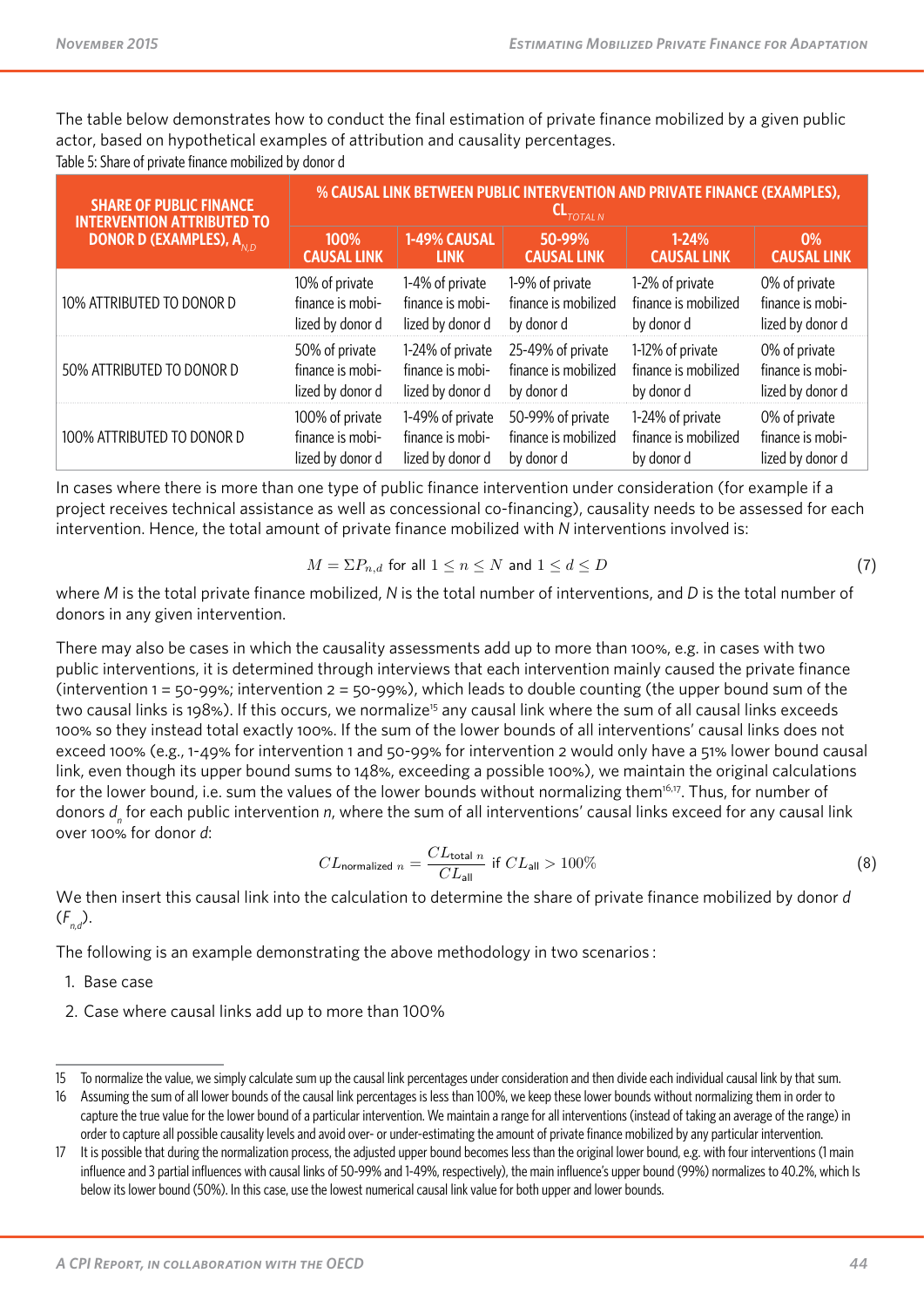The table below demonstrates how to conduct the final estimation of private finance mobilized by a given public actor, based on hypothetical examples of attribution and causality percentages.

Table 5: Share of private finance mobilized by donor d

| SHARE OF PUBLIC FINANCE INTERVENTION ATTRIBUTED TO DONOR D (EXAMPLES), $A_{N,D}$ | % CAUSAL LINK BETWEEN PUBLIC INTERVENTION AND PRIVATE FINANCE (EXAMPLES), $CL_{TOTAL\ N}$ | | | | |
|---|---|---|---|---|---|
| | 100% CAUSAL LINK | 1-49% CAUSAL LINK | 50-99% CAUSAL LINK | 1-24% CAUSAL LINK | 0% CAUSAL LINK |
| 10% ATTRIBUTED TO DONOR D | 10% of private finance is mobilized by donor d | 1-4% of private finance is mobilized by donor d | 1-9% of private finance is mobilized by donor d | 1-2% of private finance is mobilized by donor d | 0% of private finance is mobilized by donor d |
| 50% ATTRIBUTED TO DONOR D | 50% of private finance is mobilized by donor d | 1-24% of private finance is mobilized by donor d | 25-49% of private finance is mobilized by donor d | 1-12% of private finance is mobilized by donor d | 0% of private finance is mobilized by donor d |
| 100% ATTRIBUTED TO DONOR D | 100% of private finance is mobilized by donor d | 1-49% of private finance is mobilized by donor d | 50-99% of private finance is mobilized by donor d | 1-24% of private finance is mobilized by donor d | 0% of private finance is mobilized by donor d |

In cases where there is more than one type of public finance intervention under consideration (for example if a project receives technical assistance as well as concessional co-financing), causality needs to be assessed for each intervention. Hence, the total amount of private finance mobilized with *N* interventions involved is:

$$M = \Sigma P_{n,d} \text{ for all } 1 \leq n \leq N \text{ and } 1 \leq d \leq D \qquad (7)$$

where *M* is the total private finance mobilized, *N* is the total number of interventions, and *D* is the total number of donors in any given intervention.

There may also be cases in which the causality assessments add up to more than 100%, e.g. in cases with two public interventions, it is determined through interviews that each intervention mainly caused the private finance (intervention 1 = 50-99%; intervention 2 = 50-99%), which leads to double counting (the upper bound sum of the two causal links is 198%). If this occurs, we normalize[15] any causal link where the sum of all causal links exceeds 100% so they instead total exactly 100%. If the sum of the lower bounds of all interventions' causal links does not exceed 100% (e.g., 1-49% for intervention 1 and 50-99% for intervention 2 would only have a 51% lower bound causal link, even though its upper bound sums to 148%, exceeding a possible 100%), we maintain the original calculations for the lower bound, i.e. sum the values of the lower bounds without normalizing them[16,17]. Thus, for number of donors $d_n$ for each public intervention *n*, where the sum of all interventions' causal links exceed for any causal link over 100% for donor *d*:

$$CL_{\text{normalized } n} = \frac{CL_{\text{total } n}}{CL_{\text{all}}} \text{ if } CL_{\text{all}} > 100\% \qquad (8)$$

We then insert this causal link into the calculation to determine the share of private finance mobilized by donor *d* ($F_{n,d}$).

The following is an example demonstrating the above methodology in two scenarios :

1. Base case
2. Case where causal links add up to more than 100%

---

15 To normalize the value, we simply calculate sum up the causal link percentages under consideration and then divide each individual causal link by that sum.

16 Assuming the sum of all lower bounds of the causal link percentages is less than 100%, we keep these lower bounds without normalizing them in order to capture the true value for the lower bound of a particular intervention. We maintain a range for all interventions (instead of taking an average of the range) in order to capture all possible causality levels and avoid over- or under-estimating the amount of private finance mobilized by any particular intervention.

17 It is possible that during the normalization process, the adjusted upper bound becomes less than the original lower bound, e.g. with four interventions (1 main influence and 3 partial influences with causal links of 50-99% and 1-49%, respectively), the main influence's upper bound (99%) normalizes to 40.2%, which Is below its lower bound (50%). In this case, use the lowest numerical causal link value for both upper and lower bounds.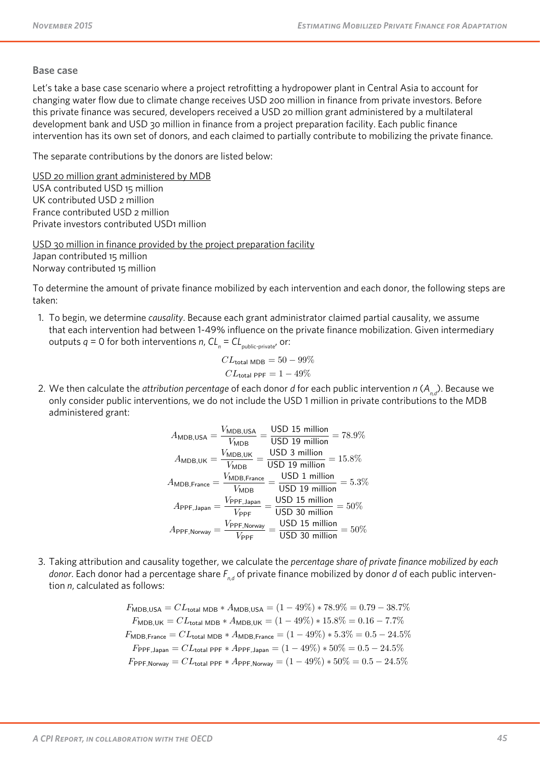### Base case

Let's take a base case scenario where a project retrofitting a hydropower plant in Central Asia to account for changing water flow due to climate change receives USD 200 million in finance from private investors. Before this private finance was secured, developers received a USD 20 million grant administered by a multilateral development bank and USD 30 million in finance from a project preparation facility. Each public finance intervention has its own set of donors, and each claimed to partially contribute to mobilizing the private finance.

The separate contributions by the donors are listed below:

USD 20 million grant administered by MDB
USA contributed USD 15 million
UK contributed USD 2 million
France contributed USD 2 million
Private investors contributed USD1 million

USD 30 million in finance provided by the project preparation facility
Japan contributed 15 million
Norway contributed 15 million

To determine the amount of private finance mobilized by each intervention and each donor, the following steps are taken:

1. To begin, we determine *causality*. Because each grant administrator claimed partial causality, we assume that each intervention had between 1-49% influence on the private finance mobilization. Given intermediary outputs $q = 0$ for both interventions $n$, $CL_n = CL_{\text{public-private}}$, or:

$$CL_{\text{total MDB}} = 50 - 99\%$$
$$CL_{\text{total PPF}} = 1 - 49\%$$

2. We then calculate the *attribution percentage* of each donor $d$ for each public intervention $n$ ($A_{n,d}$). Because we only consider public interventions, we do not include the USD 1 million in private contributions to the MDB administered grant:

$$A_{\text{MDB,USA}} = \frac{V_{\text{MDB,USA}}}{V_{\text{MDB}}} = \frac{\text{USD 15 million}}{\text{USD 19 million}} = 78.9\%$$
$$A_{\text{MDB,UK}} = \frac{V_{\text{MDB,UK}}}{V_{\text{MDB}}} = \frac{\text{USD 3 million}}{\text{USD 19 million}} = 15.8\%$$
$$A_{\text{MDB,France}} = \frac{V_{\text{MDB,France}}}{V_{\text{MDB}}} = \frac{\text{USD 1 million}}{\text{USD 19 million}} = 5.3\%$$
$$A_{\text{PPF,Japan}} = \frac{V_{\text{PPF,Japan}}}{V_{\text{PPF}}} = \frac{\text{USD 15 million}}{\text{USD 30 million}} = 50\%$$
$$A_{\text{PPF,Norway}} = \frac{V_{\text{PPF,Norway}}}{V_{\text{PPF}}} = \frac{\text{USD 15 million}}{\text{USD 30 million}} = 50\%$$

3. Taking attribution and causality together, we calculate the *percentage share of private finance mobilized by each donor*. Each donor had a percentage share $F_{n,d}$ of private finance mobilized by donor $d$ of each public intervention $n$, calculated as follows:

$$F_{\text{MDB,USA}} = CL_{\text{total MDB}} * A_{\text{MDB,USA}} = (1 - 49\%) * 78.9\% = 0.79 - 38.7\%$$
$$F_{\text{MDB,UK}} = CL_{\text{total MDB}} * A_{\text{MDB,UK}} = (1 - 49\%) * 15.8\% = 0.16 - 7.7\%$$
$$F_{\text{MDB,France}} = CL_{\text{total MDB}} * A_{\text{MDB,France}} = (1 - 49\%) * 5.3\% = 0.5 - 24.5\%$$
$$F_{\text{PPF,Japan}} = CL_{\text{total PPF}} * A_{\text{PPF,Japan}} = (1 - 49\%) * 50\% = 0.5 - 24.5\%$$
$$F_{\text{PPF,Norway}} = CL_{\text{total PPF}} * A_{\text{PPF,Norway}} = (1 - 49\%) * 50\% = 0.5 - 24.5\%$$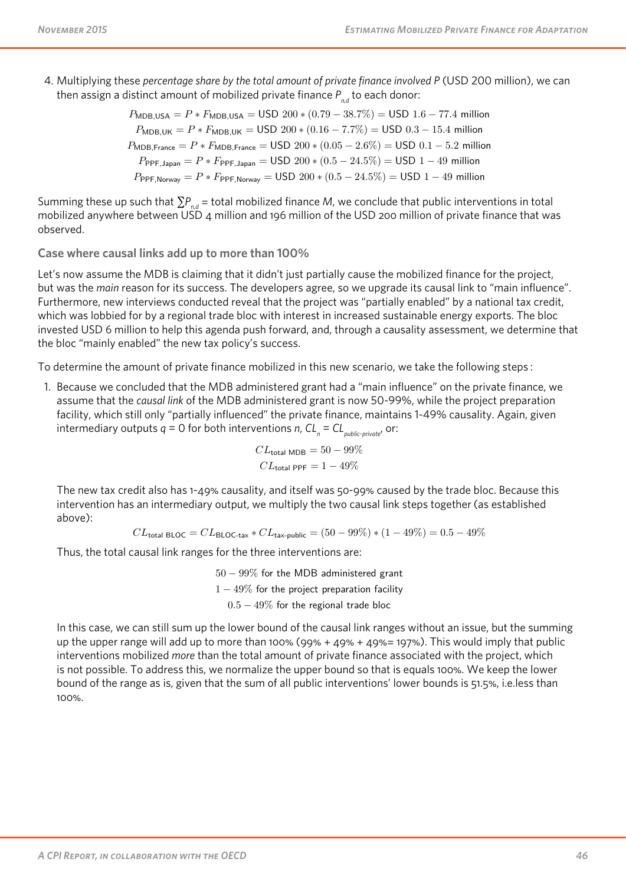4. Multiplying these *percentage share by the total amount of private finance involved P* (USD 200 million), we can then assign a distinct amount of mobilized private finance $P_{n,d}$ to each donor:

$$P_{\text{MDB,USA}} = P * F_{\text{MDB,USA}} = \text{USD } 200 * (0.79 - 38.7\%) = \text{USD } 1.6 - 77.4 \text{ million}$$
$$P_{\text{MDB,UK}} = P * F_{\text{MDB,UK}} = \text{USD } 200 * (0.16 - 7.7\%) = \text{USD } 0.3 - 15.4 \text{ million}$$
$$P_{\text{MDB,France}} = P * F_{\text{MDB,France}} = \text{USD } 200 * (0.05 - 2.6\%) = \text{USD } 0.1 - 5.2 \text{ million}$$
$$P_{\text{PPF,Japan}} = P * F_{\text{PPF,Japan}} = \text{USD } 200 * (0.5 - 24.5\%) = \text{USD } 1 - 49 \text{ million}$$
$$P_{\text{PPF,Norway}} = P * F_{\text{PPF,Norway}} = \text{USD } 200 * (0.5 - 24.5\%) = \text{USD } 1 - 49 \text{ million}$$

Summing these up such that $\sum P_{n,d}$ = total mobilized finance *M*, we conclude that public interventions in total mobilized anywhere between USD 4 million and 196 million of the USD 200 million of private finance that was observed.

### Case where causal links add up to more than 100%

Let's now assume the MDB is claiming that it didn't just partially cause the mobilized finance for the project, but was the *main* reason for its success. The developers agree, so we upgrade its causal link to "main influence". Furthermore, new interviews conducted reveal that the project was "partially enabled" by a national tax credit, which was lobbied for by a regional trade bloc with interest in increased sustainable energy exports. The bloc invested USD 6 million to help this agenda push forward, and, through a causality assessment, we determine that the bloc "mainly enabled" the new tax policy's success.

To determine the amount of private finance mobilized in this new scenario, we take the following steps :

1. Because we concluded that the MDB administered grant had a "main influence" on the private finance, we assume that the *causal link* of the MDB administered grant is now 50-99%, while the project preparation facility, which still only "partially influenced" the private finance, maintains 1-49% causality. Again, given intermediary outputs $q = 0$ for both interventions *n*, $CL_n = CL_{public\text{-}private}$, or:

$$CL_{\text{total MDB}} = 50 - 99\%$$
$$CL_{\text{total PPF}} = 1 - 49\%$$

   The new tax credit also has 1-49% causality, and itself was 50-99% caused by the trade bloc. Because this intervention has an intermediary output, we multiply the two causal link steps together (as established above):

$$CL_{\text{total BLOC}} = CL_{\text{BLOC-tax}} * CL_{\text{tax-public}} = (50 - 99\%) * (1 - 49\%) = 0.5 - 49\%$$

   Thus, the total causal link ranges for the three interventions are:

$$50 - 99\% \text{ for the MDB administered grant}$$
$$1 - 49\% \text{ for the project preparation facility}$$
$$0.5 - 49\% \text{ for the regional trade bloc}$$

   In this case, we can still sum up the lower bound of the causal link ranges without an issue, but the summing up the upper range will add up to more than 100% (99% + 49% + 49%= 197%). This would imply that public interventions mobilized *more* than the total amount of private finance associated with the project, which is not possible. To address this, we normalize the upper bound so that is equals 100%. We keep the lower bound of the range as is, given that the sum of all public interventions' lower bounds is 51.5%, i.e.less than 100%.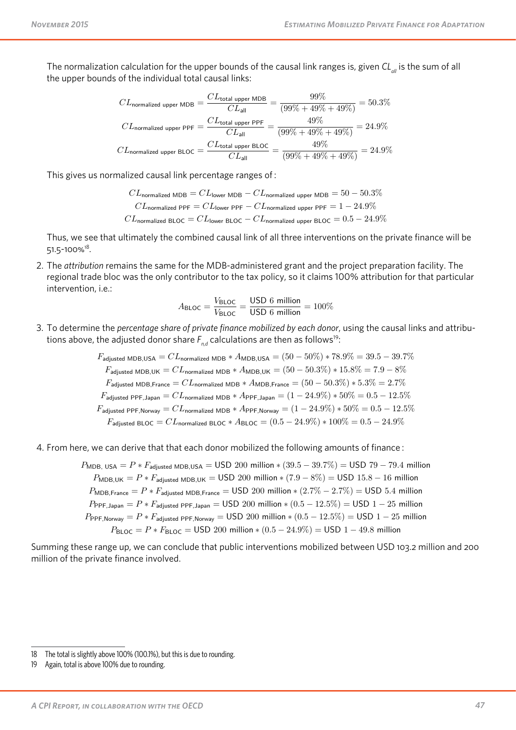The normalization calculation for the upper bounds of the causal link ranges is, given $CL_{all}$ is the sum of all the upper bounds of the individual total causal links:

$$CL_{\text{normalized upper MDB}} = \frac{CL_{\text{total upper MDB}}}{CL_{\text{all}}} = \frac{99\%}{(99\% + 49\% + 49\%)} = 50.3\%$$

$$CL_{\text{normalized upper PPF}} = \frac{CL_{\text{total upper PPF}}}{CL_{\text{all}}} = \frac{49\%}{(99\% + 49\% + 49\%)} = 24.9\%$$

$$CL_{\text{normalized upper BLOC}} = \frac{CL_{\text{total upper BLOC}}}{CL_{\text{all}}} = \frac{49\%}{(99\% + 49\% + 49\%)} = 24.9\%$$

This gives us normalized causal link percentage ranges of :

$$CL_{\text{normalized MDB}} = CL_{\text{lower MDB}} - CL_{\text{normalized upper MDB}} = 50 - 50.3\%$$

$$CL_{\text{normalized PPF}} = CL_{\text{lower PPF}} - CL_{\text{normalized upper PPF}} = 1 - 24.9\%$$

$$CL_{\text{normalized BLOC}} = CL_{\text{lower BLOC}} - CL_{\text{normalized upper BLOC}} = 0.5 - 24.9\%$$

Thus, we see that ultimately the combined causal link of all three interventions on the private finance will be 51.5-100%[18].

2. The *attribution* remains the same for the MDB-administered grant and the project preparation facility. The regional trade bloc was the only contributor to the tax policy, so it claims 100% attribution for that particular intervention, i.e.:

$$A_{\text{BLOC}} = \frac{V_{\text{BLOC}}}{V_{\text{BLOC}}} = \frac{\text{USD 6 million}}{\text{USD 6 million}} = 100\%$$

3. To determine the *percentage share of private finance mobilized by each donor*, using the causal links and attributions above, the adjusted donor share $F_{n,d}$ calculations are then as follows[19]:

$$F_{\text{adjusted MDB,USA}} = CL_{\text{normalized MDB}} * A_{\text{MDB,USA}} = (50 - 50\%) * 78.9\% = 39.5 - 39.7\%$$

$$F_{\text{adjusted MDB,UK}} = CL_{\text{normalized MDB}} * A_{\text{MDB,UK}} = (50 - 50.3\%) * 15.8\% = 7.9 - 8\%$$

$$F_{\text{adjusted MDB,France}} = CL_{\text{normalized MDB}} * A_{\text{MDB,France}} = (50 - 50.3\%) * 5.3\% = 2.7\%$$

$$F_{\text{adjusted PPF,Japan}} = CL_{\text{normalized MDB}} * A_{\text{PPF,Japan}} = (1 - 24.9\%) * 50\% = 0.5 - 12.5\%$$

$$F_{\text{adjusted PPF,Norway}} = CL_{\text{normalized MDB}} * A_{\text{PPF,Norway}} = (1 - 24.9\%) * 50\% = 0.5 - 12.5\%$$

$$F_{\text{adjusted BLOC}} = CL_{\text{normalized BLOC}} * A_{\text{BLOC}} = (0.5 - 24.9\%) * 100\% = 0.5 - 24.9\%$$

4. From here, we can derive that that each donor mobilized the following amounts of finance :

$$P_{\text{MDB, USA}} = P * F_{\text{adjusted MDB,USA}} = \text{USD } 200 \text{ million} * (39.5 - 39.7\%) = \text{USD } 79 - 79.4 \text{ million}$$

$$P_{\text{MDB,UK}} = P * F_{\text{adjusted MDB,UK}} = \text{USD } 200 \text{ million} * (7.9 - 8\%) = \text{USD } 15.8 - 16 \text{ million}$$

$$P_{\text{MDB,France}} = P * F_{\text{adjusted MDB,France}} = \text{USD } 200 \text{ million} * (2.7\% - 2.7\%) = \text{USD } 5.4 \text{ million}$$

$$P_{\text{PPF,Japan}} = P * F_{\text{adjusted PPF,Japan}} = \text{USD } 200 \text{ million} * (0.5 - 12.5\%) = \text{USD } 1 - 25 \text{ million}$$

$$P_{\text{PPF,Norway}} = P * F_{\text{adjusted PPF,Norway}} = \text{USD } 200 \text{ million} * (0.5 - 12.5\%) = \text{USD } 1 - 25 \text{ million}$$

$$P_{\text{BLOC}} = P * F_{\text{BLOC}} = \text{USD } 200 \text{ million} * (0.5 - 24.9\%) = \text{USD } 1 - 49.8 \text{ million}$$

Summing these range up, we can conclude that public interventions mobilized between USD 103.2 million and 200 million of the private finance involved.

[18] The total is slightly above 100% (100.1%), but this is due to rounding.

[19] Again, total is above 100% due to rounding.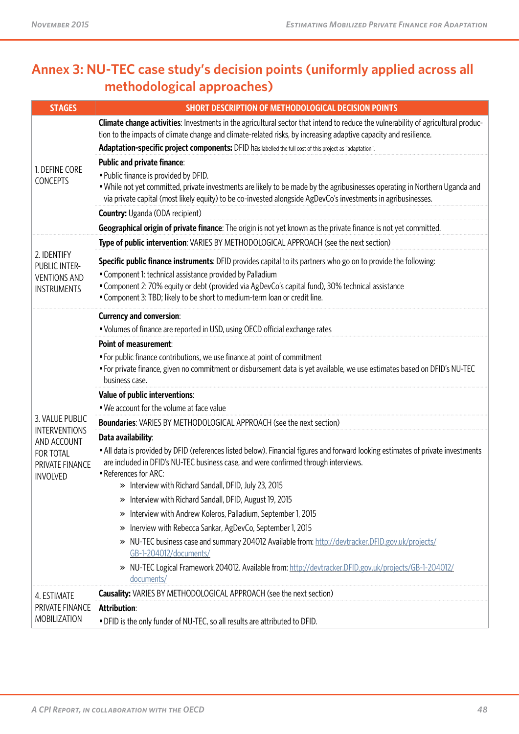## Annex 3: NU-TEC case study's decision points (uniformly applied across all methodological approaches)

| STAGES | SHORT DESCRIPTION OF METHODOLOGICAL DECISION POINTS |
|---|---|
| 1. DEFINE CORE CONCEPTS | **Climate change activities**: Investments in the agricultural sector that intend to reduce the vulnerability of agricultural production to the impacts of climate change and climate-related risks, by increasing adaptive capacity and resilience. |
| | **Adaptation-specific project components:** DFID has labelled the full cost of this project as "adaptation". |
| | **Public and private finance**:<br>• Public finance is provided by DFID.<br>• While not yet committed, private investments are likely to be made by the agribusinesses operating in Northern Uganda and via private capital (most likely equity) to be co-invested alongside AgDevCo's investments in agribusinesses. |
| | **Country:** Uganda (ODA recipient) |
| | **Geographical origin of private finance**: The origin is not yet known as the private finance is not yet committed. |
| 2. IDENTIFY PUBLIC INTERVENTIONS AND INSTRUMENTS | **Type of public intervention**: VARIES BY METHODOLOGICAL APPROACH (see the next section) |
| | **Specific public finance instruments**: DFID provides capital to its partners who go on to provide the following:<br>• Component 1: technical assistance provided by Palladium<br>• Component 2: 70% equity or debt (provided via AgDevCo's capital fund), 30% technical assistance<br>• Component 3: TBD; likely to be short to medium-term loan or credit line. |
| 3. VALUE PUBLIC INTERVENTIONS AND ACCOUNT FOR TOTAL PRIVATE FINANCE INVOLVED | **Currency and conversion**:<br>• Volumes of finance are reported in USD, using OECD official exchange rates |
| | **Point of measurement**:<br>• For public finance contributions, we use finance at point of commitment<br>• For private finance, given no commitment or disbursement data is yet available, we use estimates based on DFID's NU-TEC business case. |
| | **Value of public interventions**:<br>• We account for the volume at face value |
| | **Boundaries**: VARIES BY METHODOLOGICAL APPROACH (see the next section) |
| | **Data availability**:<br>• All data is provided by DFID (references listed below). Financial figures and forward looking estimates of private investments are included in DFID's NU-TEC business case, and were confirmed through interviews.<br>• References for ARC:<br>» Interview with Richard Sandall, DFID, July 23, 2015<br>» Interview with Richard Sandall, DFID, August 19, 2015<br>» Interview with Andrew Koleros, Palladium, September 1, 2015<br>» Inerview with Rebecca Sankar, AgDevCo, September 1, 2015<br>» NU-TEC business case and summary 204012 Available from: http://devtracker.DFID.gov.uk/projects/GB-1-204012/documents/<br>» NU-TEC Logical Framework 204012. Available from: http://devtracker.DFID.gov.uk/projects/GB-1-204012/documents/ |
| 4. ESTIMATE PRIVATE FINANCE MOBILIZATION | **Causality:** VARIES BY METHODOLOGICAL APPROACH (see the next section) |
| | **Attribution**:<br>• DFID is the only funder of NU-TEC, so all results are attributed to DFID. |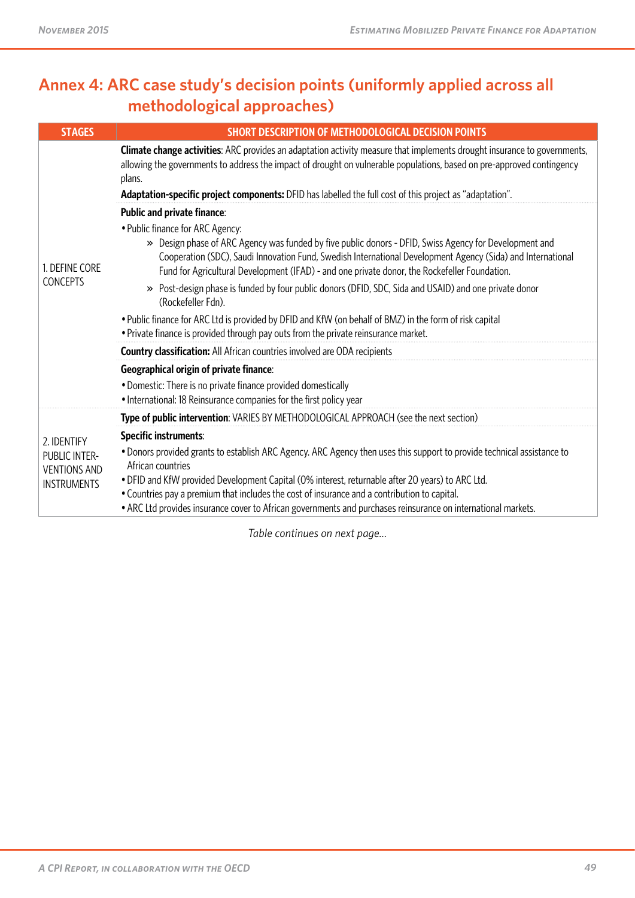## Annex 4: ARC case study's decision points (uniformly applied across all methodological approaches)

| STAGES | SHORT DESCRIPTION OF METHODOLOGICAL DECISION POINTS |
|---|---|
| 1. DEFINE CORE CONCEPTS | **Climate change activities**: ARC provides an adaptation activity measure that implements drought insurance to governments, allowing the governments to address the impact of drought on vulnerable populations, based on pre-approved contingency plans.<br>**Adaptation-specific project components:** DFID has labelled the full cost of this project as "adaptation". |
| | **Public and private finance**:<br>• Public finance for ARC Agency:<br>» Design phase of ARC Agency was funded by five public donors - DFID, Swiss Agency for Development and Cooperation (SDC), Saudi Innovation Fund, Swedish International Development Agency (Sida) and International Fund for Agricultural Development (IFAD) - and one private donor, the Rockefeller Foundation.<br>» Post-design phase is funded by four public donors (DFID, SDC, Sida and USAID) and one private donor (Rockefeller Fdn).<br>• Public finance for ARC Ltd is provided by DFID and KfW (on behalf of BMZ) in the form of risk capital<br>• Private finance is provided through pay outs from the private reinsurance market. |
| | **Country classification:** All African countries involved are ODA recipients |
| | **Geographical origin of private finance**:<br>• Domestic: There is no private finance provided domestically<br>• International: 18 Reinsurance companies for the first policy year |
| 2. IDENTIFY PUBLIC INTER-VENTIONS AND INSTRUMENTS | **Type of public intervention**: VARIES BY METHODOLOGICAL APPROACH (see the next section) |
| | **Specific instruments**:<br>• Donors provided grants to establish ARC Agency. ARC Agency then uses this support to provide technical assistance to African countries<br>• DFID and KfW provided Development Capital (0% interest, returnable after 20 years) to ARC Ltd.<br>• Countries pay a premium that includes the cost of insurance and a contribution to capital.<br>• ARC Ltd provides insurance cover to African governments and purchases reinsurance on international markets. |

*Table continues on next page...*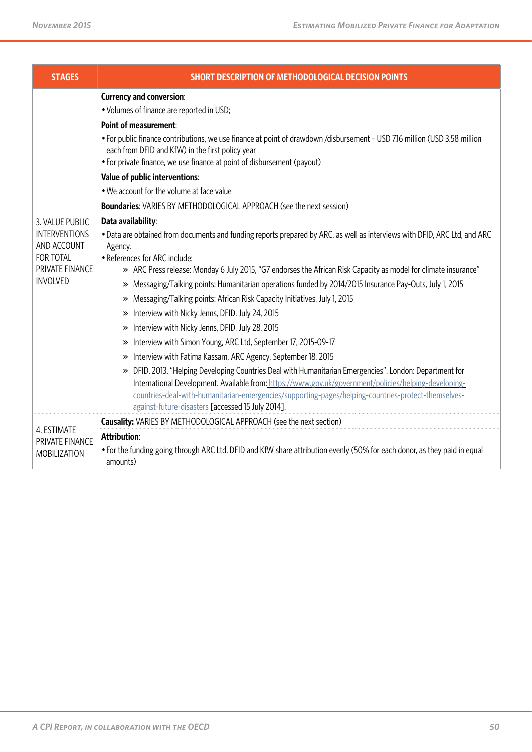| STAGES | SHORT DESCRIPTION OF METHODOLOGICAL DECISION POINTS |
|---|---|
| 3. VALUE PUBLIC INTERVENTIONS AND ACCOUNT FOR TOTAL PRIVATE FINANCE INVOLVED | **Currency and conversion**:<br>• Volumes of finance are reported in USD; |
| | **Point of measurement**:<br>• For public finance contributions, we use finance at point of drawdown /disbursement - USD 7.16 million (USD 3.58 million each from DFID and KfW) in the first policy year<br>• For private finance, we use finance at point of disbursement (payout) |
| | **Value of public interventions**:<br>• We account for the volume at face value |
| | **Boundaries**: VARIES BY METHODOLOGICAL APPROACH (see the next session) |
| | **Data availability**:<br>• Data are obtained from documents and funding reports prepared by ARC, as well as interviews with DFID, ARC Ltd, and ARC Agency.<br>• References for ARC include:<br>» ARC Press release: Monday 6 July 2015, "G7 endorses the African Risk Capacity as model for climate insurance"<br>» Messaging/Talking points: Humanitarian operations funded by 2014/2015 Insurance Pay-Outs, July 1, 2015<br>» Messaging/Talking points: African Risk Capacity Initiatives, July 1, 2015<br>» Interview with Nicky Jenns, DFID, July 24, 2015<br>» Interview with Nicky Jenns, DFID, July 28, 2015<br>» Interview with Simon Young, ARC Ltd, September 17, 2015-09-17<br>» Interview with Fatima Kassam, ARC Agency, September 18, 2015<br>» DFID. 2013. "Helping Developing Countries Deal with Humanitarian Emergencies". London: Department for International Development. Available from: https://www.gov.uk/government/policies/helping-developing-countries-deal-with-humanitarian-emergencies/supporting-pages/helping-countries-protect-themselves-against-future-disasters [accessed 15 July 2014]. |
| 4. ESTIMATE PRIVATE FINANCE MOBILIZATION | **Causality:** VARIES BY METHODOLOGICAL APPROACH (see the next section) |
| | **Attribution**:<br>• For the funding going through ARC Ltd, DFID and KfW share attribution evenly (50% for each donor, as they paid in equal amounts) |